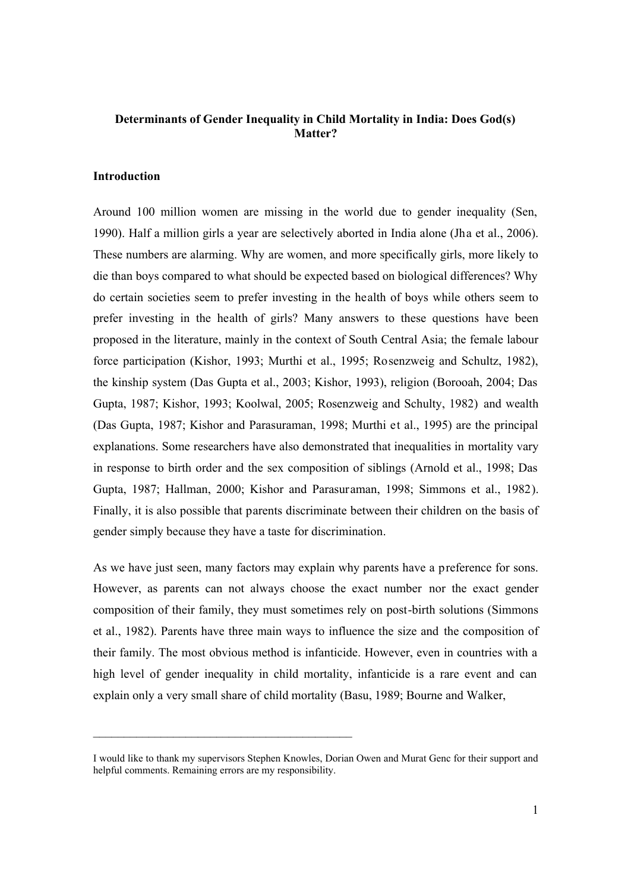# Determinants of Gender Inequality in Child Mortality in India: Does God(s) Matter?

## Introduction

Around 100 million women are missing in the world due to gender inequality (Sen, 1990). Half a million girls a year are selectively aborted in India alone (Jha et al., 2006). These numbers are alarming. Why are women, and more specifically girls, more likely to die than boys compared to what should be expected based on biological differences? Why do certain societies seem to prefer investing in the health of boys while others seem to prefer investing in the health of girls? Many answers to these questions have been proposed in the literature, mainly in the context of South Central Asia; the female labour force participation (Kishor, 1993; Murthi et al., 1995; Rosenzweig and Schultz, 1982), the kinship system (Das Gupta et al., 2003; Kishor, 1993), religion (Borooah, 2004; Das Gupta, 1987; Kishor, 1993; Koolwal, 2005; Rosenzweig and Schulty, 1982) and wealth (Das Gupta, 1987; Kishor and Parasuraman, 1998; Murthi et al., 1995) are the principal explanations. Some researchers have also demonstrated that inequalities in mortality vary in response to birth order and the sex composition of siblings (Arnold et al., 1998; Das Gupta, 1987; Hallman, 2000; Kishor and Parasuraman, 1998; Simmons et al., 1982). Finally, it is also possible that parents discriminate between their children on the basis of gender simply because they have a taste for discrimination.

As we have just seen, many factors may explain why parents have a preference for sons. However, as parents can not always choose the exact number nor the exact gender composition of their family, they must sometimes rely on post-birth solutions (Simmons et al., 1982). Parents have three main ways to influence the size and the composition of their family. The most obvious method is infanticide. However, even in countries with a high level of gender inequality in child mortality, infanticide is a rare event and can explain only a very small share of child mortality (Basu, 1989; Bourne and Walker,

---

I would like to thank my supervisors Stephen Knowles, Dorian Owen and Murat Genc for their support and helpful comments. Remaining errors are my responsibility.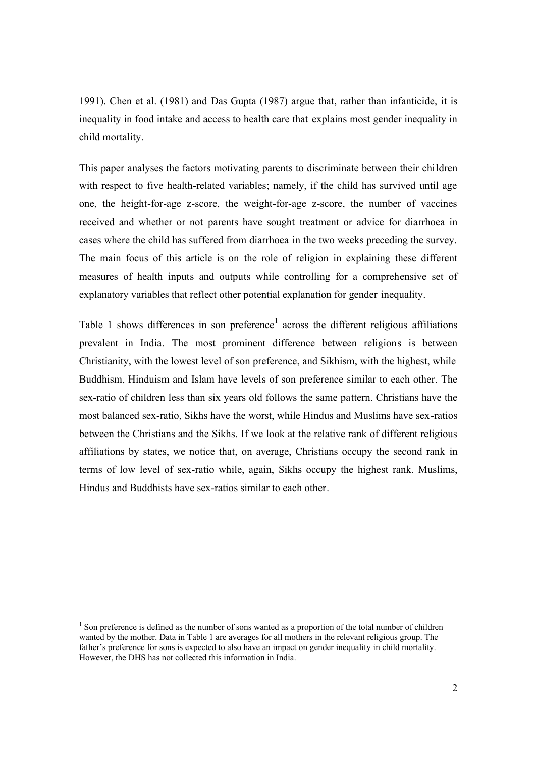1991). Chen et al. (1981) and Das Gupta (1987) argue that, rather than infanticide, it is inequality in food intake and access to health care that explains most gender inequality in child mortality.

This paper analyses the factors motivating parents to discriminate between their children with respect to five health-related variables; namely, if the child has survived until age one, the height-for-age z-score, the weight-for-age z-score, the number of vaccines received and whether or not parents have sought treatment or advice for diarrhoea in cases where the child has suffered from diarrhoea in the two weeks preceding the survey. The main focus of this article is on the role of religion in explaining these different measures of health inputs and outputs while controlling for a comprehensive set of explanatory variables that reflect other potential explanation for gender inequality.

Table 1 shows differences in son preference[1] across the different religious affiliations prevalent in India. The most prominent difference between religions is between Christianity, with the lowest level of son preference, and Sikhism, with the highest, while Buddhism, Hinduism and Islam have levels of son preference similar to each other. The sex-ratio of children less than six years old follows the same pattern. Christians have the most balanced sex-ratio, Sikhs have the worst, while Hindus and Muslims have sex-ratios between the Christians and the Sikhs. If we look at the relative rank of different religious affiliations by states, we notice that, on average, Christians occupy the second rank in terms of low level of sex-ratio while, again, Sikhs occupy the highest rank. Muslims, Hindus and Buddhists have sex-ratios similar to each other.

[1] Son preference is defined as the number of sons wanted as a proportion of the total number of children wanted by the mother. Data in Table 1 are averages for all mothers in the relevant religious group. The father's preference for sons is expected to also have an impact on gender inequality in child mortality. However, the DHS has not collected this information in India.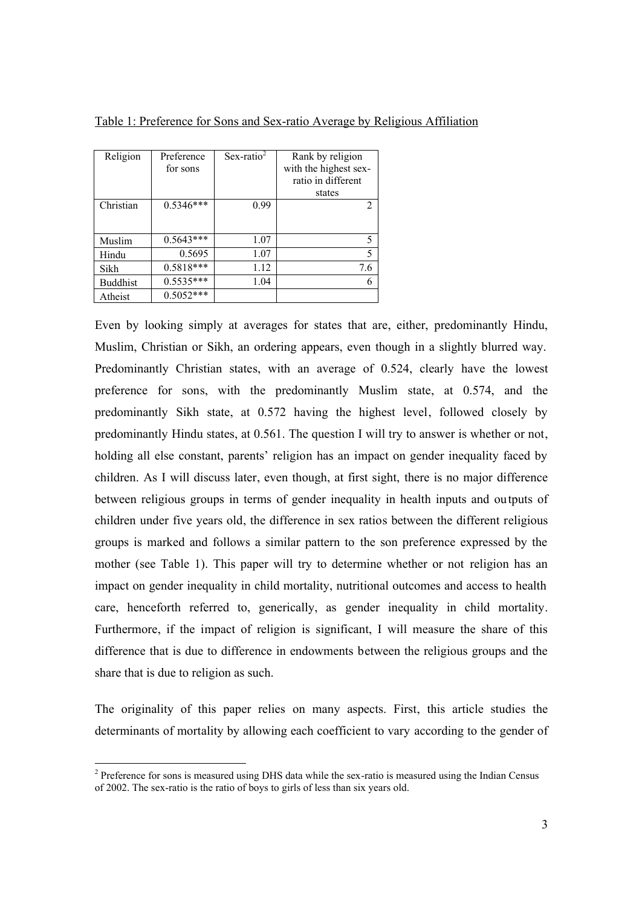Table 1: Preference for Sons and Sex-ratio Average by Religious Affiliation

| Religion | Preference for sons | Sex-ratio[2] | Rank by religion with the highest sex-ratio in different states |
|---|---|---|---|
| Christian | 0.5346*** | 0.99 | 2 |
| Muslim | 0.5643*** | 1.07 | 5 |
| Hindu | 0.5695 | 1.07 | 5 |
| Sikh | 0.5818*** | 1.12 | 7.6 |
| Buddhist | 0.5535*** | 1.04 | 6 |
| Atheist | 0.5052*** | | |

Even by looking simply at averages for states that are, either, predominantly Hindu, Muslim, Christian or Sikh, an ordering appears, even though in a slightly blurred way. Predominantly Christian states, with an average of 0.524, clearly have the lowest preference for sons, with the predominantly Muslim state, at 0.574, and the predominantly Sikh state, at 0.572 having the highest level, followed closely by predominantly Hindu states, at 0.561. The question I will try to answer is whether or not, holding all else constant, parents' religion has an impact on gender inequality faced by children. As I will discuss later, even though, at first sight, there is no major difference between religious groups in terms of gender inequality in health inputs and outputs of children under five years old, the difference in sex ratios between the different religious groups is marked and follows a similar pattern to the son preference expressed by the mother (see Table 1). This paper will try to determine whether or not religion has an impact on gender inequality in child mortality, nutritional outcomes and access to health care, henceforth referred to, generically, as gender inequality in child mortality. Furthermore, if the impact of religion is significant, I will measure the share of this difference that is due to difference in endowments between the religious groups and the share that is due to religion as such.

The originality of this paper relies on many aspects. First, this article studies the determinants of mortality by allowing each coefficient to vary according to the gender of

[2] Preference for sons is measured using DHS data while the sex-ratio is measured using the Indian Census of 2002. The sex-ratio is the ratio of boys to girls of less than six years old.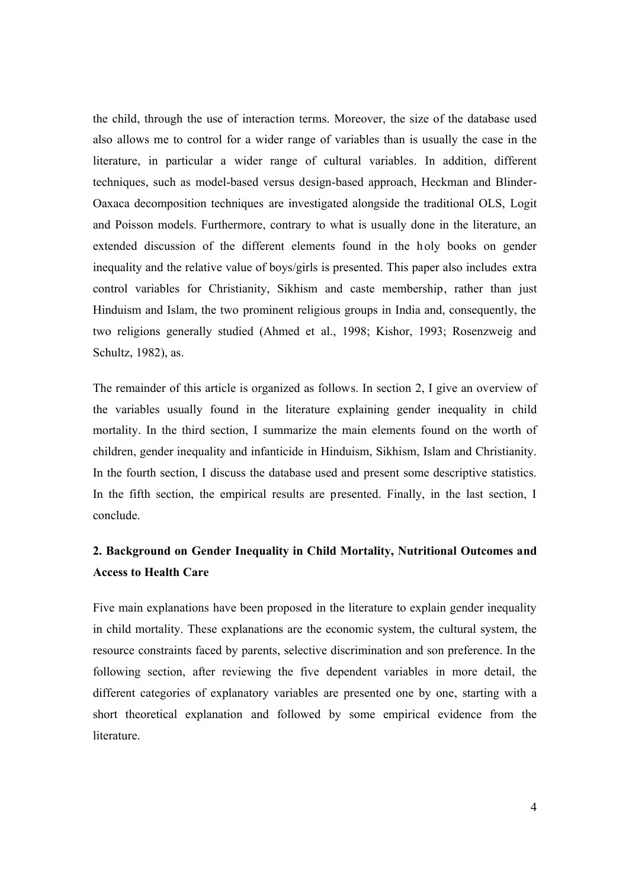the child, through the use of interaction terms. Moreover, the size of the database used also allows me to control for a wider range of variables than is usually the case in the literature, in particular a wider range of cultural variables. In addition, different techniques, such as model-based versus design-based approach, Heckman and Blinder-Oaxaca decomposition techniques are investigated alongside the traditional OLS, Logit and Poisson models. Furthermore, contrary to what is usually done in the literature, an extended discussion of the different elements found in the holy books on gender inequality and the relative value of boys/girls is presented. This paper also includes extra control variables for Christianity, Sikhism and caste membership, rather than just Hinduism and Islam, the two prominent religious groups in India and, consequently, the two religions generally studied (Ahmed et al., 1998; Kishor, 1993; Rosenzweig and Schultz, 1982), as.

The remainder of this article is organized as follows. In section 2, I give an overview of the variables usually found in the literature explaining gender inequality in child mortality. In the third section, I summarize the main elements found on the worth of children, gender inequality and infanticide in Hinduism, Sikhism, Islam and Christianity. In the fourth section, I discuss the database used and present some descriptive statistics. In the fifth section, the empirical results are presented. Finally, in the last section, I conclude.

## 2. Background on Gender Inequality in Child Mortality, Nutritional Outcomes and Access to Health Care

Five main explanations have been proposed in the literature to explain gender inequality in child mortality. These explanations are the economic system, the cultural system, the resource constraints faced by parents, selective discrimination and son preference. In the following section, after reviewing the five dependent variables in more detail, the different categories of explanatory variables are presented one by one, starting with a short theoretical explanation and followed by some empirical evidence from the literature.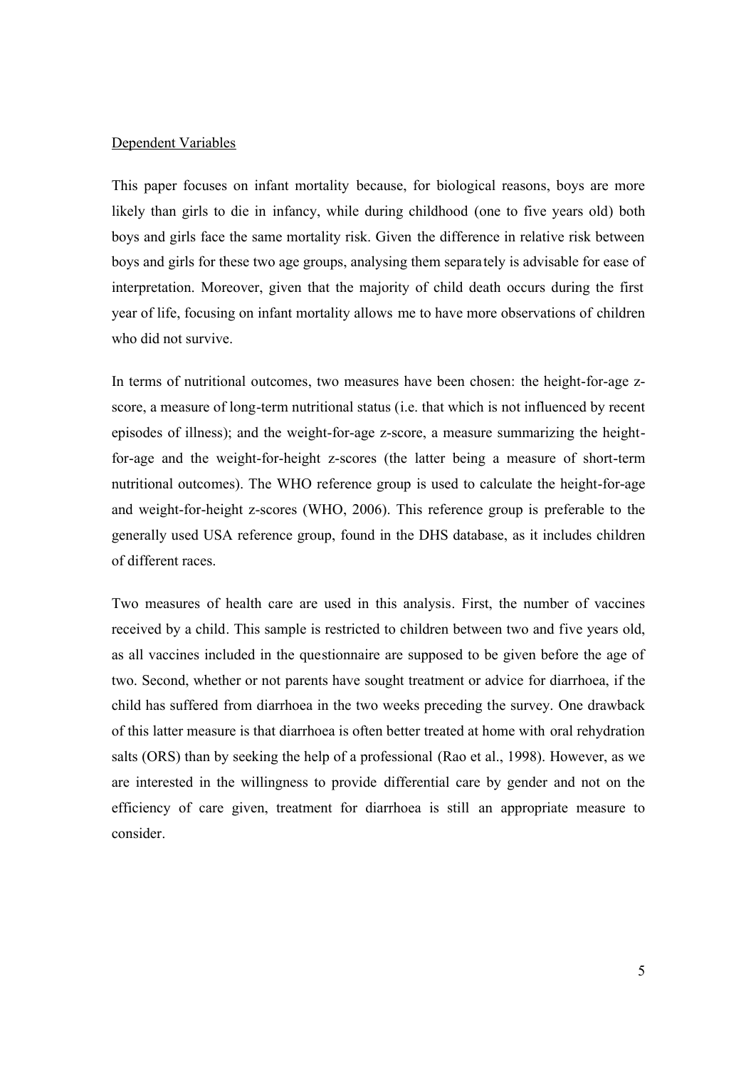<u>Dependent Variables</u>

This paper focuses on infant mortality because, for biological reasons, boys are more likely than girls to die in infancy, while during childhood (one to five years old) both boys and girls face the same mortality risk. Given the difference in relative risk between boys and girls for these two age groups, analysing them separately is advisable for ease of interpretation. Moreover, given that the majority of child death occurs during the first year of life, focusing on infant mortality allows me to have more observations of children who did not survive.

In terms of nutritional outcomes, two measures have been chosen: the height-for-age z-score, a measure of long-term nutritional status (i.e. that which is not influenced by recent episodes of illness); and the weight-for-age z-score, a measure summarizing the height-for-age and the weight-for-height z-scores (the latter being a measure of short-term nutritional outcomes). The WHO reference group is used to calculate the height-for-age and weight-for-height z-scores (WHO, 2006). This reference group is preferable to the generally used USA reference group, found in the DHS database, as it includes children of different races.

Two measures of health care are used in this analysis. First, the number of vaccines received by a child. This sample is restricted to children between two and five years old, as all vaccines included in the questionnaire are supposed to be given before the age of two. Second, whether or not parents have sought treatment or advice for diarrhoea, if the child has suffered from diarrhoea in the two weeks preceding the survey. One drawback of this latter measure is that diarrhoea is often better treated at home with oral rehydration salts (ORS) than by seeking the help of a professional (Rao et al., 1998). However, as we are interested in the willingness to provide differential care by gender and not on the efficiency of care given, treatment for diarrhoea is still an appropriate measure to consider.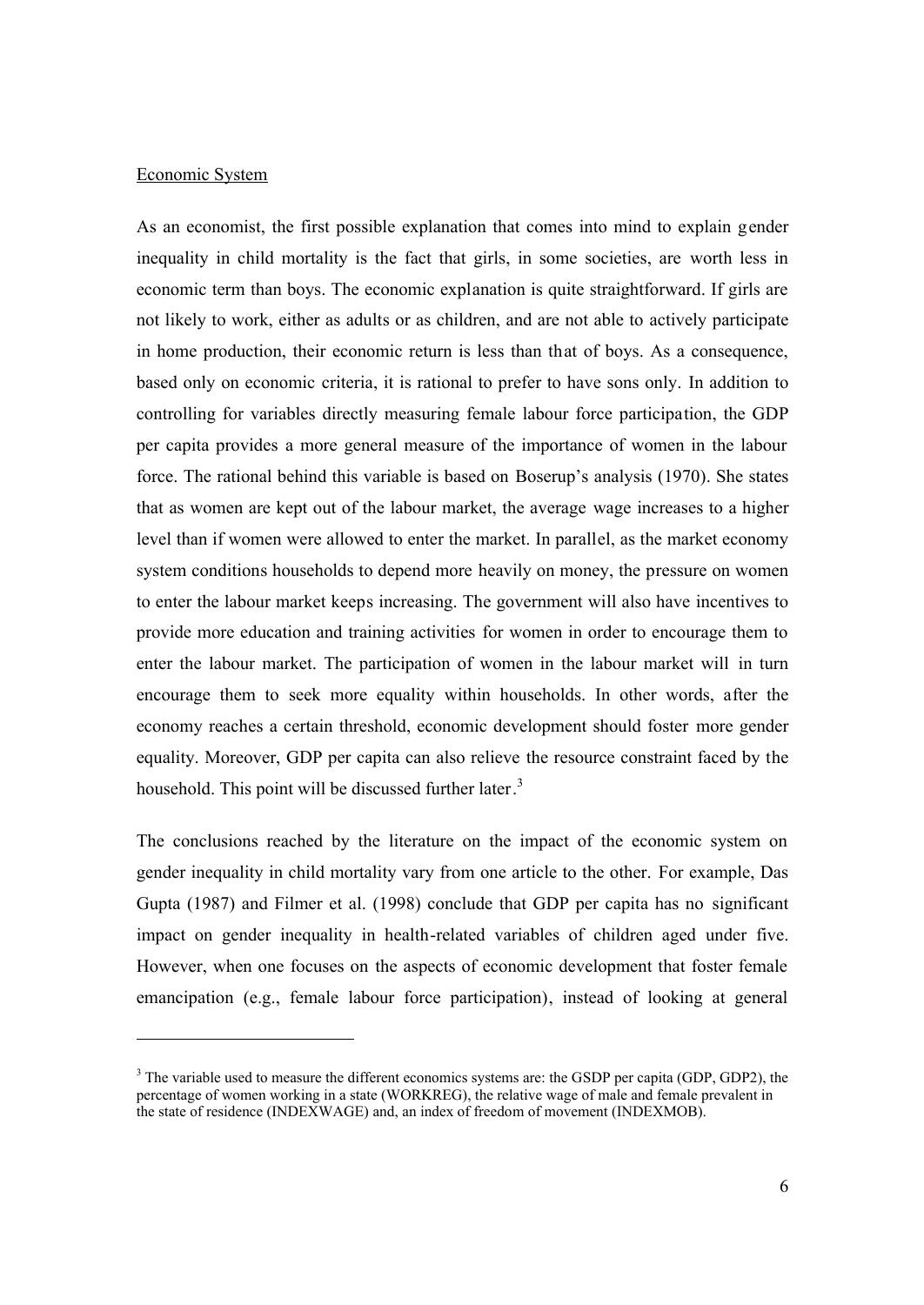Economic System

As an economist, the first possible explanation that comes into mind to explain gender inequality in child mortality is the fact that girls, in some societies, are worth less in economic term than boys. The economic explanation is quite straightforward. If girls are not likely to work, either as adults or as children, and are not able to actively participate in home production, their economic return is less than that of boys. As a consequence, based only on economic criteria, it is rational to prefer to have sons only. In addition to controlling for variables directly measuring female labour force participation, the GDP per capita provides a more general measure of the importance of women in the labour force. The rational behind this variable is based on Boserup's analysis (1970). She states that as women are kept out of the labour market, the average wage increases to a higher level than if women were allowed to enter the market. In parallel, as the market economy system conditions households to depend more heavily on money, the pressure on women to enter the labour market keeps increasing. The government will also have incentives to provide more education and training activities for women in order to encourage them to enter the labour market. The participation of women in the labour market will in turn encourage them to seek more equality within households. In other words, after the economy reaches a certain threshold, economic development should foster more gender equality. Moreover, GDP per capita can also relieve the resource constraint faced by the household. This point will be discussed further later.[3]

The conclusions reached by the literature on the impact of the economic system on gender inequality in child mortality vary from one article to the other. For example, Das Gupta (1987) and Filmer et al. (1998) conclude that GDP per capita has no significant impact on gender inequality in health-related variables of children aged under five. However, when one focuses on the aspects of economic development that foster female emancipation (e.g., female labour force participation), instead of looking at general

---

[3] The variable used to measure the different economics systems are: the GSDP per capita (GDP, GDP2), the percentage of women working in a state (WORKREG), the relative wage of male and female prevalent in the state of residence (INDEXWAGE) and, an index of freedom of movement (INDEXMOB).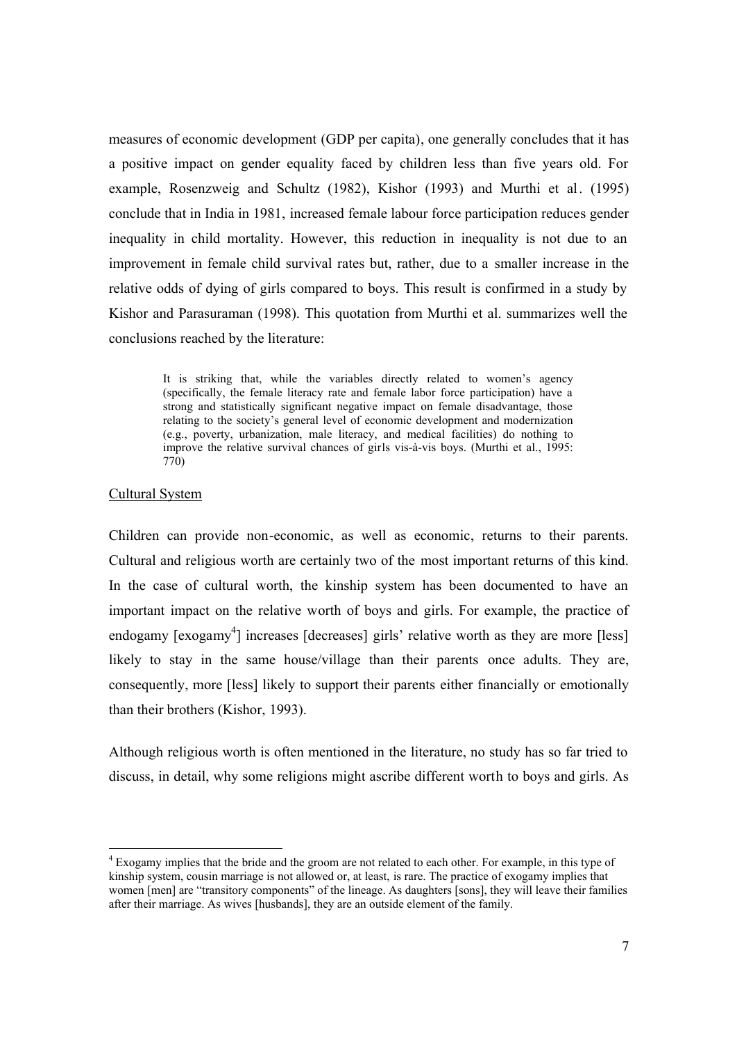measures of economic development (GDP per capita), one generally concludes that it has a positive impact on gender equality faced by children less than five years old. For example, Rosenzweig and Schultz (1982), Kishor (1993) and Murthi et al. (1995) conclude that in India in 1981, increased female labour force participation reduces gender inequality in child mortality. However, this reduction in inequality is not due to an improvement in female child survival rates but, rather, due to a smaller increase in the relative odds of dying of girls compared to boys. This result is confirmed in a study by Kishor and Parasuraman (1998). This quotation from Murthi et al. summarizes well the conclusions reached by the literature:

> It is striking that, while the variables directly related to women's agency (specifically, the female literacy rate and female labor force participation) have a strong and statistically significant negative impact on female disadvantage, those relating to the society's general level of economic development and modernization (e.g., poverty, urbanization, male literacy, and medical facilities) do nothing to improve the relative survival chances of girls vis-à-vis boys. (Murthi et al., 1995: 770)

<u>Cultural System</u>

Children can provide non-economic, as well as economic, returns to their parents. Cultural and religious worth are certainly two of the most important returns of this kind. In the case of cultural worth, the kinship system has been documented to have an important impact on the relative worth of boys and girls. For example, the practice of endogamy [exogamy[4]] increases [decreases] girls' relative worth as they are more [less] likely to stay in the same house/village than their parents once adults. They are, consequently, more [less] likely to support their parents either financially or emotionally than their brothers (Kishor, 1993).

Although religious worth is often mentioned in the literature, no study has so far tried to discuss, in detail, why some religions might ascribe different worth to boys and girls. As

[4] Exogamy implies that the bride and the groom are not related to each other. For example, in this type of kinship system, cousin marriage is not allowed or, at least, is rare. The practice of exogamy implies that women [men] are "transitory components" of the lineage. As daughters [sons], they will leave their families after their marriage. As wives [husbands], they are an outside element of the family.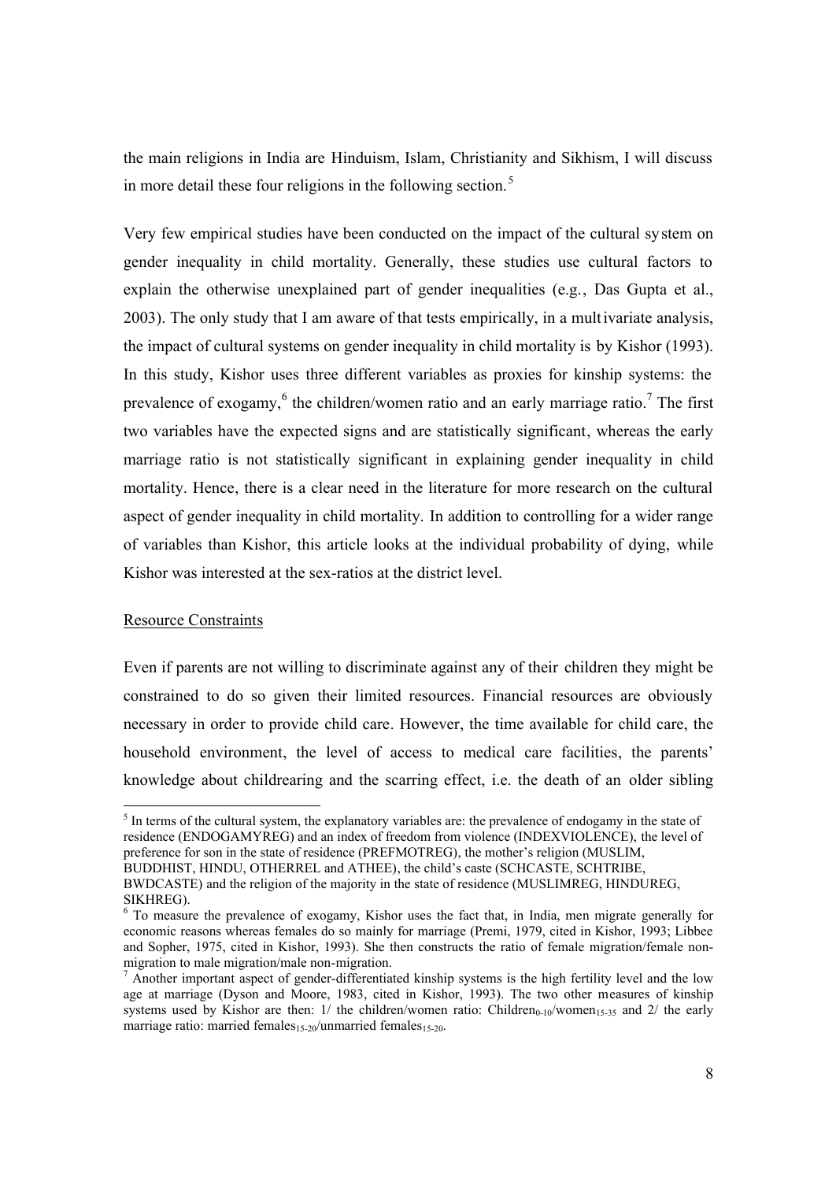the main religions in India are Hinduism, Islam, Christianity and Sikhism, I will discuss in more detail these four religions in the following section.[5]

Very few empirical studies have been conducted on the impact of the cultural system on gender inequality in child mortality. Generally, these studies use cultural factors to explain the otherwise unexplained part of gender inequalities (e.g., Das Gupta et al., 2003). The only study that I am aware of that tests empirically, in a multivariate analysis, the impact of cultural systems on gender inequality in child mortality is by Kishor (1993). In this study, Kishor uses three different variables as proxies for kinship systems: the prevalence of exogamy,[6] the children/women ratio and an early marriage ratio.[7] The first two variables have the expected signs and are statistically significant, whereas the early marriage ratio is not statistically significant in explaining gender inequality in child mortality. Hence, there is a clear need in the literature for more research on the cultural aspect of gender inequality in child mortality. In addition to controlling for a wider range of variables than Kishor, this article looks at the individual probability of dying, while Kishor was interested at the sex-ratios at the district level.

<u>Resource Constraints</u>

Even if parents are not willing to discriminate against any of their children they might be constrained to do so given their limited resources. Financial resources are obviously necessary in order to provide child care. However, the time available for child care, the household environment, the level of access to medical care facilities, the parents' knowledge about childrearing and the scarring effect, i.e. the death of an older sibling

---

[5] In terms of the cultural system, the explanatory variables are: the prevalence of endogamy in the state of residence (ENDOGAMYREG) and an index of freedom from violence (INDEXVIOLENCE), the level of preference for son in the state of residence (PREFMOTREG), the mother's religion (MUSLIM, BUDDHIST, HINDU, OTHERREL and ATHEE), the child's caste (SCHCASTE, SCHTRIBE, BWDCASTE) and the religion of the majority in the state of residence (MUSLIMREG, HINDUREG, SIKHREG).

[6] To measure the prevalence of exogamy, Kishor uses the fact that, in India, men migrate generally for economic reasons whereas females do so mainly for marriage (Premi, 1979, cited in Kishor, 1993; Libbee and Sopher, 1975, cited in Kishor, 1993). She then constructs the ratio of female migration/female non-migration to male migration/male non-migration.

[7] Another important aspect of gender-differentiated kinship systems is the high fertility level and the low age at marriage (Dyson and Moore, 1983, cited in Kishor, 1993). The two other measures of kinship systems used by Kishor are then: 1/ the children/women ratio: $\text{Children}_{0\text{-}10}/\text{women}_{15\text{-}35}$ and 2/ the early marriage ratio: married $\text{females}_{15\text{-}20}$/unmarried $\text{females}_{15\text{-}20}$.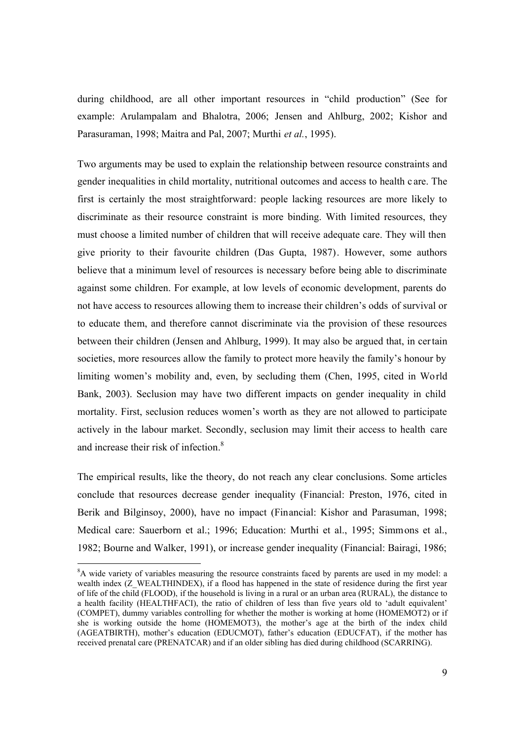during childhood, are all other important resources in "child production" (See for example: Arulampalam and Bhalotra, 2006; Jensen and Ahlburg, 2002; Kishor and Parasuraman, 1998; Maitra and Pal, 2007; Murthi *et al.*, 1995).

Two arguments may be used to explain the relationship between resource constraints and gender inequalities in child mortality, nutritional outcomes and access to health care. The first is certainly the most straightforward: people lacking resources are more likely to discriminate as their resource constraint is more binding. With limited resources, they must choose a limited number of children that will receive adequate care. They will then give priority to their favourite children (Das Gupta, 1987). However, some authors believe that a minimum level of resources is necessary before being able to discriminate against some children. For example, at low levels of economic development, parents do not have access to resources allowing them to increase their children's odds of survival or to educate them, and therefore cannot discriminate via the provision of these resources between their children (Jensen and Ahlburg, 1999). It may also be argued that, in certain societies, more resources allow the family to protect more heavily the family's honour by limiting women's mobility and, even, by secluding them (Chen, 1995, cited in World Bank, 2003). Seclusion may have two different impacts on gender inequality in child mortality. First, seclusion reduces women's worth as they are not allowed to participate actively in the labour market. Secondly, seclusion may limit their access to health care and increase their risk of infection.[8]

The empirical results, like the theory, do not reach any clear conclusions. Some articles conclude that resources decrease gender inequality (Financial: Preston, 1976, cited in Berik and Bilginsoy, 2000), have no impact (Financial: Kishor and Parasuman, 1998; Medical care: Sauerborn et al.; 1996; Education: Murthi et al., 1995; Simmons et al., 1982; Bourne and Walker, 1991), or increase gender inequality (Financial: Bairagi, 1986;

---

[8] A wide variety of variables measuring the resource constraints faced by parents are used in my model: a wealth index (Z_WEALTHINDEX), if a flood has happened in the state of residence during the first year of life of the child (FLOOD), if the household is living in a rural or an urban area (RURAL), the distance to a health facility (HEALTHFACI), the ratio of children of less than five years old to 'adult equivalent' (COMPET), dummy variables controlling for whether the mother is working at home (HOMEMOT2) or if she is working outside the home (HOMEMOT3), the mother's age at the birth of the index child (AGEATBIRTH), mother's education (EDUCMOT), father's education (EDUCFAT), if the mother has received prenatal care (PRENATCAR) and if an older sibling has died during childhood (SCARRING).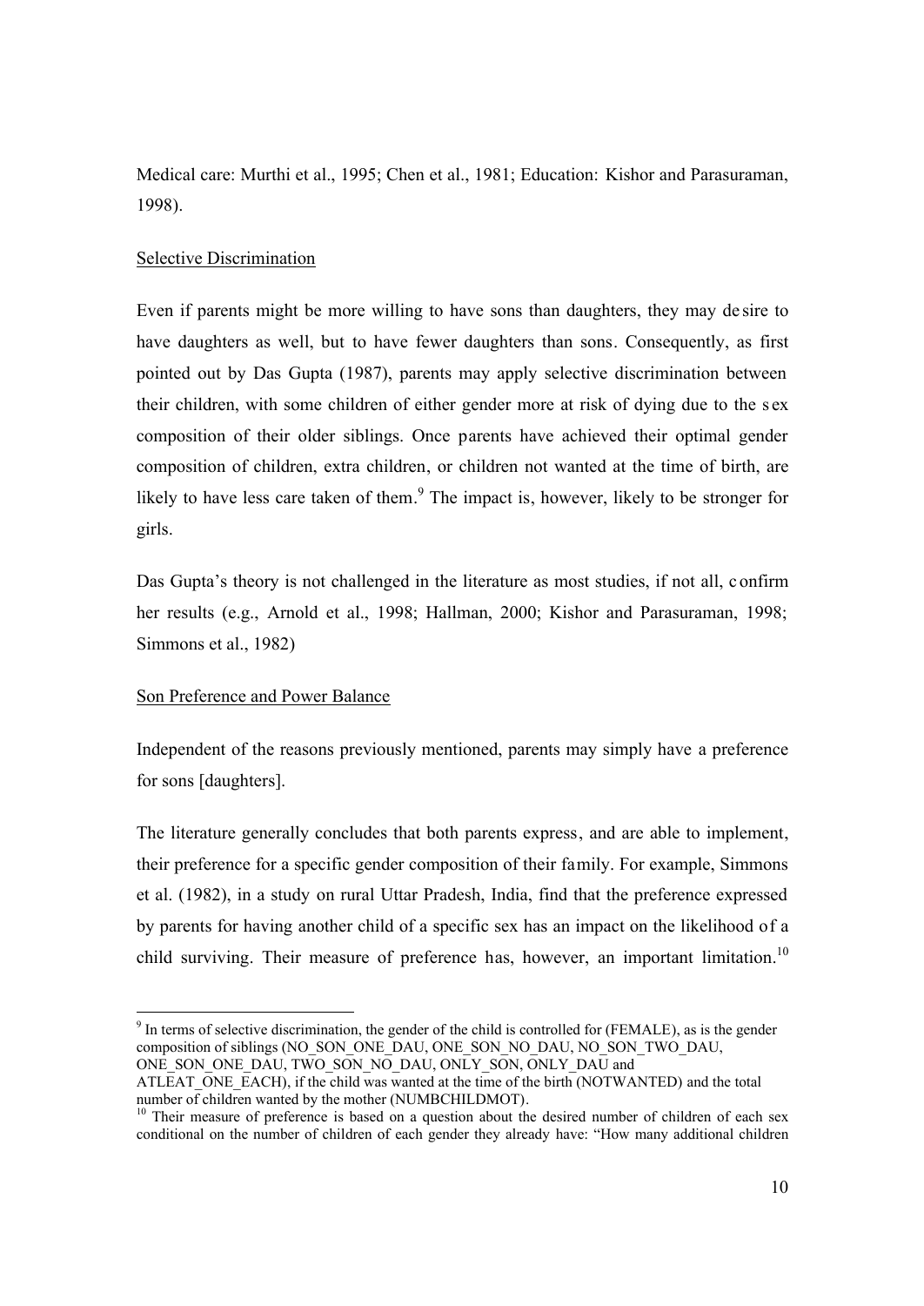Medical care: Murthi et al., 1995; Chen et al., 1981; Education: Kishor and Parasuraman, 1998).

Selective Discrimination

Even if parents might be more willing to have sons than daughters, they may desire to have daughters as well, but to have fewer daughters than sons. Consequently, as first pointed out by Das Gupta (1987), parents may apply selective discrimination between their children, with some children of either gender more at risk of dying due to the sex composition of their older siblings. Once parents have achieved their optimal gender composition of children, extra children, or children not wanted at the time of birth, are likely to have less care taken of them.[9] The impact is, however, likely to be stronger for girls.

Das Gupta's theory is not challenged in the literature as most studies, if not all, confirm her results (e.g., Arnold et al., 1998; Hallman, 2000; Kishor and Parasuraman, 1998; Simmons et al., 1982)

Son Preference and Power Balance

Independent of the reasons previously mentioned, parents may simply have a preference for sons [daughters].

The literature generally concludes that both parents express, and are able to implement, their preference for a specific gender composition of their family. For example, Simmons et al. (1982), in a study on rural Uttar Pradesh, India, find that the preference expressed by parents for having another child of a specific sex has an impact on the likelihood of a child surviving. Their measure of preference has, however, an important limitation.[10]

---

[9] In terms of selective discrimination, the gender of the child is controlled for (FEMALE), as is the gender composition of siblings (NO_SON_ONE_DAU, ONE_SON_NO_DAU, NO_SON_TWO_DAU, ONE_SON_ONE_DAU, TWO_SON_NO_DAU, ONLY_SON, ONLY_DAU and ATLEAT_ONE_EACH), if the child was wanted at the time of the birth (NOTWANTED) and the total number of children wanted by the mother (NUMBCHILDMOT).

[10] Their measure of preference is based on a question about the desired number of children of each sex conditional on the number of children of each gender they already have: "How many additional children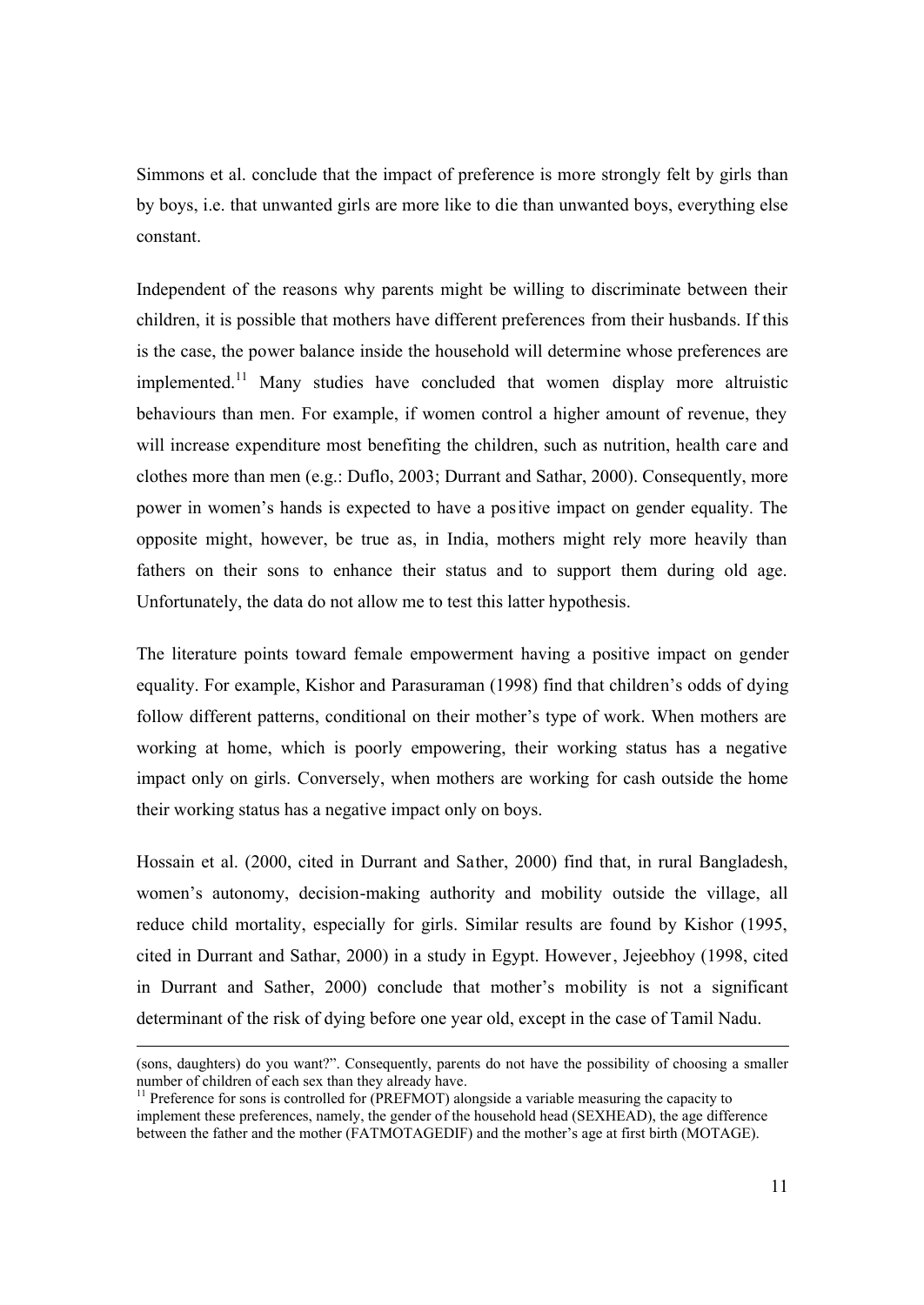Simmons et al. conclude that the impact of preference is more strongly felt by girls than by boys, i.e. that unwanted girls are more like to die than unwanted boys, everything else constant.

Independent of the reasons why parents might be willing to discriminate between their children, it is possible that mothers have different preferences from their husbands. If this is the case, the power balance inside the household will determine whose preferences are implemented.[11] Many studies have concluded that women display more altruistic behaviours than men. For example, if women control a higher amount of revenue, they will increase expenditure most benefiting the children, such as nutrition, health care and clothes more than men (e.g.: Duflo, 2003; Durrant and Sathar, 2000). Consequently, more power in women's hands is expected to have a positive impact on gender equality. The opposite might, however, be true as, in India, mothers might rely more heavily than fathers on their sons to enhance their status and to support them during old age. Unfortunately, the data do not allow me to test this latter hypothesis.

The literature points toward female empowerment having a positive impact on gender equality. For example, Kishor and Parasuraman (1998) find that children's odds of dying follow different patterns, conditional on their mother's type of work. When mothers are working at home, which is poorly empowering, their working status has a negative impact only on girls. Conversely, when mothers are working for cash outside the home their working status has a negative impact only on boys.

Hossain et al. (2000, cited in Durrant and Sather, 2000) find that, in rural Bangladesh, women's autonomy, decision-making authority and mobility outside the village, all reduce child mortality, especially for girls. Similar results are found by Kishor (1995, cited in Durrant and Sathar, 2000) in a study in Egypt. However, Jejeebhoy (1998, cited in Durrant and Sather, 2000) conclude that mother's mobility is not a significant determinant of the risk of dying before one year old, except in the case of Tamil Nadu.

---

(sons, daughters) do you want?". Consequently, parents do not have the possibility of choosing a smaller number of children of each sex than they already have.

[11] Preference for sons is controlled for (PREFMOT) alongside a variable measuring the capacity to implement these preferences, namely, the gender of the household head (SEXHEAD), the age difference between the father and the mother (FATMOTAGEDIF) and the mother's age at first birth (MOTAGE).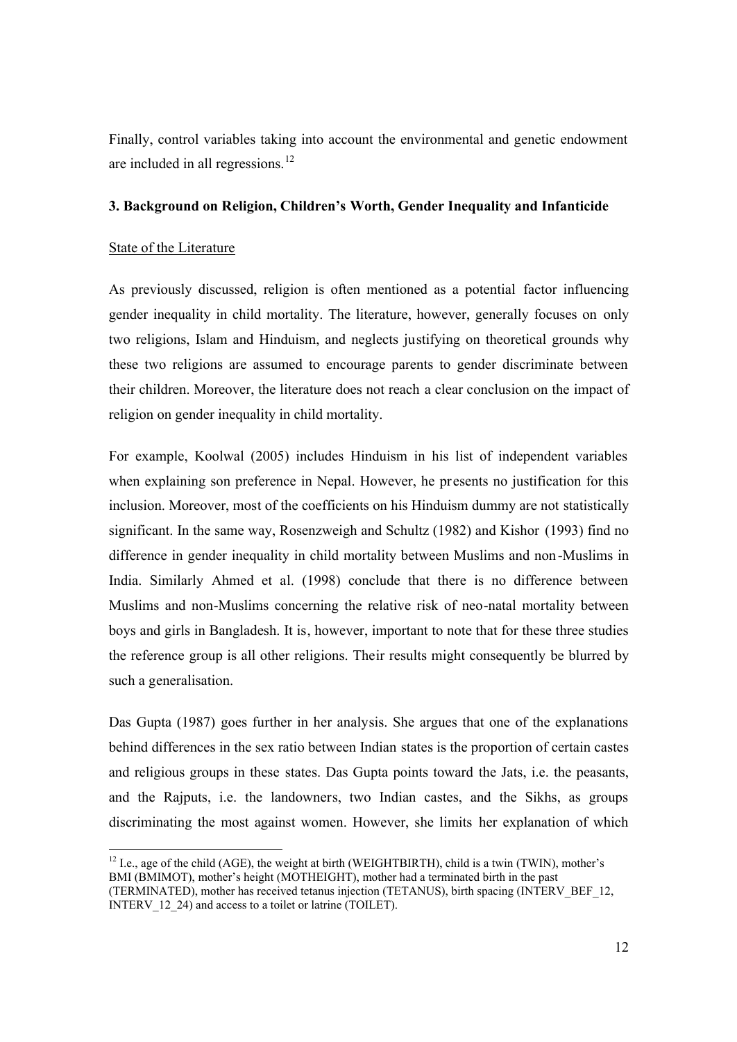Finally, control variables taking into account the environmental and genetic endowment are included in all regressions.[12]

### 3. Background on Religion, Children's Worth, Gender Inequality and Infanticide

State of the Literature

As previously discussed, religion is often mentioned as a potential factor influencing gender inequality in child mortality. The literature, however, generally focuses on only two religions, Islam and Hinduism, and neglects justifying on theoretical grounds why these two religions are assumed to encourage parents to gender discriminate between their children. Moreover, the literature does not reach a clear conclusion on the impact of religion on gender inequality in child mortality.

For example, Koolwal (2005) includes Hinduism in his list of independent variables when explaining son preference in Nepal. However, he presents no justification for this inclusion. Moreover, most of the coefficients on his Hinduism dummy are not statistically significant. In the same way, Rosenzweigh and Schultz (1982) and Kishor (1993) find no difference in gender inequality in child mortality between Muslims and non-Muslims in India. Similarly Ahmed et al. (1998) conclude that there is no difference between Muslims and non-Muslims concerning the relative risk of neo-natal mortality between boys and girls in Bangladesh. It is, however, important to note that for these three studies the reference group is all other religions. Their results might consequently be blurred by such a generalisation.

Das Gupta (1987) goes further in her analysis. She argues that one of the explanations behind differences in the sex ratio between Indian states is the proportion of certain castes and religious groups in these states. Das Gupta points toward the Jats, i.e. the peasants, and the Rajputs, i.e. the landowners, two Indian castes, and the Sikhs, as groups discriminating the most against women. However, she limits her explanation of which

[12] I.e., age of the child (AGE), the weight at birth (WEIGHTBIRTH), child is a twin (TWIN), mother's BMI (BMIMOT), mother's height (MOTHEIGHT), mother had a terminated birth in the past (TERMINATED), mother has received tetanus injection (TETANUS), birth spacing (INTERV_BEF_12, INTERV_12_24) and access to a toilet or latrine (TOILET).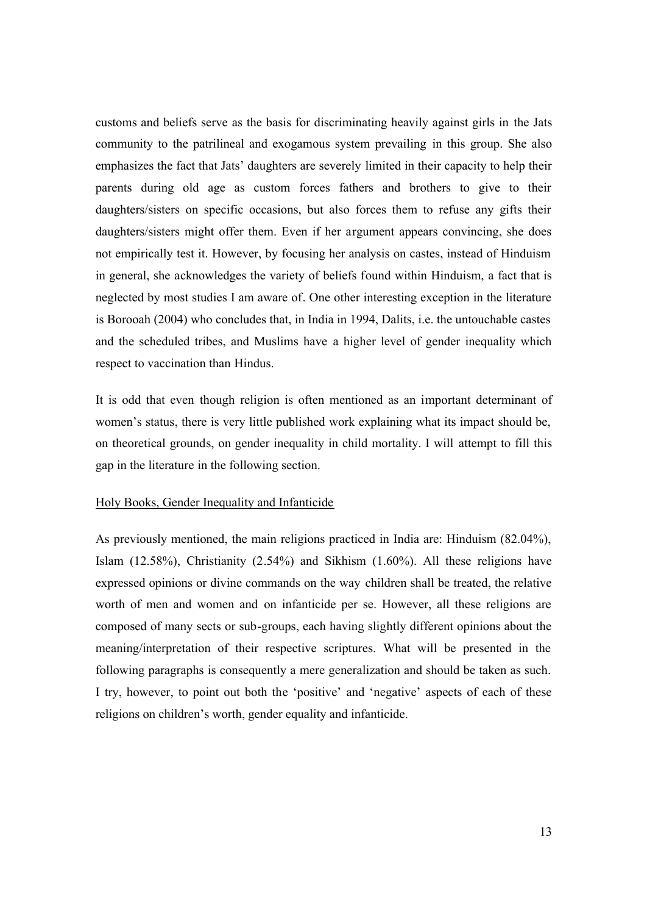customs and beliefs serve as the basis for discriminating heavily against girls in the Jats community to the patrilineal and exogamous system prevailing in this group. She also emphasizes the fact that Jats' daughters are severely limited in their capacity to help their parents during old age as custom forces fathers and brothers to give to their daughters/sisters on specific occasions, but also forces them to refuse any gifts their daughters/sisters might offer them. Even if her argument appears convincing, she does not empirically test it. However, by focusing her analysis on castes, instead of Hinduism in general, she acknowledges the variety of beliefs found within Hinduism, a fact that is neglected by most studies I am aware of. One other interesting exception in the literature is Borooah (2004) who concludes that, in India in 1994, Dalits, i.e. the untouchable castes and the scheduled tribes, and Muslims have a higher level of gender inequality which respect to vaccination than Hindus.

It is odd that even though religion is often mentioned as an important determinant of women's status, there is very little published work explaining what its impact should be, on theoretical grounds, on gender inequality in child mortality. I will attempt to fill this gap in the literature in the following section.

## Holy Books, Gender Inequality and Infanticide

As previously mentioned, the main religions practiced in India are: Hinduism (82.04%), Islam (12.58%), Christianity (2.54%) and Sikhism (1.60%). All these religions have expressed opinions or divine commands on the way children shall be treated, the relative worth of men and women and on infanticide per se. However, all these religions are composed of many sects or sub-groups, each having slightly different opinions about the meaning/interpretation of their respective scriptures. What will be presented in the following paragraphs is consequently a mere generalization and should be taken as such. I try, however, to point out both the 'positive' and 'negative' aspects of each of these religions on children's worth, gender equality and infanticide.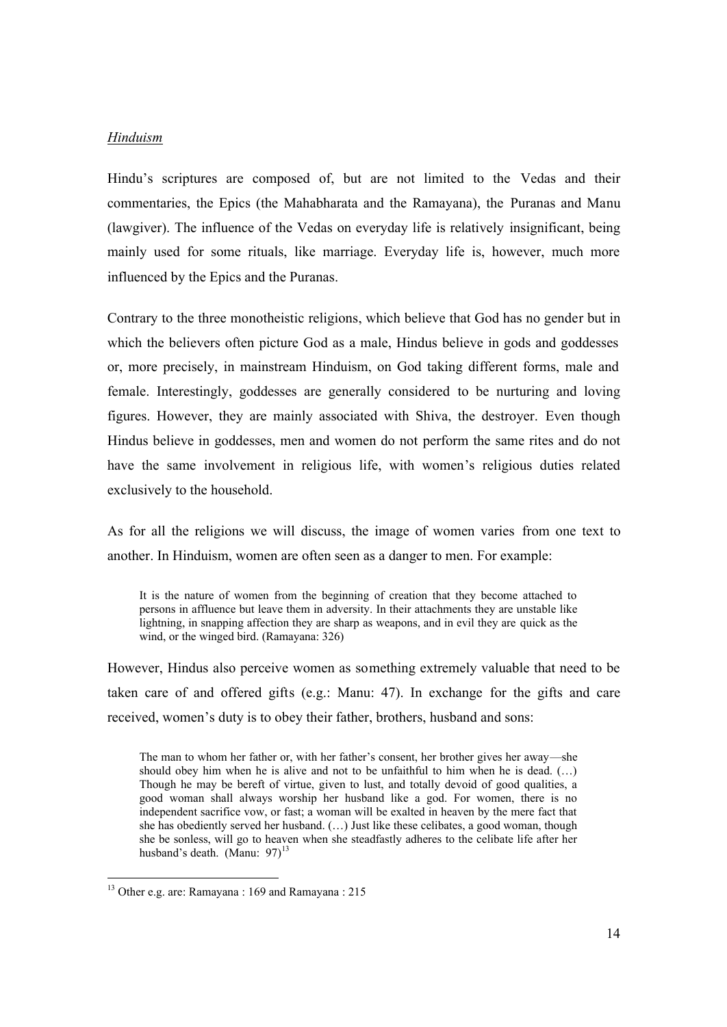*Hinduism*

Hindu's scriptures are composed of, but are not limited to the Vedas and their commentaries, the Epics (the Mahabharata and the Ramayana), the Puranas and Manu (lawgiver). The influence of the Vedas on everyday life is relatively insignificant, being mainly used for some rituals, like marriage. Everyday life is, however, much more influenced by the Epics and the Puranas.

Contrary to the three monotheistic religions, which believe that God has no gender but in which the believers often picture God as a male, Hindus believe in gods and goddesses or, more precisely, in mainstream Hinduism, on God taking different forms, male and female. Interestingly, goddesses are generally considered to be nurturing and loving figures. However, they are mainly associated with Shiva, the destroyer. Even though Hindus believe in goddesses, men and women do not perform the same rites and do not have the same involvement in religious life, with women's religious duties related exclusively to the household.

As for all the religions we will discuss, the image of women varies from one text to another. In Hinduism, women are often seen as a danger to men. For example:

> It is the nature of women from the beginning of creation that they become attached to persons in affluence but leave them in adversity. In their attachments they are unstable like lightning, in snapping affection they are sharp as weapons, and in evil they are quick as the wind, or the winged bird. (Ramayana: 326)

However, Hindus also perceive women as something extremely valuable that need to be taken care of and offered gifts (e.g.: Manu: 47). In exchange for the gifts and care received, women's duty is to obey their father, brothers, husband and sons:

> The man to whom her father or, with her father's consent, her brother gives her away—she should obey him when he is alive and not to be unfaithful to him when he is dead. (…) Though he may be bereft of virtue, given to lust, and totally devoid of good qualities, a good woman shall always worship her husband like a god. For women, there is no independent sacrifice vow, or fast; a woman will be exalted in heaven by the mere fact that she has obediently served her husband. (…) Just like these celibates, a good woman, though she be sonless, will go to heaven when she steadfastly adheres to the celibate life after her husband's death. (Manu: 97)[13]

[13] Other e.g. are: Ramayana : 169 and Ramayana : 215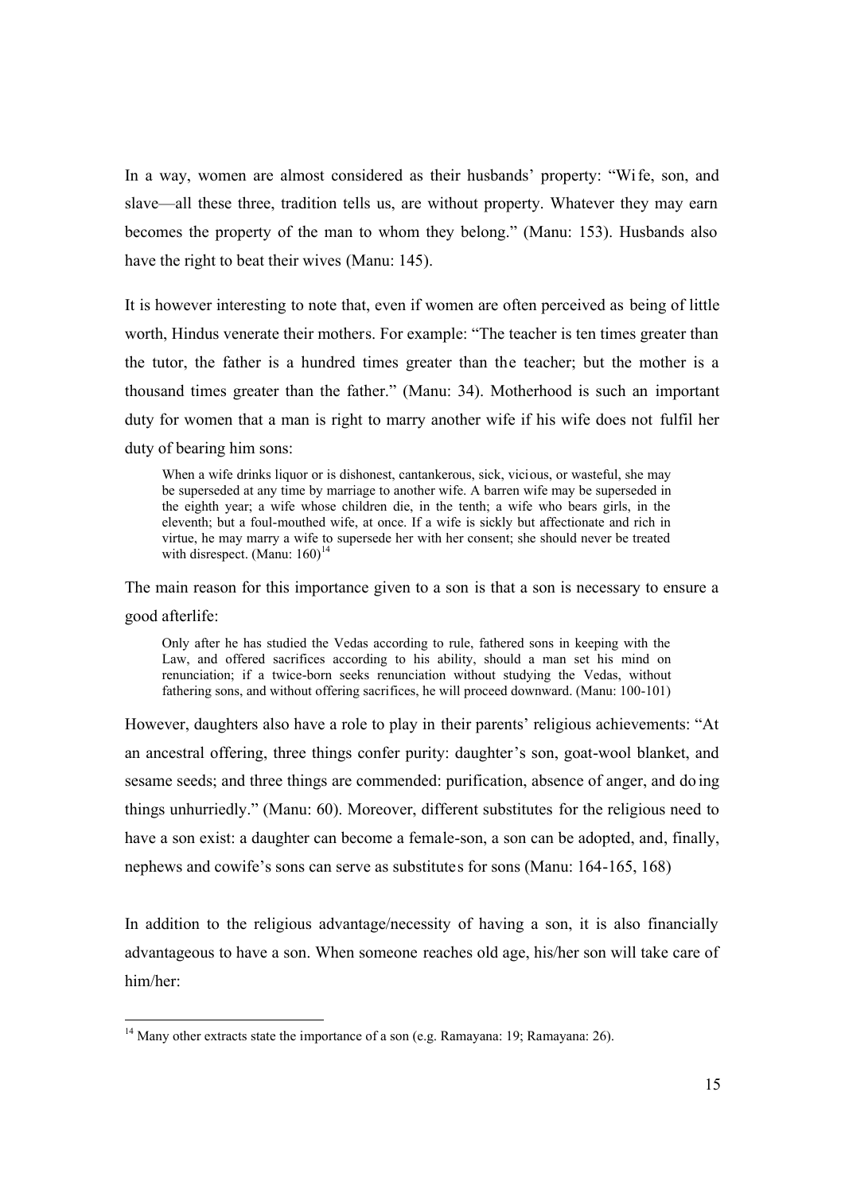In a way, women are almost considered as their husbands' property: "Wife, son, and slave—all these three, tradition tells us, are without property. Whatever they may earn becomes the property of the man to whom they belong." (Manu: 153). Husbands also have the right to beat their wives (Manu: 145).

It is however interesting to note that, even if women are often perceived as being of little worth, Hindus venerate their mothers. For example: "The teacher is ten times greater than the tutor, the father is a hundred times greater than the teacher; but the mother is a thousand times greater than the father." (Manu: 34). Motherhood is such an important duty for women that a man is right to marry another wife if his wife does not fulfil her duty of bearing him sons:

> When a wife drinks liquor or is dishonest, cantankerous, sick, vicious, or wasteful, she may be superseded at any time by marriage to another wife. A barren wife may be superseded in the eighth year; a wife whose children die, in the tenth; a wife who bears girls, in the eleventh; but a foul-mouthed wife, at once. If a wife is sickly but affectionate and rich in virtue, he may marry a wife to supersede her with her consent; she should never be treated with disrespect. (Manu: 160)[14]

The main reason for this importance given to a son is that a son is necessary to ensure a good afterlife:

> Only after he has studied the Vedas according to rule, fathered sons in keeping with the Law, and offered sacrifices according to his ability, should a man set his mind on renunciation; if a twice-born seeks renunciation without studying the Vedas, without fathering sons, and without offering sacrifices, he will proceed downward. (Manu: 100-101)

However, daughters also have a role to play in their parents' religious achievements: "At an ancestral offering, three things confer purity: daughter's son, goat-wool blanket, and sesame seeds; and three things are commended: purification, absence of anger, and doing things unhurriedly." (Manu: 60). Moreover, different substitutes for the religious need to have a son exist: a daughter can become a female-son, a son can be adopted, and, finally, nephews and cowife's sons can serve as substitutes for sons (Manu: 164-165, 168)

In addition to the religious advantage/necessity of having a son, it is also financially advantageous to have a son. When someone reaches old age, his/her son will take care of him/her:

---

[14] Many other extracts state the importance of a son (e.g. Ramayana: 19; Ramayana: 26).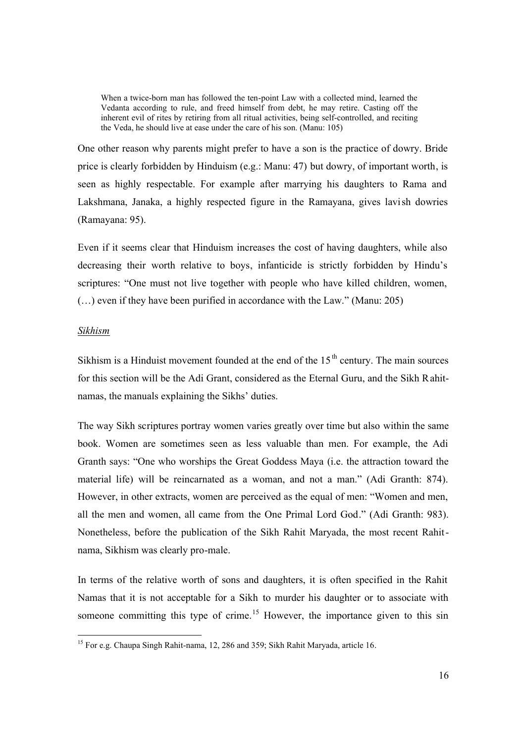> When a twice-born man has followed the ten-point Law with a collected mind, learned the Vedanta according to rule, and freed himself from debt, he may retire. Casting off the inherent evil of rites by retiring from all ritual activities, being self-controlled, and reciting the Veda, he should live at ease under the care of his son. (Manu: 105)

One other reason why parents might prefer to have a son is the practice of dowry. Bride price is clearly forbidden by Hinduism (e.g.: Manu: 47) but dowry, of important worth, is seen as highly respectable. For example after marrying his daughters to Rama and Lakshmana, Janaka, a highly respected figure in the Ramayana, gives lavish dowries (Ramayana: 95).

Even if it seems clear that Hinduism increases the cost of having daughters, while also decreasing their worth relative to boys, infanticide is strictly forbidden by Hindu's scriptures: "One must not live together with people who have killed children, women, (…) even if they have been purified in accordance with the Law." (Manu: 205)

*Sikhism*

Sikhism is a Hinduist movement founded at the end of the 15th century. The main sources for this section will be the Adi Grant, considered as the Eternal Guru, and the Sikh Rahit-namas, the manuals explaining the Sikhs' duties.

The way Sikh scriptures portray women varies greatly over time but also within the same book. Women are sometimes seen as less valuable than men. For example, the Adi Granth says: "One who worships the Great Goddess Maya (i.e. the attraction toward the material life) will be reincarnated as a woman, and not a man." (Adi Granth: 874). However, in other extracts, women are perceived as the equal of men: "Women and men, all the men and women, all came from the One Primal Lord God." (Adi Granth: 983). Nonetheless, before the publication of the Sikh Rahit Maryada, the most recent Rahit-nama, Sikhism was clearly pro-male.

In terms of the relative worth of sons and daughters, it is often specified in the Rahit Namas that it is not acceptable for a Sikh to murder his daughter or to associate with someone committing this type of crime.[15] However, the importance given to this sin

[15] For e.g. Chaupa Singh Rahit-nama, 12, 286 and 359; Sikh Rahit Maryada, article 16.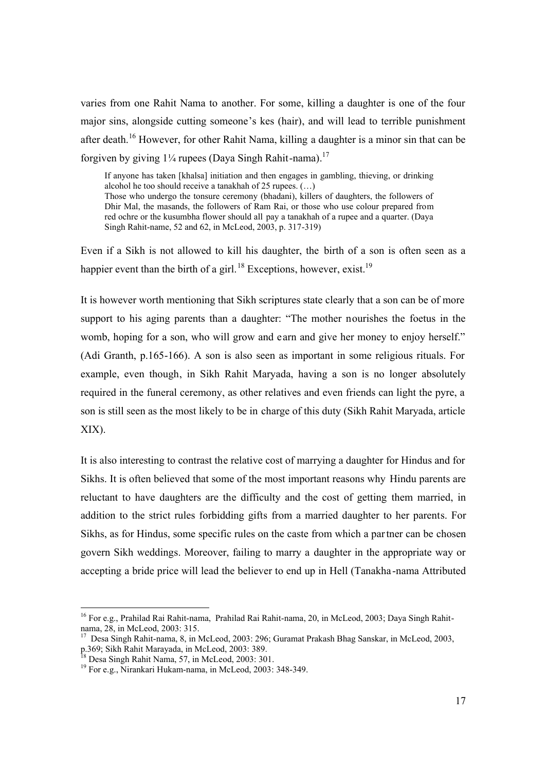varies from one Rahit Nama to another. For some, killing a daughter is one of the four major sins, alongside cutting someone's kes (hair), and will lead to terrible punishment after death.[16] However, for other Rahit Nama, killing a daughter is a minor sin that can be forgiven by giving 1¼ rupees (Daya Singh Rahit-nama).[17]

> If anyone has taken [khalsa] initiation and then engages in gambling, thieving, or drinking alcohol he too should receive a tanakhah of 25 rupees. (…)
> Those who undergo the tonsure ceremony (bhadani), killers of daughters, the followers of Dhir Mal, the masands, the followers of Ram Rai, or those who use colour prepared from red ochre or the kusumbha flower should all pay a tanakhah of a rupee and a quarter. (Daya Singh Rahit-name, 52 and 62, in McLeod, 2003, p. 317-319)

Even if a Sikh is not allowed to kill his daughter, the birth of a son is often seen as a happier event than the birth of a girl.[18] Exceptions, however, exist.[19]

It is however worth mentioning that Sikh scriptures state clearly that a son can be of more support to his aging parents than a daughter: "The mother nourishes the foetus in the womb, hoping for a son, who will grow and earn and give her money to enjoy herself." (Adi Granth, p.165-166). A son is also seen as important in some religious rituals. For example, even though, in Sikh Rahit Maryada, having a son is no longer absolutely required in the funeral ceremony, as other relatives and even friends can light the pyre, a son is still seen as the most likely to be in charge of this duty (Sikh Rahit Maryada, article XIX).

It is also interesting to contrast the relative cost of marrying a daughter for Hindus and for Sikhs. It is often believed that some of the most important reasons why Hindu parents are reluctant to have daughters are the difficulty and the cost of getting them married, in addition to the strict rules forbidding gifts from a married daughter to her parents. For Sikhs, as for Hindus, some specific rules on the caste from which a partner can be chosen govern Sikh weddings. Moreover, failing to marry a daughter in the appropriate way or accepting a bride price will lead the believer to end up in Hell (Tanakha-nama Attributed

---

[16] For e.g., Prahilad Rai Rahit-nama, Prahilad Rai Rahit-nama, 20, in McLeod, 2003; Daya Singh Rahit-nama, 28, in McLeod, 2003: 315.

[17] Desa Singh Rahit-nama, 8, in McLeod, 2003: 296; Guramat Prakash Bhag Sanskar, in McLeod, 2003, p.369; Sikh Rahit Marayada, in McLeod, 2003: 389.

[18] Desa Singh Rahit Nama, 57, in McLeod, 2003: 301.

[19] For e.g., Nirankari Hukam-nama, in McLeod, 2003: 348-349.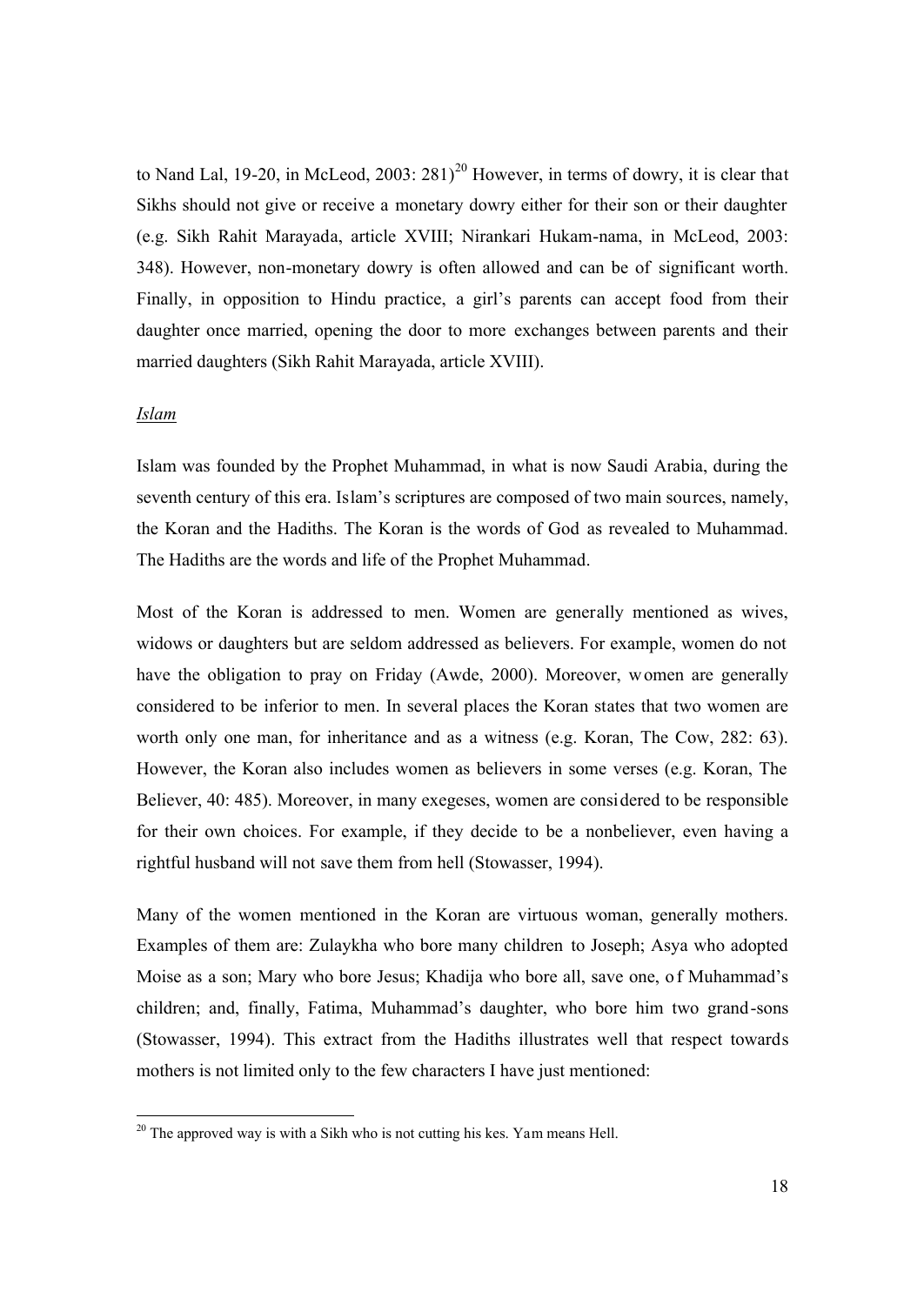to Nand Lal, 19-20, in McLeod, 2003: 281)[20] However, in terms of dowry, it is clear that Sikhs should not give or receive a monetary dowry either for their son or their daughter (e.g. Sikh Rahit Marayada, article XVIII; Nirankari Hukam-nama, in McLeod, 2003: 348). However, non-monetary dowry is often allowed and can be of significant worth. Finally, in opposition to Hindu practice, a girl's parents can accept food from their daughter once married, opening the door to more exchanges between parents and their married daughters (Sikh Rahit Marayada, article XVIII).

*Islam*

Islam was founded by the Prophet Muhammad, in what is now Saudi Arabia, during the seventh century of this era. Islam's scriptures are composed of two main sources, namely, the Koran and the Hadiths. The Koran is the words of God as revealed to Muhammad. The Hadiths are the words and life of the Prophet Muhammad.

Most of the Koran is addressed to men. Women are generally mentioned as wives, widows or daughters but are seldom addressed as believers. For example, women do not have the obligation to pray on Friday (Awde, 2000). Moreover, women are generally considered to be inferior to men. In several places the Koran states that two women are worth only one man, for inheritance and as a witness (e.g. Koran, The Cow, 282: 63). However, the Koran also includes women as believers in some verses (e.g. Koran, The Believer, 40: 485). Moreover, in many exegeses, women are considered to be responsible for their own choices. For example, if they decide to be a nonbeliever, even having a rightful husband will not save them from hell (Stowasser, 1994).

Many of the women mentioned in the Koran are virtuous woman, generally mothers. Examples of them are: Zulaykha who bore many children to Joseph; Asya who adopted Moise as a son; Mary who bore Jesus; Khadija who bore all, save one, of Muhammad's children; and, finally, Fatima, Muhammad's daughter, who bore him two grand-sons (Stowasser, 1994). This extract from the Hadiths illustrates well that respect towards mothers is not limited only to the few characters I have just mentioned:

[20] The approved way is with a Sikh who is not cutting his kes. Yam means Hell.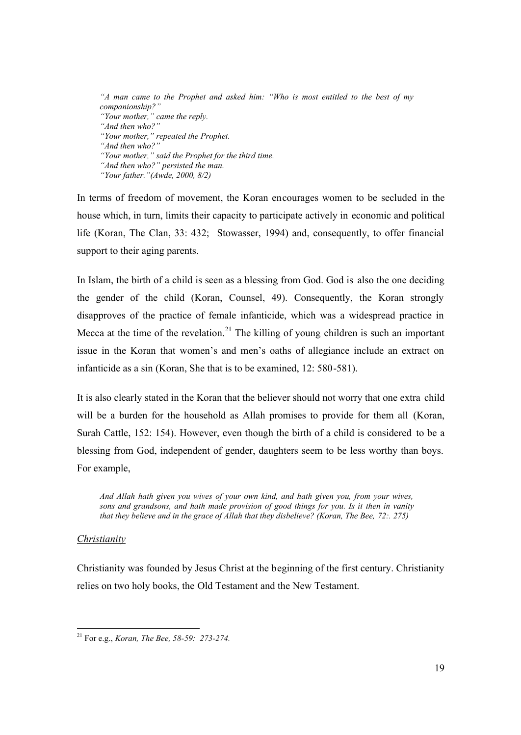*"A man came to the Prophet and asked him: "Who is most entitled to the best of my companionship?"*
*"Your mother," came the reply.*
*"And then who?"*
*"Your mother," repeated the Prophet.*
*"And then who?"*
*"Your mother," said the Prophet for the third time.*
*"And then who?" persisted the man.*
*"Your father."(Awde, 2000, 8/2)*

In terms of freedom of movement, the Koran encourages women to be secluded in the house which, in turn, limits their capacity to participate actively in economic and political life (Koran, The Clan, 33: 432; Stowasser, 1994) and, consequently, to offer financial support to their aging parents.

In Islam, the birth of a child is seen as a blessing from God. God is also the one deciding the gender of the child (Koran, Counsel, 49). Consequently, the Koran strongly disapproves of the practice of female infanticide, which was a widespread practice in Mecca at the time of the revelation.[21] The killing of young children is such an important issue in the Koran that women's and men's oaths of allegiance include an extract on infanticide as a sin (Koran, She that is to be examined, 12: 580-581).

It is also clearly stated in the Koran that the believer should not worry that one extra child will be a burden for the household as Allah promises to provide for them all (Koran, Surah Cattle, 152: 154). However, even though the birth of a child is considered to be a blessing from God, independent of gender, daughters seem to be less worthy than boys. For example,

> *And Allah hath given you wives of your own kind, and hath given you, from your wives, sons and grandsons, and hath made provision of good things for you. Is it then in vanity that they believe and in the grace of Allah that they disbelieve? (Koran, The Bee, 72:. 275)*

*Christianity*

Christianity was founded by Jesus Christ at the beginning of the first century. Christianity relies on two holy books, the Old Testament and the New Testament.

[21] For e.g., *Koran, The Bee, 58-59: 273-274.*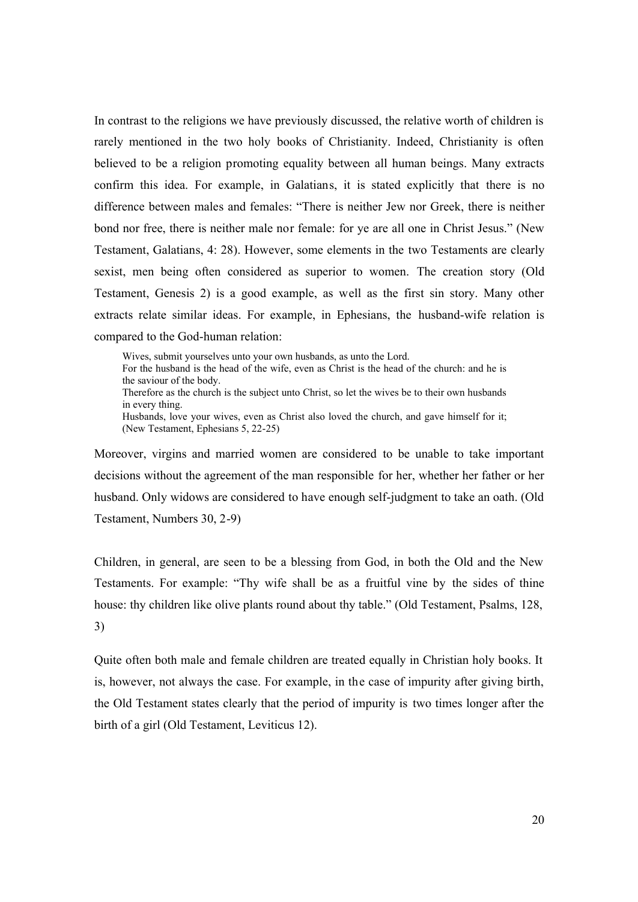In contrast to the religions we have previously discussed, the relative worth of children is rarely mentioned in the two holy books of Christianity. Indeed, Christianity is often believed to be a religion promoting equality between all human beings. Many extracts confirm this idea. For example, in Galatians, it is stated explicitly that there is no difference between males and females: "There is neither Jew nor Greek, there is neither bond nor free, there is neither male nor female: for ye are all one in Christ Jesus." (New Testament, Galatians, 4: 28). However, some elements in the two Testaments are clearly sexist, men being often considered as superior to women. The creation story (Old Testament, Genesis 2) is a good example, as well as the first sin story. Many other extracts relate similar ideas. For example, in Ephesians, the husband-wife relation is compared to the God-human relation:

> Wives, submit yourselves unto your own husbands, as unto the Lord.
> For the husband is the head of the wife, even as Christ is the head of the church: and he is the saviour of the body.
> Therefore as the church is the subject unto Christ, so let the wives be to their own husbands in every thing.
> Husbands, love your wives, even as Christ also loved the church, and gave himself for it;
> (New Testament, Ephesians 5, 22-25)

Moreover, virgins and married women are considered to be unable to take important decisions without the agreement of the man responsible for her, whether her father or her husband. Only widows are considered to have enough self-judgment to take an oath. (Old Testament, Numbers 30, 2-9)

Children, in general, are seen to be a blessing from God, in both the Old and the New Testaments. For example: "Thy wife shall be as a fruitful vine by the sides of thine house: thy children like olive plants round about thy table." (Old Testament, Psalms, 128, 3)

Quite often both male and female children are treated equally in Christian holy books. It is, however, not always the case. For example, in the case of impurity after giving birth, the Old Testament states clearly that the period of impurity is two times longer after the birth of a girl (Old Testament, Leviticus 12).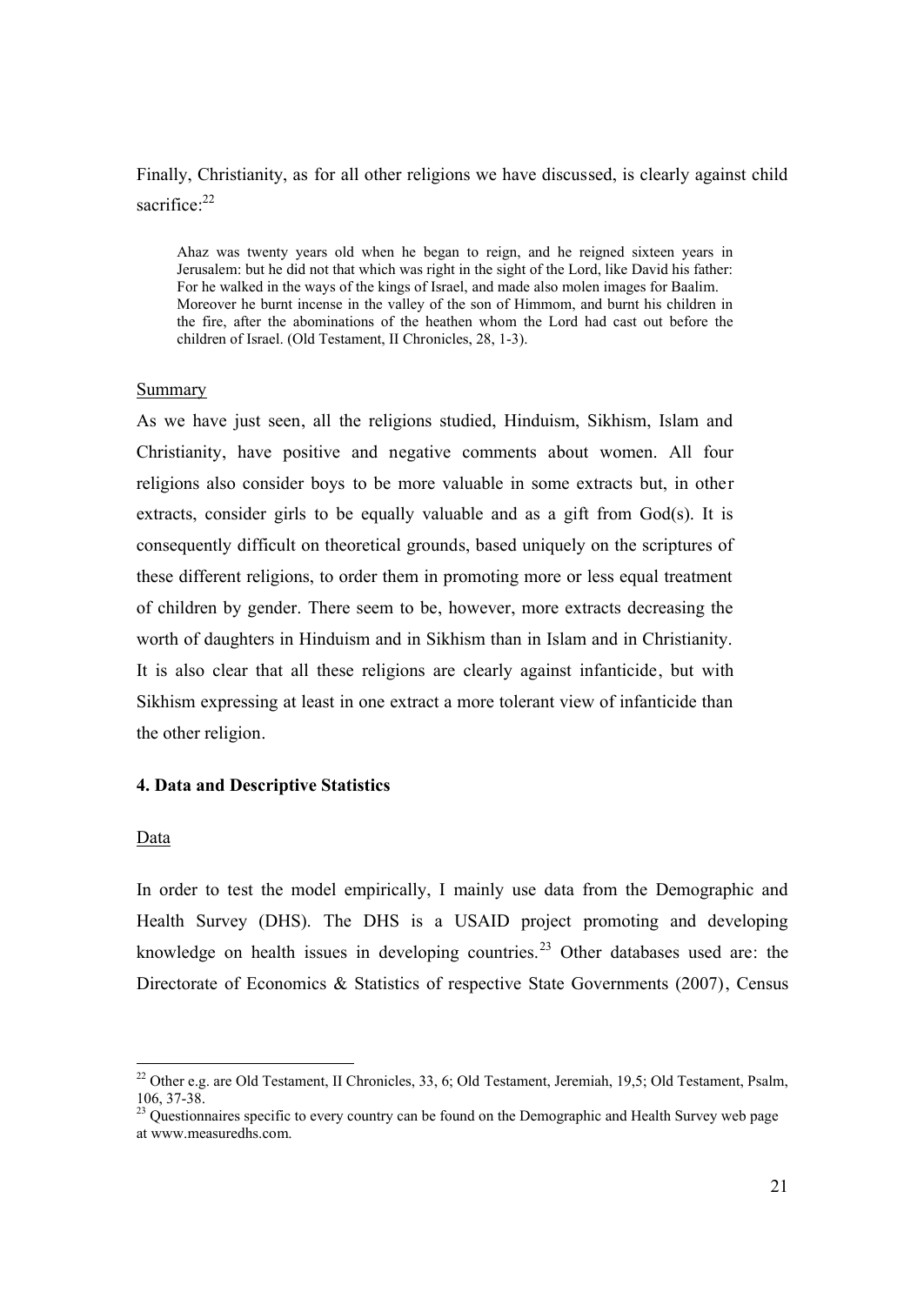Finally, Christianity, as for all other religions we have discussed, is clearly against child sacrifice:[22]

> Ahaz was twenty years old when he began to reign, and he reigned sixteen years in Jerusalem: but he did not that which was right in the sight of the Lord, like David his father: For he walked in the ways of the kings of Israel, and made also molen images for Baalim. Moreover he burnt incense in the valley of the son of Himmom, and burnt his children in the fire, after the abominations of the heathen whom the Lord had cast out before the children of Israel. (Old Testament, II Chronicles, 28, 1-3).

Summary

As we have just seen, all the religions studied, Hinduism, Sikhism, Islam and Christianity, have positive and negative comments about women. All four religions also consider boys to be more valuable in some extracts but, in other extracts, consider girls to be equally valuable and as a gift from God(s). It is consequently difficult on theoretical grounds, based uniquely on the scriptures of these different religions, to order them in promoting more or less equal treatment of children by gender. There seem to be, however, more extracts decreasing the worth of daughters in Hinduism and in Sikhism than in Islam and in Christianity. It is also clear that all these religions are clearly against infanticide, but with Sikhism expressing at least in one extract a more tolerant view of infanticide than the other religion.

**4. Data and Descriptive Statistics**

Data

In order to test the model empirically, I mainly use data from the Demographic and Health Survey (DHS). The DHS is a USAID project promoting and developing knowledge on health issues in developing countries.[23] Other databases used are: the Directorate of Economics & Statistics of respective State Governments (2007), Census

[22] Other e.g. are Old Testament, II Chronicles, 33, 6; Old Testament, Jeremiah, 19,5; Old Testament, Psalm, 106, 37-38.

[23] Questionnaires specific to every country can be found on the Demographic and Health Survey web page at www.measuredhs.com.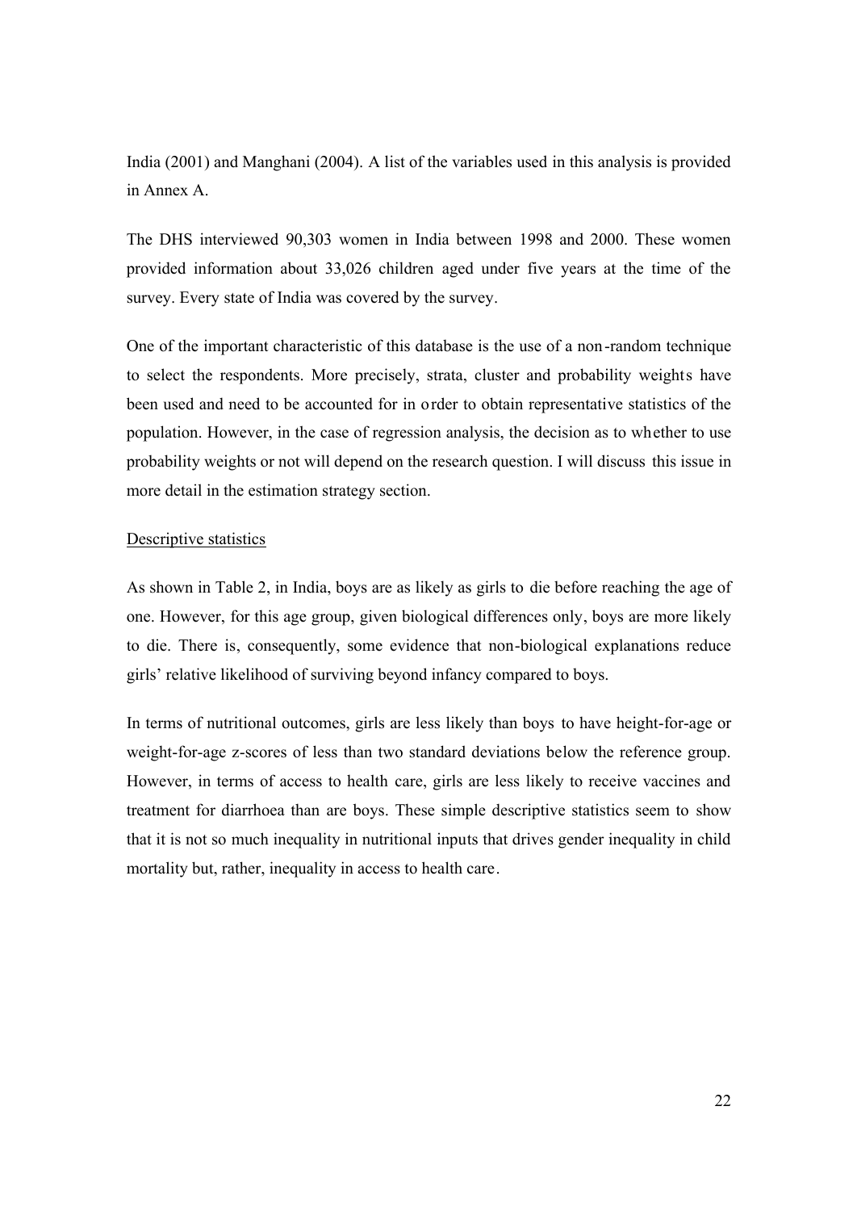India (2001) and Manghani (2004). A list of the variables used in this analysis is provided in Annex A.

The DHS interviewed 90,303 women in India between 1998 and 2000. These women provided information about 33,026 children aged under five years at the time of the survey. Every state of India was covered by the survey.

One of the important characteristic of this database is the use of a non-random technique to select the respondents. More precisely, strata, cluster and probability weights have been used and need to be accounted for in order to obtain representative statistics of the population. However, in the case of regression analysis, the decision as to whether to use probability weights or not will depend on the research question. I will discuss this issue in more detail in the estimation strategy section.

<u>Descriptive statistics</u>

As shown in Table 2, in India, boys are as likely as girls to die before reaching the age of one. However, for this age group, given biological differences only, boys are more likely to die. There is, consequently, some evidence that non-biological explanations reduce girls' relative likelihood of surviving beyond infancy compared to boys.

In terms of nutritional outcomes, girls are less likely than boys to have height-for-age or weight-for-age z-scores of less than two standard deviations below the reference group. However, in terms of access to health care, girls are less likely to receive vaccines and treatment for diarrhoea than are boys. These simple descriptive statistics seem to show that it is not so much inequality in nutritional inputs that drives gender inequality in child mortality but, rather, inequality in access to health care.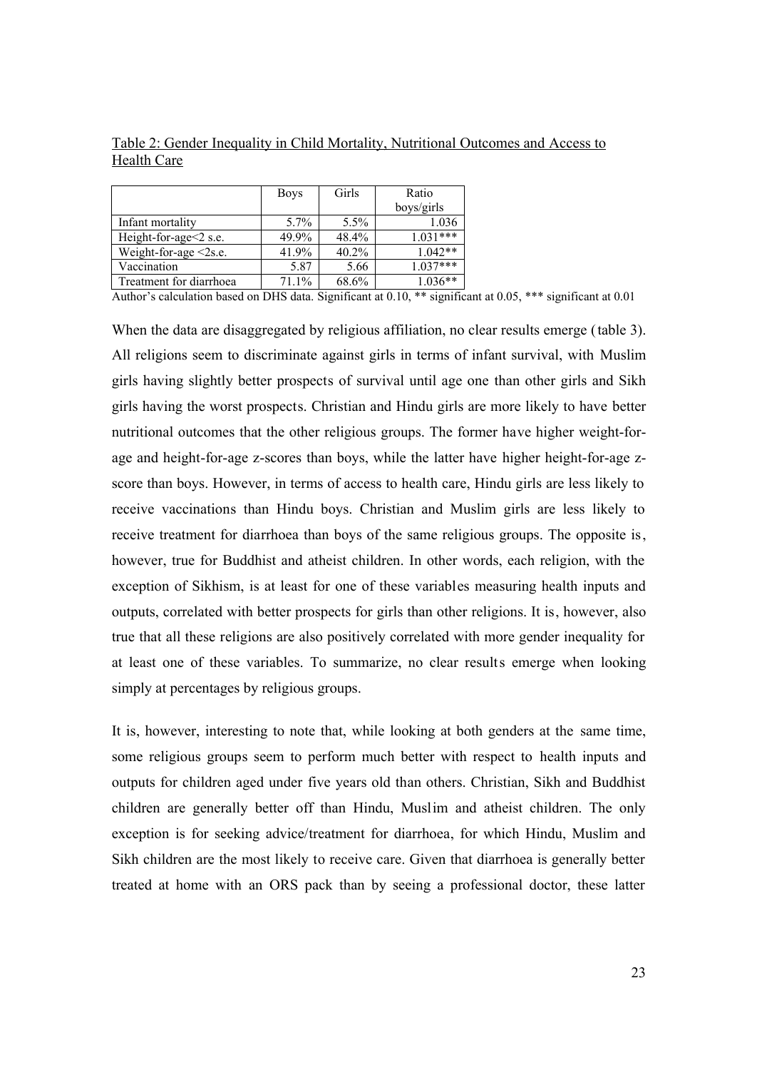Table 2: Gender Inequality in Child Mortality, Nutritional Outcomes and Access to Health Care

| | Boys | Girls | Ratio boys/girls |
|---|---|---|---|
| Infant mortality | 5.7% | 5.5% | 1.036 |
| Height-for-age<2 s.e. | 49.9% | 48.4% | 1.031*** |
| Weight-for-age <2s.e. | 41.9% | 40.2% | 1.042** |
| Vaccination | 5.87 | 5.66 | 1.037*** |
| Treatment for diarrhoea | 71.1% | 68.6% | 1.036** |

Author's calculation based on DHS data. Significant at 0.10, ** significant at 0.05, *** significant at 0.01

When the data are disaggregated by religious affiliation, no clear results emerge (table 3). All religions seem to discriminate against girls in terms of infant survival, with Muslim girls having slightly better prospects of survival until age one than other girls and Sikh girls having the worst prospects. Christian and Hindu girls are more likely to have better nutritional outcomes that the other religious groups. The former have higher weight-for-age and height-for-age z-scores than boys, while the latter have higher height-for-age z-score than boys. However, in terms of access to health care, Hindu girls are less likely to receive vaccinations than Hindu boys. Christian and Muslim girls are less likely to receive treatment for diarrhoea than boys of the same religious groups. The opposite is, however, true for Buddhist and atheist children. In other words, each religion, with the exception of Sikhism, is at least for one of these variables measuring health inputs and outputs, correlated with better prospects for girls than other religions. It is, however, also true that all these religions are also positively correlated with more gender inequality for at least one of these variables. To summarize, no clear results emerge when looking simply at percentages by religious groups.

It is, however, interesting to note that, while looking at both genders at the same time, some religious groups seem to perform much better with respect to health inputs and outputs for children aged under five years old than others. Christian, Sikh and Buddhist children are generally better off than Hindu, Muslim and atheist children. The only exception is for seeking advice/treatment for diarrhoea, for which Hindu, Muslim and Sikh children are the most likely to receive care. Given that diarrhoea is generally better treated at home with an ORS pack than by seeing a professional doctor, these latter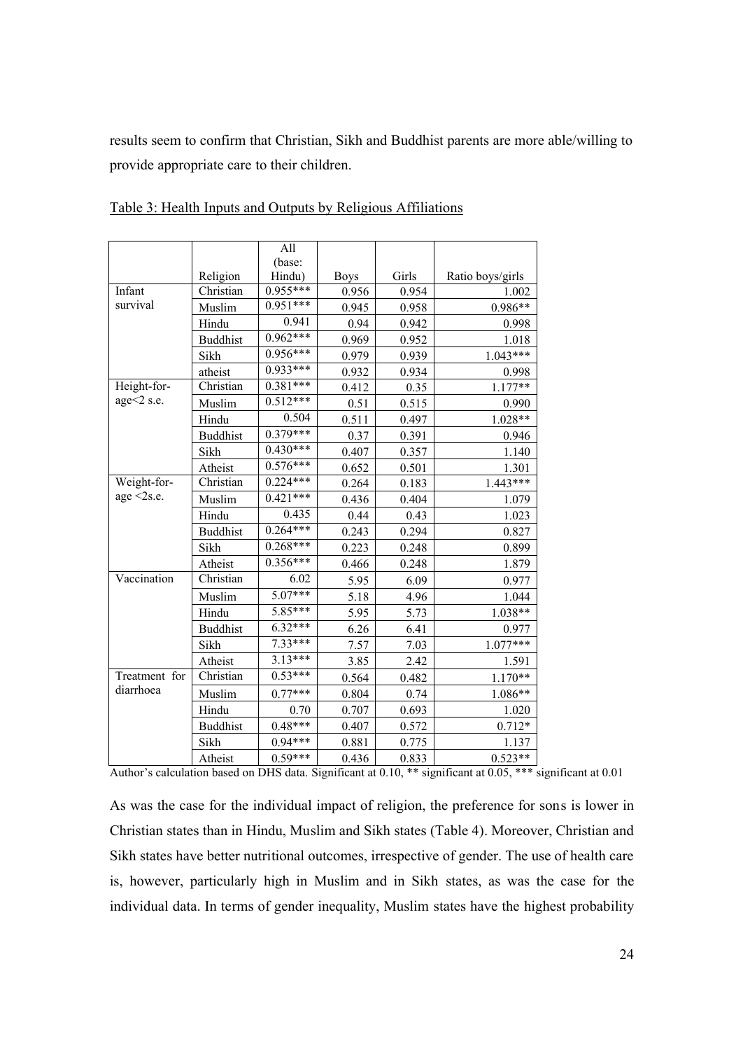results seem to confirm that Christian, Sikh and Buddhist parents are more able/willing to provide appropriate care to their children.

Table 3: Health Inputs and Outputs by Religious Affiliations

| | Religion | All (base: Hindu) | Boys | Girls | Ratio boys/girls |
|---|---|---|---|---|---|
| Infant survival | Christian | 0.955*** | 0.956 | 0.954 | 1.002 |
| | Muslim | 0.951*** | 0.945 | 0.958 | 0.986** |
| | Hindu | 0.941 | 0.94 | 0.942 | 0.998 |
| | Buddhist | 0.962*** | 0.969 | 0.952 | 1.018 |
| | Sikh | 0.956*** | 0.979 | 0.939 | 1.043*** |
| | atheist | 0.933*** | 0.932 | 0.934 | 0.998 |
| Height-for-age<2 s.e. | Christian | 0.381*** | 0.412 | 0.35 | 1.177** |
| | Muslim | 0.512*** | 0.51 | 0.515 | 0.990 |
| | Hindu | 0.504 | 0.511 | 0.497 | 1.028** |
| | Buddhist | 0.379*** | 0.37 | 0.391 | 0.946 |
| | Sikh | 0.430*** | 0.407 | 0.357 | 1.140 |
| | Atheist | 0.576*** | 0.652 | 0.501 | 1.301 |
| Weight-for-age <2s.e. | Christian | 0.224*** | 0.264 | 0.183 | 1.443*** |
| | Muslim | 0.421*** | 0.436 | 0.404 | 1.079 |
| | Hindu | 0.435 | 0.44 | 0.43 | 1.023 |
| | Buddhist | 0.264*** | 0.243 | 0.294 | 0.827 |
| | Sikh | 0.268*** | 0.223 | 0.248 | 0.899 |
| | Atheist | 0.356*** | 0.466 | 0.248 | 1.879 |
| Vaccination | Christian | 6.02 | 5.95 | 6.09 | 0.977 |
| | Muslim | 5.07*** | 5.18 | 4.96 | 1.044 |
| | Hindu | 5.85*** | 5.95 | 5.73 | 1.038** |
| | Buddhist | 6.32*** | 6.26 | 6.41 | 0.977 |
| | Sikh | 7.33*** | 7.57 | 7.03 | 1.077*** |
| | Atheist | 3.13*** | 3.85 | 2.42 | 1.591 |
| Treatment for diarrhoea | Christian | 0.53*** | 0.564 | 0.482 | 1.170** |
| | Muslim | 0.77*** | 0.804 | 0.74 | 1.086** |
| | Hindu | 0.70 | 0.707 | 0.693 | 1.020 |
| | Buddhist | 0.48*** | 0.407 | 0.572 | 0.712* |
| | Sikh | 0.94*** | 0.881 | 0.775 | 1.137 |
| | Atheist | 0.59*** | 0.436 | 0.833 | 0.523** |

Author's calculation based on DHS data. Significant at 0.10, ** significant at 0.05, *** significant at 0.01

As was the case for the individual impact of religion, the preference for sons is lower in Christian states than in Hindu, Muslim and Sikh states (Table 4). Moreover, Christian and Sikh states have better nutritional outcomes, irrespective of gender. The use of health care is, however, particularly high in Muslim and in Sikh states, as was the case for the individual data. In terms of gender inequality, Muslim states have the highest probability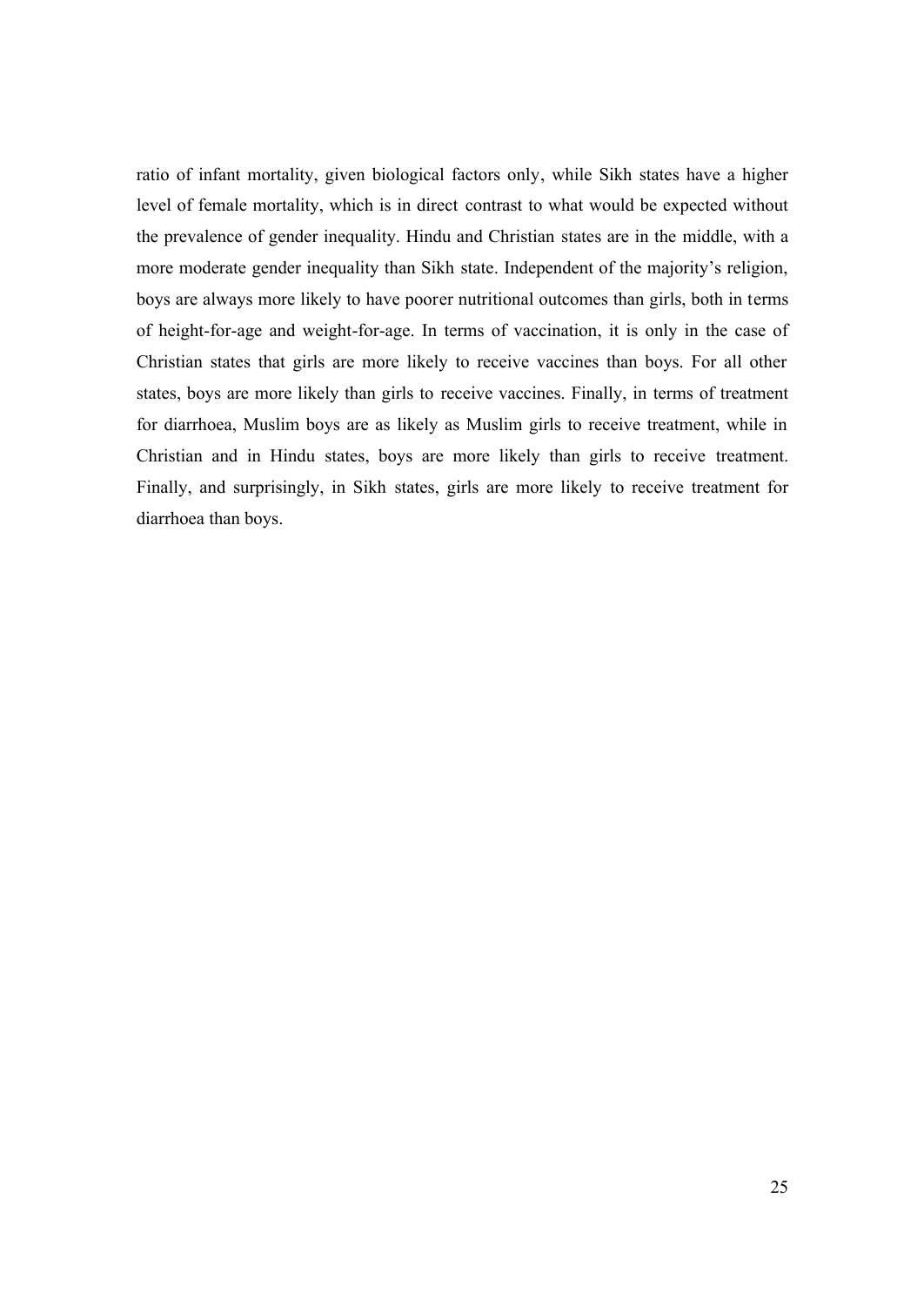ratio of infant mortality, given biological factors only, while Sikh states have a higher level of female mortality, which is in direct contrast to what would be expected without the prevalence of gender inequality. Hindu and Christian states are in the middle, with a more moderate gender inequality than Sikh state. Independent of the majority's religion, boys are always more likely to have poorer nutritional outcomes than girls, both in terms of height-for-age and weight-for-age. In terms of vaccination, it is only in the case of Christian states that girls are more likely to receive vaccines than boys. For all other states, boys are more likely than girls to receive vaccines. Finally, in terms of treatment for diarrhoea, Muslim boys are as likely as Muslim girls to receive treatment, while in Christian and in Hindu states, boys are more likely than girls to receive treatment. Finally, and surprisingly, in Sikh states, girls are more likely to receive treatment for diarrhoea than boys.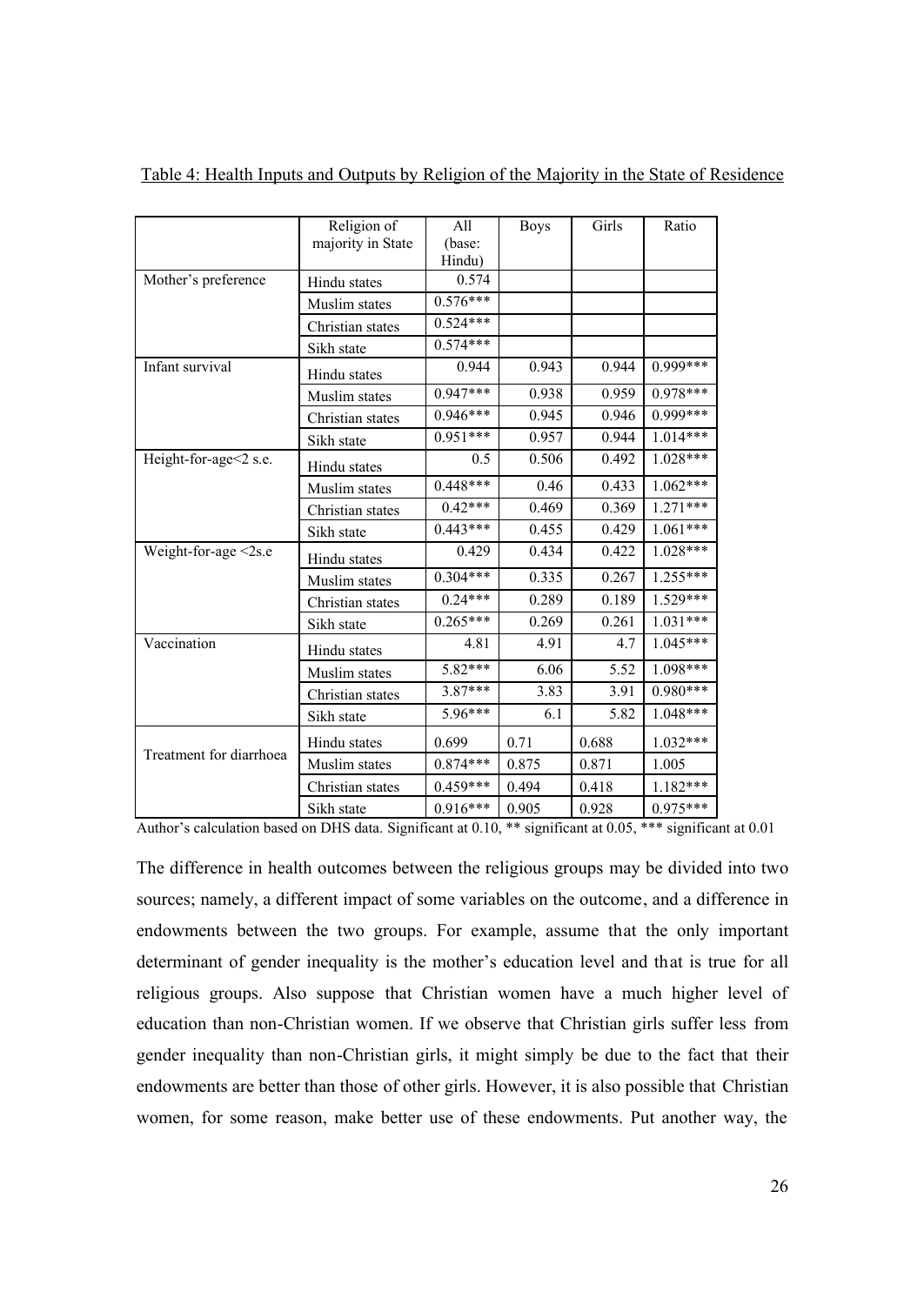Table 4: Health Inputs and Outputs by Religion of the Majority in the State of Residence

| | Religion of majority in State | All (base: Hindu) | Boys | Girls | Ratio |
|---|---|---|---|---|---|
| Mother's preference | Hindu states | 0.574 | | | |
| | Muslim states | 0.576*** | | | |
| | Christian states | 0.524*** | | | |
| | Sikh state | 0.574*** | | | |
| Infant survival | Hindu states | 0.944 | 0.943 | 0.944 | 0.999*** |
| | Muslim states | 0.947*** | 0.938 | 0.959 | 0.978*** |
| | Christian states | 0.946*** | 0.945 | 0.946 | 0.999*** |
| | Sikh state | 0.951*** | 0.957 | 0.944 | 1.014*** |
| Height-for-age<2 s.e. | Hindu states | 0.5 | 0.506 | 0.492 | 1.028*** |
| | Muslim states | 0.448*** | 0.46 | 0.433 | 1.062*** |
| | Christian states | 0.42*** | 0.469 | 0.369 | 1.271*** |
| | Sikh state | 0.443*** | 0.455 | 0.429 | 1.061*** |
| Weight-for-age <2s.e | Hindu states | 0.429 | 0.434 | 0.422 | 1.028*** |
| | Muslim states | 0.304*** | 0.335 | 0.267 | 1.255*** |
| | Christian states | 0.24*** | 0.289 | 0.189 | 1.529*** |
| | Sikh state | 0.265*** | 0.269 | 0.261 | 1.031*** |
| Vaccination | Hindu states | 4.81 | 4.91 | 4.7 | 1.045*** |
| | Muslim states | 5.82*** | 6.06 | 5.52 | 1.098*** |
| | Christian states | 3.87*** | 3.83 | 3.91 | 0.980*** |
| | Sikh state | 5.96*** | 6.1 | 5.82 | 1.048*** |
| Treatment for diarrhoea | Hindu states | 0.699 | 0.71 | 0.688 | 1.032*** |
| | Muslim states | 0.874*** | 0.875 | 0.871 | 1.005 |
| | Christian states | 0.459*** | 0.494 | 0.418 | 1.182*** |
| | Sikh state | 0.916*** | 0.905 | 0.928 | 0.975*** |

Author's calculation based on DHS data. Significant at 0.10, ** significant at 0.05, *** significant at 0.01

The difference in health outcomes between the religious groups may be divided into two sources; namely, a different impact of some variables on the outcome, and a difference in endowments between the two groups. For example, assume that the only important determinant of gender inequality is the mother's education level and that is true for all religious groups. Also suppose that Christian women have a much higher level of education than non-Christian women. If we observe that Christian girls suffer less from gender inequality than non-Christian girls, it might simply be due to the fact that their endowments are better than those of other girls. However, it is also possible that Christian women, for some reason, make better use of these endowments. Put another way, the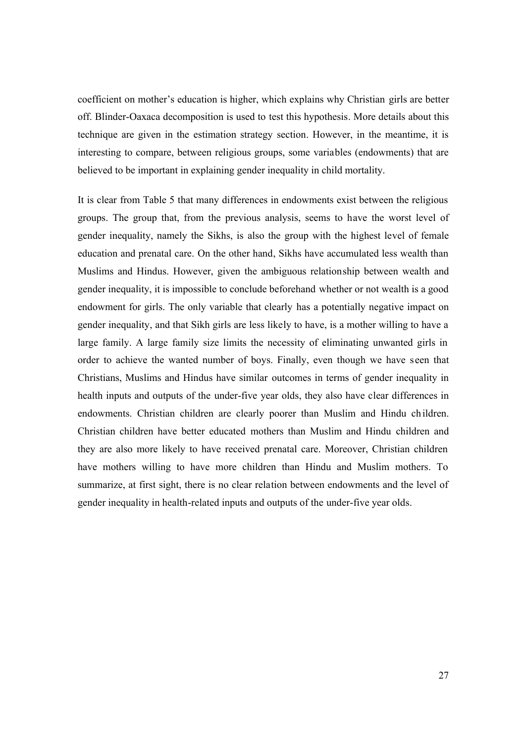coefficient on mother's education is higher, which explains why Christian girls are better off. Blinder-Oaxaca decomposition is used to test this hypothesis. More details about this technique are given in the estimation strategy section. However, in the meantime, it is interesting to compare, between religious groups, some variables (endowments) that are believed to be important in explaining gender inequality in child mortality.

It is clear from Table 5 that many differences in endowments exist between the religious groups. The group that, from the previous analysis, seems to have the worst level of gender inequality, namely the Sikhs, is also the group with the highest level of female education and prenatal care. On the other hand, Sikhs have accumulated less wealth than Muslims and Hindus. However, given the ambiguous relationship between wealth and gender inequality, it is impossible to conclude beforehand whether or not wealth is a good endowment for girls. The only variable that clearly has a potentially negative impact on gender inequality, and that Sikh girls are less likely to have, is a mother willing to have a large family. A large family size limits the necessity of eliminating unwanted girls in order to achieve the wanted number of boys. Finally, even though we have seen that Christians, Muslims and Hindus have similar outcomes in terms of gender inequality in health inputs and outputs of the under-five year olds, they also have clear differences in endowments. Christian children are clearly poorer than Muslim and Hindu children. Christian children have better educated mothers than Muslim and Hindu children and they are also more likely to have received prenatal care. Moreover, Christian children have mothers willing to have more children than Hindu and Muslim mothers. To summarize, at first sight, there is no clear relation between endowments and the level of gender inequality in health-related inputs and outputs of the under-five year olds.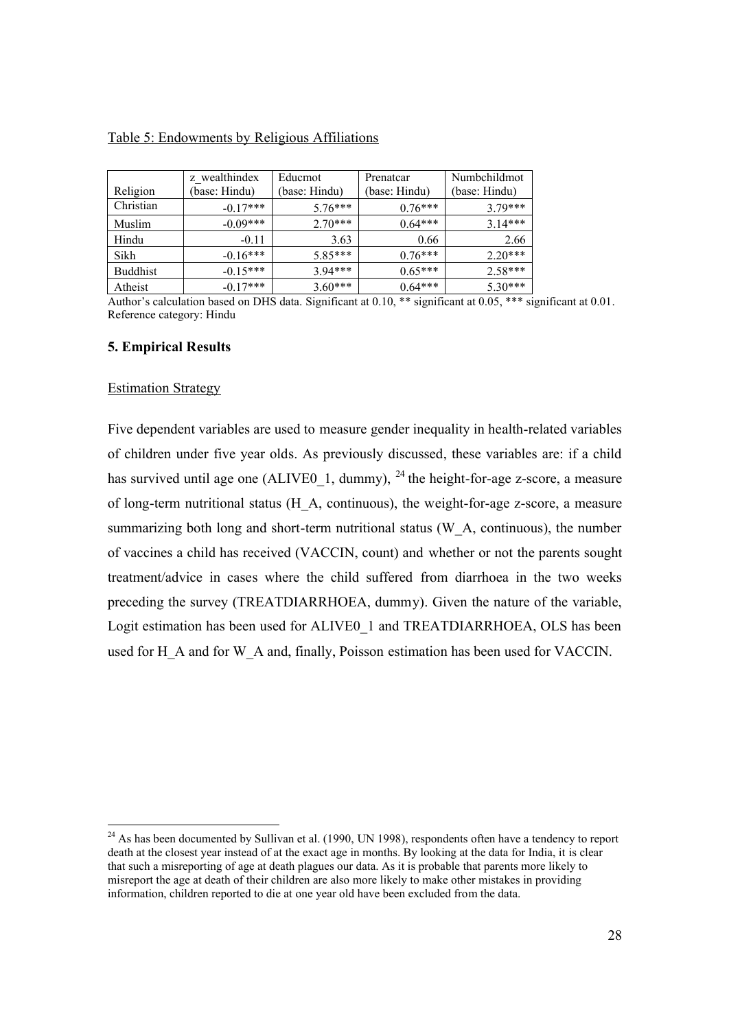Table 5: Endowments by Religious Affiliations

| Religion | z_wealthindex (base: Hindu) | Educmot (base: Hindu) | Prenatcar (base: Hindu) | Numbchildmot (base: Hindu) |
|---|---|---|---|---|
| Christian | -0.17*** | 5.76*** | 0.76*** | 3.79*** |
| Muslim | -0.09*** | 2.70*** | 0.64*** | 3.14*** |
| Hindu | -0.11 | 3.63 | 0.66 | 2.66 |
| Sikh | -0.16*** | 5.85*** | 0.76*** | 2.20*** |
| Buddhist | -0.15*** | 3.94*** | 0.65*** | 2.58*** |
| Atheist | -0.17*** | 3.60*** | 0.64*** | 5.30*** |

Author's calculation based on DHS data. Significant at 0.10, ** significant at 0.05, *** significant at 0.01. Reference category: Hindu

**5. Empirical Results**

Estimation Strategy

Five dependent variables are used to measure gender inequality in health-related variables of children under five year olds. As previously discussed, these variables are: if a child has survived until age one (ALIVE0_1, dummy), [24] the height-for-age z-score, a measure of long-term nutritional status (H_A, continuous), the weight-for-age z-score, a measure summarizing both long and short-term nutritional status (W_A, continuous), the number of vaccines a child has received (VACCIN, count) and whether or not the parents sought treatment/advice in cases where the child suffered from diarrhoea in the two weeks preceding the survey (TREATDIARRHOEA, dummy). Given the nature of the variable, Logit estimation has been used for ALIVE0_1 and TREATDIARRHOEA, OLS has been used for H_A and for W_A and, finally, Poisson estimation has been used for VACCIN.

[24] As has been documented by Sullivan et al. (1990, UN 1998), respondents often have a tendency to report death at the closest year instead of at the exact age in months. By looking at the data for India, it is clear that such a misreporting of age at death plagues our data. As it is probable that parents more likely to misreport the age at death of their children are also more likely to make other mistakes in providing information, children reported to die at one year old have been excluded from the data.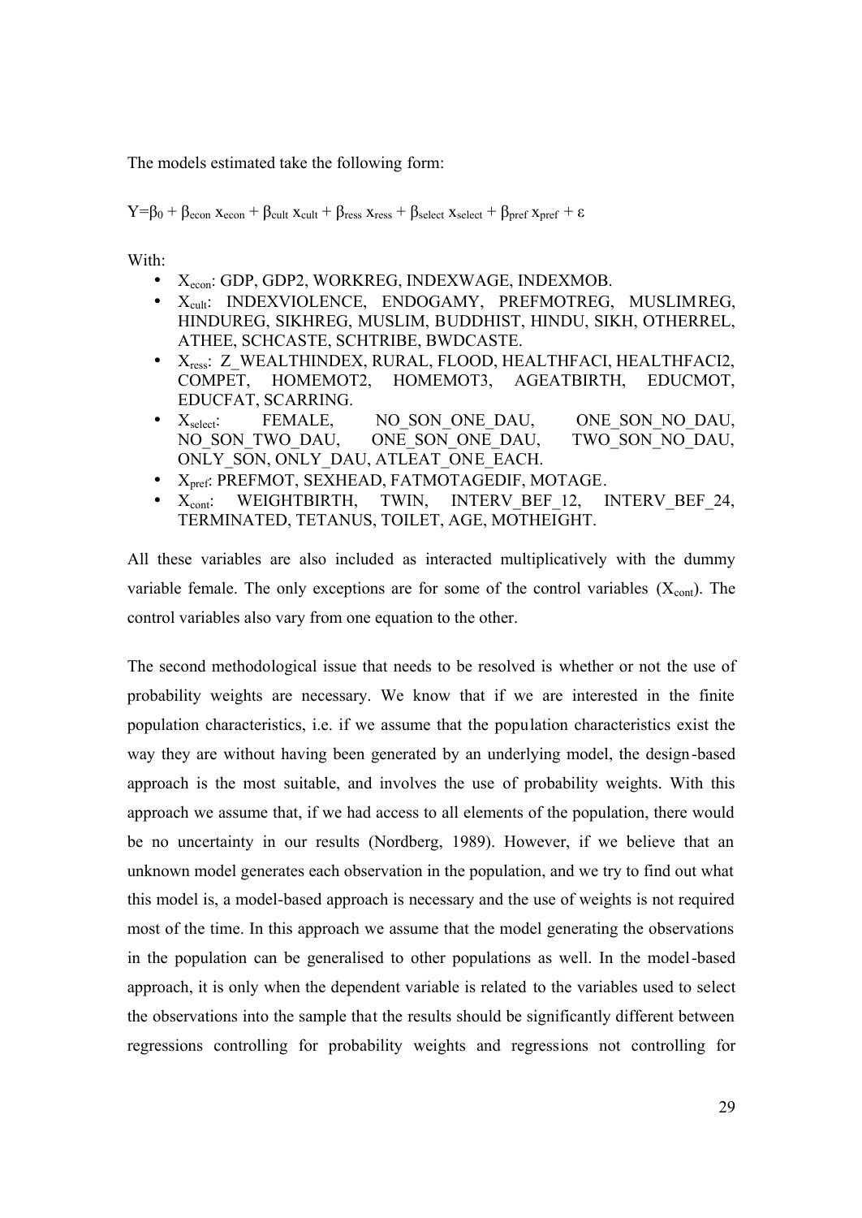The models estimated take the following form:

$$Y=\beta_0 + \beta_{econ}\, x_{econ} + \beta_{cult}\, x_{cult} + \beta_{ress}\, x_{ress} + \beta_{select}\, x_{select} + \beta_{pref}\, x_{pref} + \varepsilon$$

With:

- $X_{econ}$: GDP, GDP2, WORKREG, INDEXWAGE, INDEXMOB.
- $X_{cult}$: INDEXVIOLENCE, ENDOGAMY, PREFMOTREG, MUSLIMREG, HINDUREG, SIKHREG, MUSLIM, BUDDHIST, HINDU, SIKH, OTHERREL, ATHEE, SCHCASTE, SCHTRIBE, BWDCASTE.
- $X_{ress}$: Z_WEALTHINDEX, RURAL, FLOOD, HEALTHFACI, HEALTHFACI2, COMPET, HOMEMOT2, HOMEMOT3, AGEATBIRTH, EDUCMOT, EDUCFAT, SCARRING.
- $X_{select}$: FEMALE, NO_SON_ONE_DAU, ONE_SON_NO_DAU, NO_SON_TWO_DAU, ONE_SON_ONE_DAU, TWO_SON_NO_DAU, ONLY_SON, ONLY_DAU, ATLEAT_ONE_EACH.
- $X_{pref}$: PREFMOT, SEXHEAD, FATMOTAGEDIF, MOTAGE.
- $X_{cont}$: WEIGHTBIRTH, TWIN, INTERV_BEF_12, INTERV_BEF_24, TERMINATED, TETANUS, TOILET, AGE, MOTHEIGHT.

All these variables are also included as interacted multiplicatively with the dummy variable female. The only exceptions are for some of the control variables ($X_{cont}$). The control variables also vary from one equation to the other.

The second methodological issue that needs to be resolved is whether or not the use of probability weights are necessary. We know that if we are interested in the finite population characteristics, i.e. if we assume that the population characteristics exist the way they are without having been generated by an underlying model, the design-based approach is the most suitable, and involves the use of probability weights. With this approach we assume that, if we had access to all elements of the population, there would be no uncertainty in our results (Nordberg, 1989). However, if we believe that an unknown model generates each observation in the population, and we try to find out what this model is, a model-based approach is necessary and the use of weights is not required most of the time. In this approach we assume that the model generating the observations in the population can be generalised to other populations as well. In the model-based approach, it is only when the dependent variable is related to the variables used to select the observations into the sample that the results should be significantly different between regressions controlling for probability weights and regressions not controlling for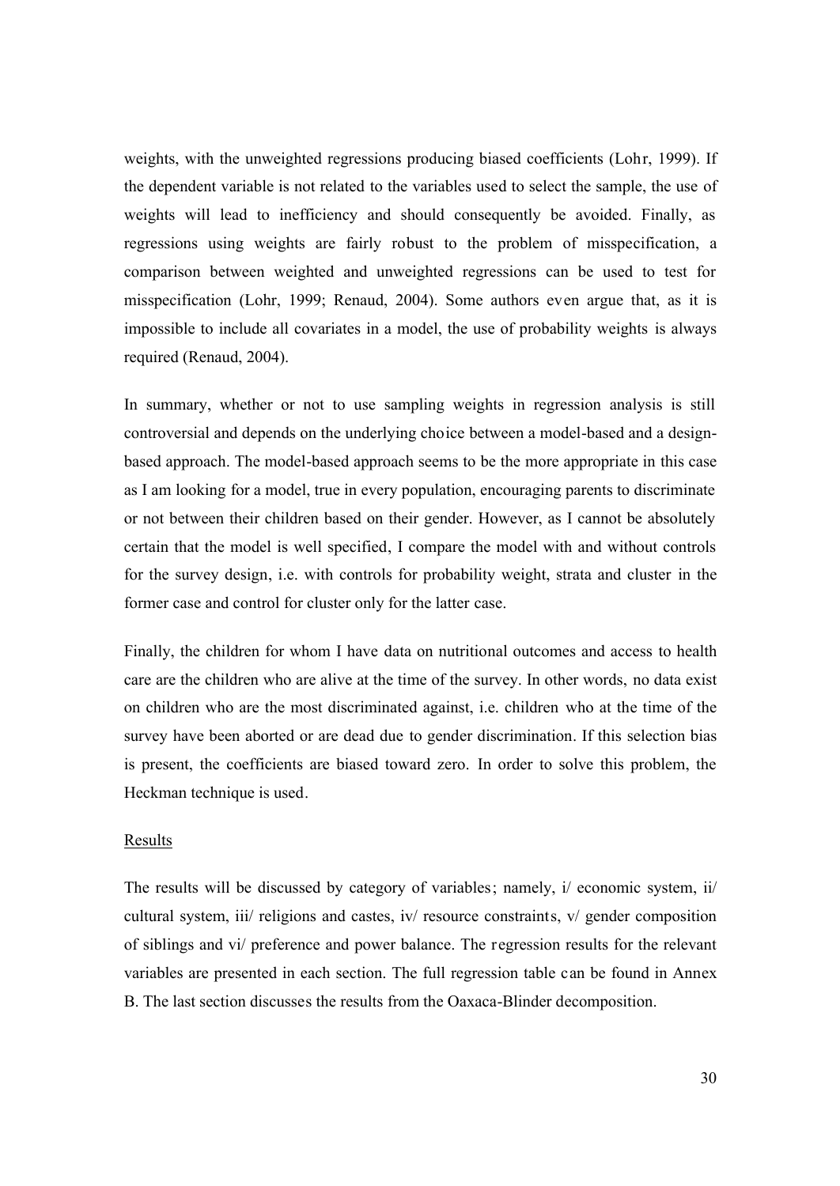weights, with the unweighted regressions producing biased coefficients (Lohr, 1999). If the dependent variable is not related to the variables used to select the sample, the use of weights will lead to inefficiency and should consequently be avoided. Finally, as regressions using weights are fairly robust to the problem of misspecification, a comparison between weighted and unweighted regressions can be used to test for misspecification (Lohr, 1999; Renaud, 2004). Some authors even argue that, as it is impossible to include all covariates in a model, the use of probability weights is always required (Renaud, 2004).

In summary, whether or not to use sampling weights in regression analysis is still controversial and depends on the underlying choice between a model-based and a design-based approach. The model-based approach seems to be the more appropriate in this case as I am looking for a model, true in every population, encouraging parents to discriminate or not between their children based on their gender. However, as I cannot be absolutely certain that the model is well specified, I compare the model with and without controls for the survey design, i.e. with controls for probability weight, strata and cluster in the former case and control for cluster only for the latter case.

Finally, the children for whom I have data on nutritional outcomes and access to health care are the children who are alive at the time of the survey. In other words, no data exist on children who are the most discriminated against, i.e. children who at the time of the survey have been aborted or are dead due to gender discrimination. If this selection bias is present, the coefficients are biased toward zero. In order to solve this problem, the Heckman technique is used.

## Results

The results will be discussed by category of variables; namely, i/ economic system, ii/ cultural system, iii/ religions and castes, iv/ resource constraints, v/ gender composition of siblings and vi/ preference and power balance. The regression results for the relevant variables are presented in each section. The full regression table can be found in Annex B. The last section discusses the results from the Oaxaca-Blinder decomposition.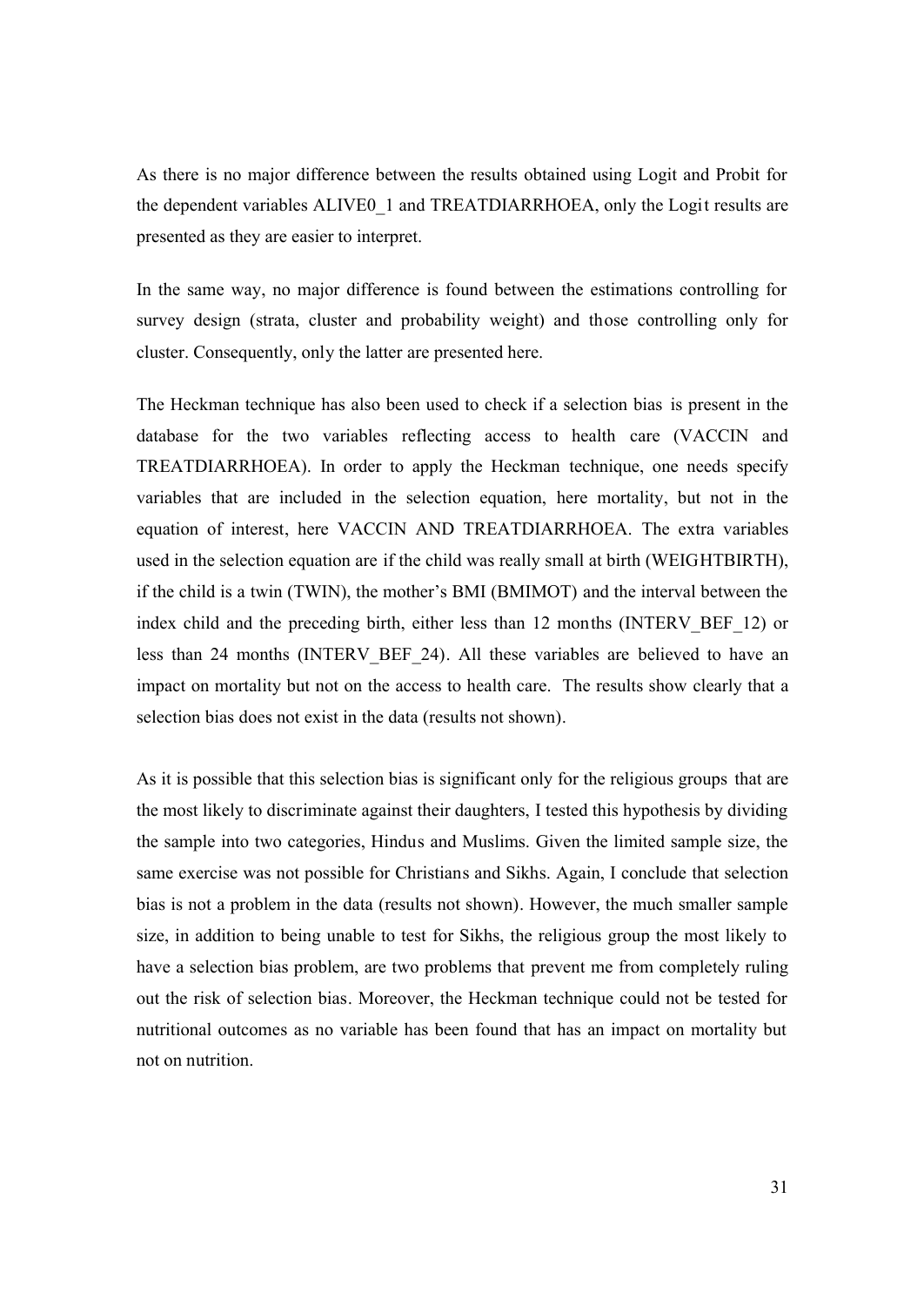As there is no major difference between the results obtained using Logit and Probit for the dependent variables ALIVE0_1 and TREATDIARRHOEA, only the Logit results are presented as they are easier to interpret.

In the same way, no major difference is found between the estimations controlling for survey design (strata, cluster and probability weight) and those controlling only for cluster. Consequently, only the latter are presented here.

The Heckman technique has also been used to check if a selection bias is present in the database for the two variables reflecting access to health care (VACCIN and TREATDIARRHOEA). In order to apply the Heckman technique, one needs specify variables that are included in the selection equation, here mortality, but not in the equation of interest, here VACCIN AND TREATDIARRHOEA. The extra variables used in the selection equation are if the child was really small at birth (WEIGHTBIRTH), if the child is a twin (TWIN), the mother's BMI (BMIMOT) and the interval between the index child and the preceding birth, either less than 12 months (INTERV_BEF_12) or less than 24 months (INTERV_BEF_24). All these variables are believed to have an impact on mortality but not on the access to health care. The results show clearly that a selection bias does not exist in the data (results not shown).

As it is possible that this selection bias is significant only for the religious groups that are the most likely to discriminate against their daughters, I tested this hypothesis by dividing the sample into two categories, Hindus and Muslims. Given the limited sample size, the same exercise was not possible for Christians and Sikhs. Again, I conclude that selection bias is not a problem in the data (results not shown). However, the much smaller sample size, in addition to being unable to test for Sikhs, the religious group the most likely to have a selection bias problem, are two problems that prevent me from completely ruling out the risk of selection bias. Moreover, the Heckman technique could not be tested for nutritional outcomes as no variable has been found that has an impact on mortality but not on nutrition.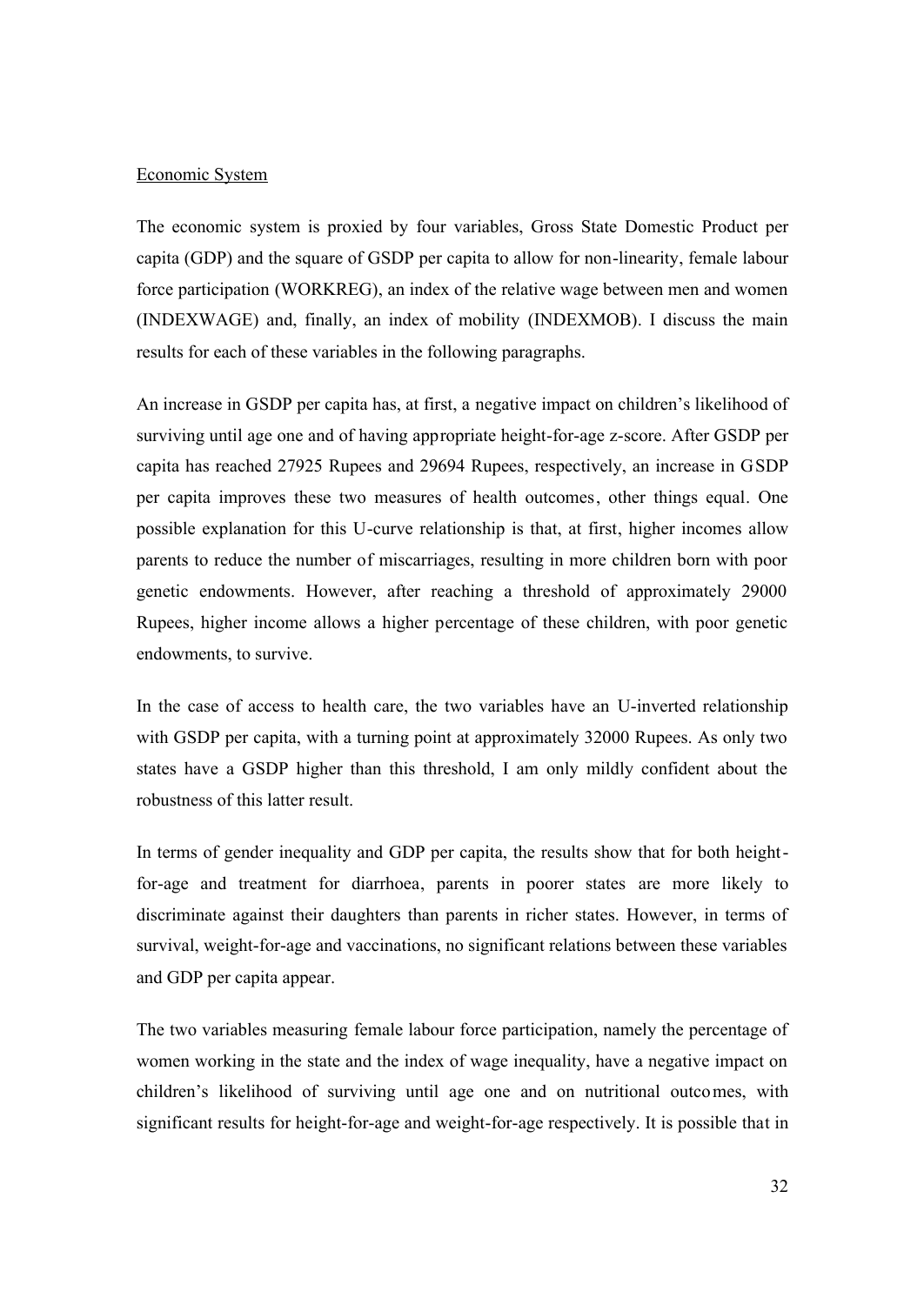Economic System

The economic system is proxied by four variables, Gross State Domestic Product per capita (GDP) and the square of GSDP per capita to allow for non-linearity, female labour force participation (WORKREG), an index of the relative wage between men and women (INDEXWAGE) and, finally, an index of mobility (INDEXMOB). I discuss the main results for each of these variables in the following paragraphs.

An increase in GSDP per capita has, at first, a negative impact on children's likelihood of surviving until age one and of having appropriate height-for-age z-score. After GSDP per capita has reached 27925 Rupees and 29694 Rupees, respectively, an increase in GSDP per capita improves these two measures of health outcomes, other things equal. One possible explanation for this U-curve relationship is that, at first, higher incomes allow parents to reduce the number of miscarriages, resulting in more children born with poor genetic endowments. However, after reaching a threshold of approximately 29000 Rupees, higher income allows a higher percentage of these children, with poor genetic endowments, to survive.

In the case of access to health care, the two variables have an U-inverted relationship with GSDP per capita, with a turning point at approximately 32000 Rupees. As only two states have a GSDP higher than this threshold, I am only mildly confident about the robustness of this latter result.

In terms of gender inequality and GDP per capita, the results show that for both height-for-age and treatment for diarrhoea, parents in poorer states are more likely to discriminate against their daughters than parents in richer states. However, in terms of survival, weight-for-age and vaccinations, no significant relations between these variables and GDP per capita appear.

The two variables measuring female labour force participation, namely the percentage of women working in the state and the index of wage inequality, have a negative impact on children's likelihood of surviving until age one and on nutritional outcomes, with significant results for height-for-age and weight-for-age respectively. It is possible that in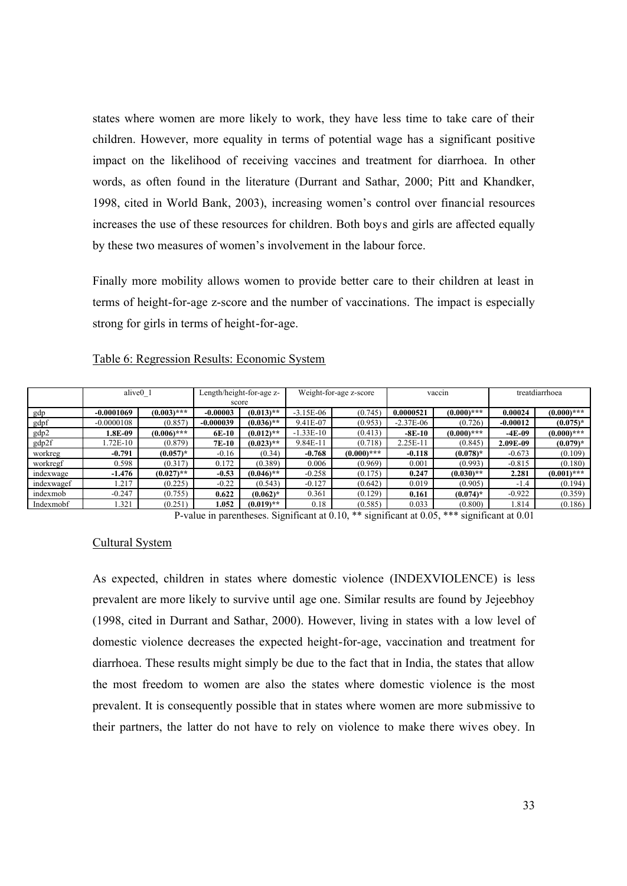states where women are more likely to work, they have less time to take care of their children. However, more equality in terms of potential wage has a significant positive impact on the likelihood of receiving vaccines and treatment for diarrhoea. In other words, as often found in the literature (Durrant and Sathar, 2000; Pitt and Khandker, 1998, cited in World Bank, 2003), increasing women's control over financial resources increases the use of these resources for children. Both boys and girls are affected equally by these two measures of women's involvement in the labour force.

Finally more mobility allows women to provide better care to their children at least in terms of height-for-age z-score and the number of vaccinations. The impact is especially strong for girls in terms of height-for-age.

Table 6: Regression Results: Economic System

| | alive0_1 | | Length/height-for-age z-score | | Weight-for-age z-score | | vaccin | | treatdiarrhoea | |
|---|---|---|---|---|---|---|---|---|---|---|
| gdp | **-0.0001069** | **(0.003)*** ** | **-0.00003** | **(0.013)** ** | -3.15E-06 | (0.745) | **0.0000521** | **(0.000)*** ** | **0.00024** | **(0.000)*** ** |
| gdpf | -0.0000108 | (0.857) | **-0.000039** | **(0.036)** ** | 9.41E-07 | (0.953) | -2.37E-06 | (0.726) | **-0.00012** | **(0.075)*** |
| gdp2 | **1.8E-09** | **(0.006)*** ** | **6E-10** | **(0.012)** ** | -1.33E-10 | (0.413) | **-8E-10** | **(0.000)*** ** | **-4E-09** | **(0.000)*** ** |
| gdp2f | 1.72E-10 | (0.879) | **7E-10** | **(0.023)** ** | 9.84E-11 | (0.718) | 2.25E-11 | (0.845) | **2.09E-09** | **(0.079)*** |
| workreg | **-0.791** | **(0.057)*** | -0.16 | (0.34) | **-0.768** | **(0.000)*** ** | **-0.118** | **(0.078)*** | -0.673 | (0.109) |
| workregf | 0.598 | (0.317) | 0.172 | (0.389) | 0.006 | (0.969) | 0.001 | (0.993) | -0.815 | (0.180) |
| indexwage | **-1.476** | **(0.027)** ** | **-0.53** | **(0.046)** ** | -0.258 | (0.175) | **0.247** | **(0.030)** ** | **2.281** | **(0.001)*** ** |
| indexwagef | 1.217 | (0.225) | -0.22 | (0.543) | -0.127 | (0.642) | 0.019 | (0.905) | -1.4 | (0.194) |
| indexmob | -0.247 | (0.755) | **0.622** | **(0.062)*** | 0.361 | (0.129) | **0.161** | **(0.074)*** | -0.922 | (0.359) |
| Indexmobf | 1.321 | (0.251) | **1.052** | **(0.019)** ** | 0.18 | (0.585) | 0.033 | (0.800) | 1.814 | (0.186) |

P-value in parentheses. Significant at 0.10, ** significant at 0.05, *** significant at 0.01

## Cultural System

As expected, children in states where domestic violence (INDEXVIOLENCE) is less prevalent are more likely to survive until age one. Similar results are found by Jejeebhoy (1998, cited in Durrant and Sathar, 2000). However, living in states with a low level of domestic violence decreases the expected height-for-age, vaccination and treatment for diarrhoea. These results might simply be due to the fact that in India, the states that allow the most freedom to women are also the states where domestic violence is the most prevalent. It is consequently possible that in states where women are more submissive to their partners, the latter do not have to rely on violence to make there wives obey. In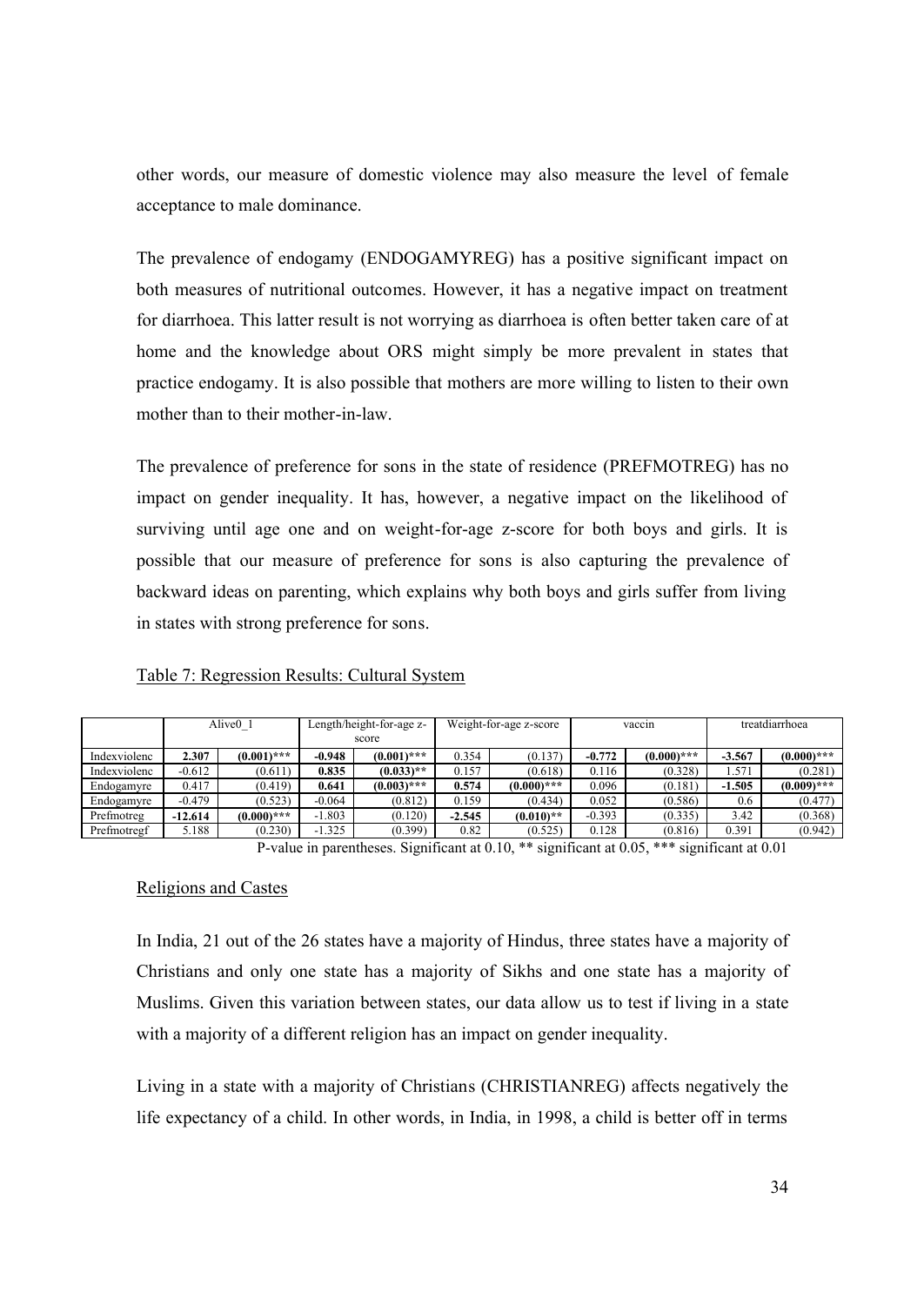other words, our measure of domestic violence may also measure the level of female acceptance to male dominance.

The prevalence of endogamy (ENDOGAMYREG) has a positive significant impact on both measures of nutritional outcomes. However, it has a negative impact on treatment for diarrhoea. This latter result is not worrying as diarrhoea is often better taken care of at home and the knowledge about ORS might simply be more prevalent in states that practice endogamy. It is also possible that mothers are more willing to listen to their own mother than to their mother-in-law.

The prevalence of preference for sons in the state of residence (PREFMOTREG) has no impact on gender inequality. It has, however, a negative impact on the likelihood of surviving until age one and on weight-for-age z-score for both boys and girls. It is possible that our measure of preference for sons is also capturing the prevalence of backward ideas on parenting, which explains why both boys and girls suffer from living in states with strong preference for sons.

Table 7: Regression Results: Cultural System

| | Alive0_1 | | Length/height-for-age z-score | | Weight-for-age z-score | | vaccin | | treatdiarrhoea | |
|---|---|---|---|---|---|---|---|---|---|---|
| Indexviolenc | **2.307** | **(0.001)*** ** | **-0.948** | **(0.001)*** ** | 0.354 | (0.137) | **-0.772** | **(0.000)*** ** | **-3.567** | **(0.000)*** ** |
| Indexviolenc | -0.612 | (0.611) | **0.835** | **(0.033)** ** | 0.157 | (0.618) | 0.116 | (0.328) | 1.571 | (0.281) |
| Endogamyre | 0.417 | (0.419) | **0.641** | **(0.003)*** ** | **0.574** | **(0.000)*** ** | 0.096 | (0.181) | **-1.505** | **(0.009)*** ** |
| Endogamyre | -0.479 | (0.523) | -0.064 | (0.812) | 0.159 | (0.434) | 0.052 | (0.586) | 0.6 | (0.477) |
| Prefmotreg | **-12.614** | **(0.000)*** ** | -1.803 | (0.120) | **-2.545** | **(0.010)** ** | -0.393 | (0.335) | 3.42 | (0.368) |
| Prefmotregf | 5.188 | (0.230) | -1.325 | (0.399) | 0.82 | (0.525) | 0.128 | (0.816) | 0.391 | (0.942) |

P-value in parentheses. Significant at 0.10, ** significant at 0.05, *** significant at 0.01

## Religions and Castes

In India, 21 out of the 26 states have a majority of Hindus, three states have a majority of Christians and only one state has a majority of Sikhs and one state has a majority of Muslims. Given this variation between states, our data allow us to test if living in a state with a majority of a different religion has an impact on gender inequality.

Living in a state with a majority of Christians (CHRISTIANREG) affects negatively the life expectancy of a child. In other words, in India, in 1998, a child is better off in terms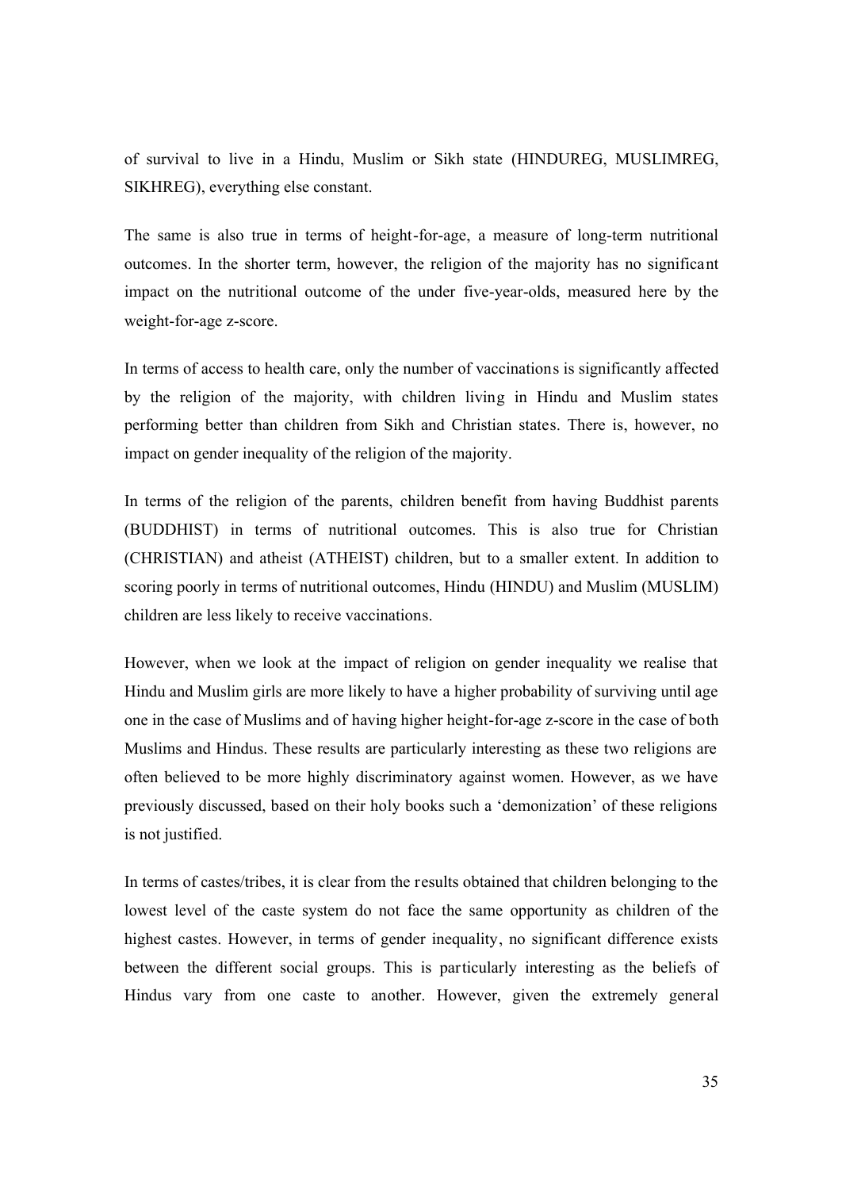of survival to live in a Hindu, Muslim or Sikh state (HINDUREG, MUSLIMREG, SIKHREG), everything else constant.

The same is also true in terms of height-for-age, a measure of long-term nutritional outcomes. In the shorter term, however, the religion of the majority has no significant impact on the nutritional outcome of the under five-year-olds, measured here by the weight-for-age z-score.

In terms of access to health care, only the number of vaccinations is significantly affected by the religion of the majority, with children living in Hindu and Muslim states performing better than children from Sikh and Christian states. There is, however, no impact on gender inequality of the religion of the majority.

In terms of the religion of the parents, children benefit from having Buddhist parents (BUDDHIST) in terms of nutritional outcomes. This is also true for Christian (CHRISTIAN) and atheist (ATHEIST) children, but to a smaller extent. In addition to scoring poorly in terms of nutritional outcomes, Hindu (HINDU) and Muslim (MUSLIM) children are less likely to receive vaccinations.

However, when we look at the impact of religion on gender inequality we realise that Hindu and Muslim girls are more likely to have a higher probability of surviving until age one in the case of Muslims and of having higher height-for-age z-score in the case of both Muslims and Hindus. These results are particularly interesting as these two religions are often believed to be more highly discriminatory against women. However, as we have previously discussed, based on their holy books such a 'demonization' of these religions is not justified.

In terms of castes/tribes, it is clear from the results obtained that children belonging to the lowest level of the caste system do not face the same opportunity as children of the highest castes. However, in terms of gender inequality, no significant difference exists between the different social groups. This is particularly interesting as the beliefs of Hindus vary from one caste to another. However, given the extremely general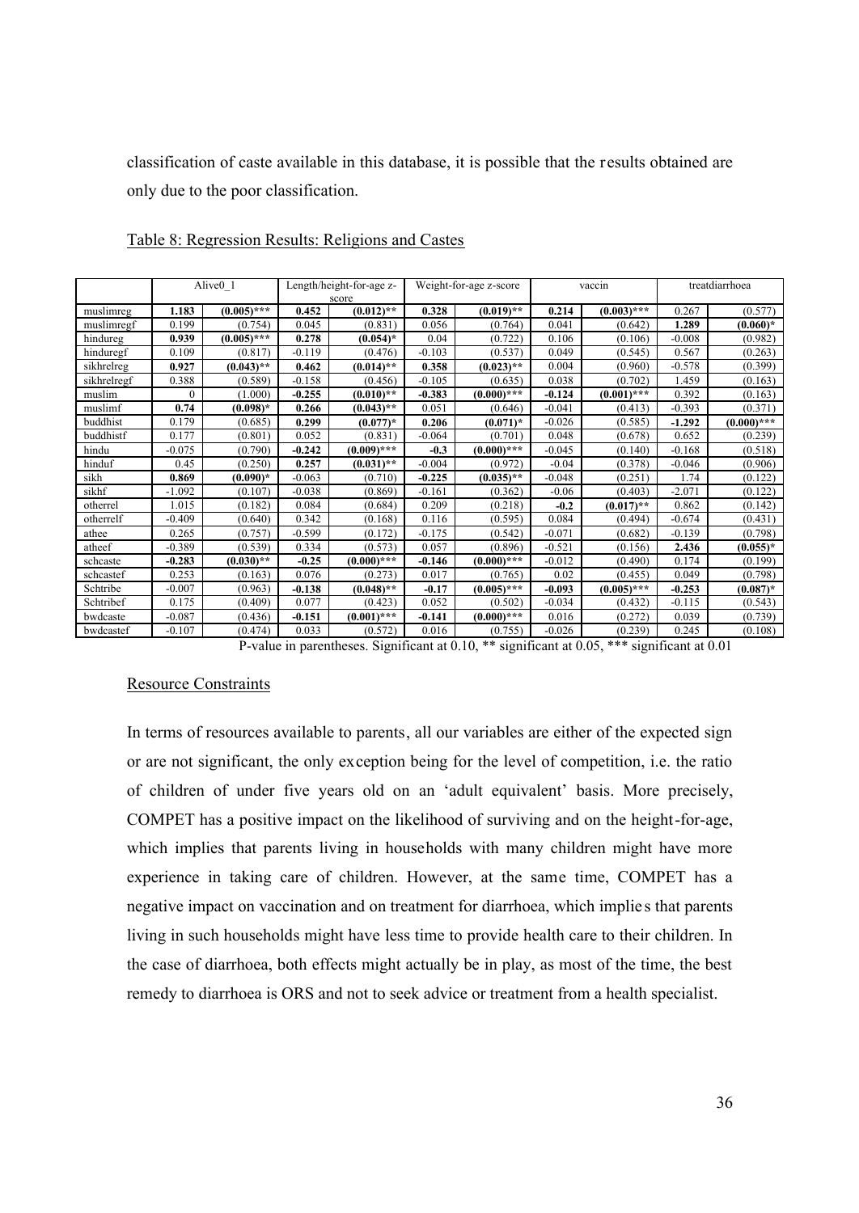classification of caste available in this database, it is possible that the results obtained are only due to the poor classification.

Table 8: Regression Results: Religions and Castes

| | Alive0_1 | | Length/height-for-age z-score | | Weight-for-age z-score | | vaccin | | treatdiarrhoea | |
|---|---|---|---|---|---|---|---|---|---|---|
| muslimreg | **1.183** | **(0.005)*** ** | **0.452** | **(0.012)** ** | **0.328** | **(0.019)** ** | **0.214** | **(0.003)*** ** | 0.267 | (0.577) |
| muslimregf | 0.199 | (0.754) | 0.045 | (0.831) | 0.056 | (0.764) | 0.041 | (0.642) | **1.289** | **(0.060)*** |
| hindureg | **0.939** | **(0.005)*** ** | **0.278** | **(0.054)*** | 0.04 | (0.722) | 0.106 | (0.106) | -0.008 | (0.982) |
| hinduregf | 0.109 | (0.817) | -0.119 | (0.476) | -0.103 | (0.537) | 0.049 | (0.545) | 0.567 | (0.263) |
| sikhrelreg | **0.927** | **(0.043)** ** | **0.462** | **(0.014)** ** | **0.358** | **(0.023)** ** | 0.004 | (0.960) | -0.578 | (0.399) |
| sikhrelregf | 0.388 | (0.589) | -0.158 | (0.456) | -0.105 | (0.635) | 0.038 | (0.702) | 1.459 | (0.163) |
| muslim | 0 | (1.000) | **-0.255** | **(0.010)** ** | **-0.383** | **(0.000)*** ** | **-0.124** | **(0.001)*** ** | 0.392 | (0.163) |
| muslimf | **0.74** | **(0.098)*** | **0.266** | **(0.043)** ** | 0.051 | (0.646) | -0.041 | (0.413) | -0.393 | (0.371) |
| buddhist | 0.179 | (0.685) | **0.299** | **(0.077)*** | **0.206** | **(0.071)*** | -0.026 | (0.585) | **-1.292** | **(0.000)*** ** |
| buddhistf | 0.177 | (0.801) | 0.052 | (0.831) | -0.064 | (0.701) | 0.048 | (0.678) | 0.652 | (0.239) |
| hindu | -0.075 | (0.790) | **-0.242** | **(0.009)*** ** | **-0.3** | **(0.000)*** ** | -0.045 | (0.140) | -0.168 | (0.518) |
| hinduf | 0.45 | (0.250) | **0.257** | **(0.031)** ** | -0.004 | (0.972) | -0.04 | (0.378) | -0.046 | (0.906) |
| sikh | **0.869** | **(0.090)*** | -0.063 | (0.710) | **-0.225** | **(0.035)** ** | -0.048 | (0.251) | 1.74 | (0.122) |
| sikhf | -1.092 | (0.107) | -0.038 | (0.869) | -0.161 | (0.362) | -0.06 | (0.403) | -2.071 | (0.122) |
| otherrel | 1.015 | (0.182) | 0.084 | (0.684) | 0.209 | (0.218) | **-0.2** | **(0.017)** ** | 0.862 | (0.142) |
| otherrelf | -0.409 | (0.640) | 0.342 | (0.168) | 0.116 | (0.595) | 0.084 | (0.494) | -0.674 | (0.431) |
| athee | 0.265 | (0.757) | -0.599 | (0.172) | -0.175 | (0.542) | -0.071 | (0.682) | -0.139 | (0.798) |
| atheef | -0.389 | (0.539) | 0.334 | (0.573) | 0.057 | (0.896) | -0.521 | (0.156) | **2.436** | **(0.055)*** |
| schcaste | **-0.283** | **(0.030)** ** | **-0.25** | **(0.000)*** ** | **-0.146** | **(0.000)*** ** | -0.012 | (0.490) | 0.174 | (0.199) |
| schcastef | 0.253 | (0.163) | 0.076 | (0.273) | 0.017 | (0.765) | 0.02 | (0.455) | 0.049 | (0.798) |
| Schtribe | -0.007 | (0.963) | **-0.138** | **(0.048)** ** | **-0.17** | **(0.005)*** ** | **-0.093** | **(0.005)*** ** | **-0.253** | **(0.087)*** |
| Schtribef | 0.175 | (0.409) | 0.077 | (0.423) | 0.052 | (0.502) | -0.034 | (0.432) | -0.115 | (0.543) |
| bwdcaste | -0.087 | (0.436) | **-0.151** | **(0.001)*** ** | **-0.141** | **(0.000)*** ** | 0.016 | (0.272) | 0.039 | (0.739) |
| bwdcastef | -0.107 | (0.474) | 0.033 | (0.572) | 0.016 | (0.755) | -0.026 | (0.239) | 0.245 | (0.108) |

P-value in parentheses. Significant at 0.10, ** significant at 0.05, *** significant at 0.01

## Resource Constraints

In terms of resources available to parents, all our variables are either of the expected sign or are not significant, the only exception being for the level of competition, i.e. the ratio of children of under five years old on an 'adult equivalent' basis. More precisely, COMPET has a positive impact on the likelihood of surviving and on the height-for-age, which implies that parents living in households with many children might have more experience in taking care of children. However, at the same time, COMPET has a negative impact on vaccination and on treatment for diarrhoea, which implies that parents living in such households might have less time to provide health care to their children. In the case of diarrhoea, both effects might actually be in play, as most of the time, the best remedy to diarrhoea is ORS and not to seek advice or treatment from a health specialist.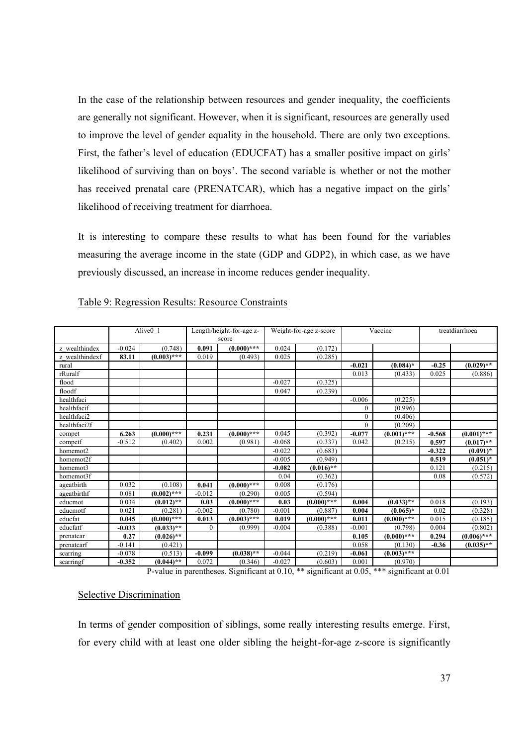In the case of the relationship between resources and gender inequality, the coefficients are generally not significant. However, when it is significant, resources are generally used to improve the level of gender equality in the household. There are only two exceptions. First, the father's level of education (EDUCFAT) has a smaller positive impact on girls' likelihood of surviving than on boys'. The second variable is whether or not the mother has received prenatal care (PRENATCAR), which has a negative impact on the girls' likelihood of receiving treatment for diarrhoea.

It is interesting to compare these results to what has been found for the variables measuring the average income in the state (GDP and GDP2), in which case, as we have previously discussed, an increase in income reduces gender inequality.

Table 9: Regression Results: Resource Constraints

| | Alive0_1 | | Length/height-for-age z-score | | Weight-for-age z-score | | Vaccine | | treatdiarrhoea | |
|---|---|---|---|---|---|---|---|---|---|---|
| z_wealthindex | -0.024 | (0.748) | **0.091** | **(0.000)***** | 0.024 | (0.172) | | | | |
| z_wealthindexf | **83.11** | **(0.003)***** | 0.019 | (0.493) | 0.025 | (0.285) | | | | |
| rural | | | | | | | **-0.021** | **(0.084)*** | **-0.25** | **(0.029)**** |
| rRuralf | | | | | | | 0.013 | (0.433) | 0.025 | (0.886) |
| flood | | | | | -0.027 | (0.325) | | | | |
| floodf | | | | | 0.047 | (0.239) | | | | |
| healthfaci | | | | | | | -0.006 | (0.225) | | |
| healthfacif | | | | | | | 0 | (0.996) | | |
| healthfaci2 | | | | | | | 0 | (0.406) | | |
| healthfaci2f | | | | | | | 0 | (0.209) | | |
| compet | **6.263** | **(0.000)***** | **0.231** | **(0.000)***** | 0.045 | (0.392) | **-0.077** | **(0.001)***** | **-0.568** | **(0.001)***** |
| competf | -0.512 | (0.402) | 0.002 | (0.981) | -0.068 | (0.337) | 0.042 | (0.215) | **0.597** | **(0.017)**** |
| homemot2 | | | | | -0.022 | (0.683) | | | **-0.322** | **(0.091)*** |
| homemot2f | | | | | -0.005 | (0.949) | | | **0.519** | **(0.051)*** |
| homemot3 | | | | | **-0.082** | **(0.016)**** | | | 0.121 | (0.215) |
| homemot3f | | | | | 0.04 | (0.362) | | | 0.08 | (0.572) |
| ageatbirth | 0.032 | (0.108) | **0.041** | **(0.000)***** | 0.008 | (0.176) | | | | |
| ageatbirthf | 0.081 | **(0.002)***** | -0.012 | (0.290) | 0.005 | (0.594) | | | | |
| educmot | 0.034 | **(0.012)**** | **0.03** | **(0.000)***** | **0.03** | **(0.000)***** | **0.004** | **(0.033)**** | 0.018 | (0.193) |
| educmotf | 0.021 | (0.281) | -0.002 | (0.780) | -0.001 | (0.887) | **0.004** | **(0.065)*** | 0.02 | (0.328) |
| educfat | **0.045** | **(0.000)***** | 0.013 | **(0.003)***** | 0.019 | **(0.000)***** | 0.011 | **(0.000)***** | 0.015 | (0.185) |
| educfatf | **-0.033** | **(0.033)**** | 0 | (0.999) | -0.004 | (0.388) | -0.001 | (0.798) | 0.004 | (0.802) |
| prenatcar | **0.27** | **(0.026)**** | | | | | **0.105** | **(0.000)***** | **0.294** | **(0.006)***** |
| prenatcarf | -0.141 | (0.421) | | | | | 0.058 | (0.130) | **-0.36** | **(0.035)**** |
| scarring | -0.078 | (0.513) | **-0.099** | **(0.038)**** | -0.044 | (0.219) | **-0.061** | **(0.003)***** | | |
| scarringf | **-0.352** | **(0.044)**** | 0.072 | (0.346) | -0.027 | (0.603) | 0.001 | (0.970) | | |

P-value in parentheses. Significant at 0.10, ** significant at 0.05, *** significant at 0.01

Selective Discrimination

In terms of gender composition of siblings, some really interesting results emerge. First, for every child with at least one older sibling the height-for-age z-score is significantly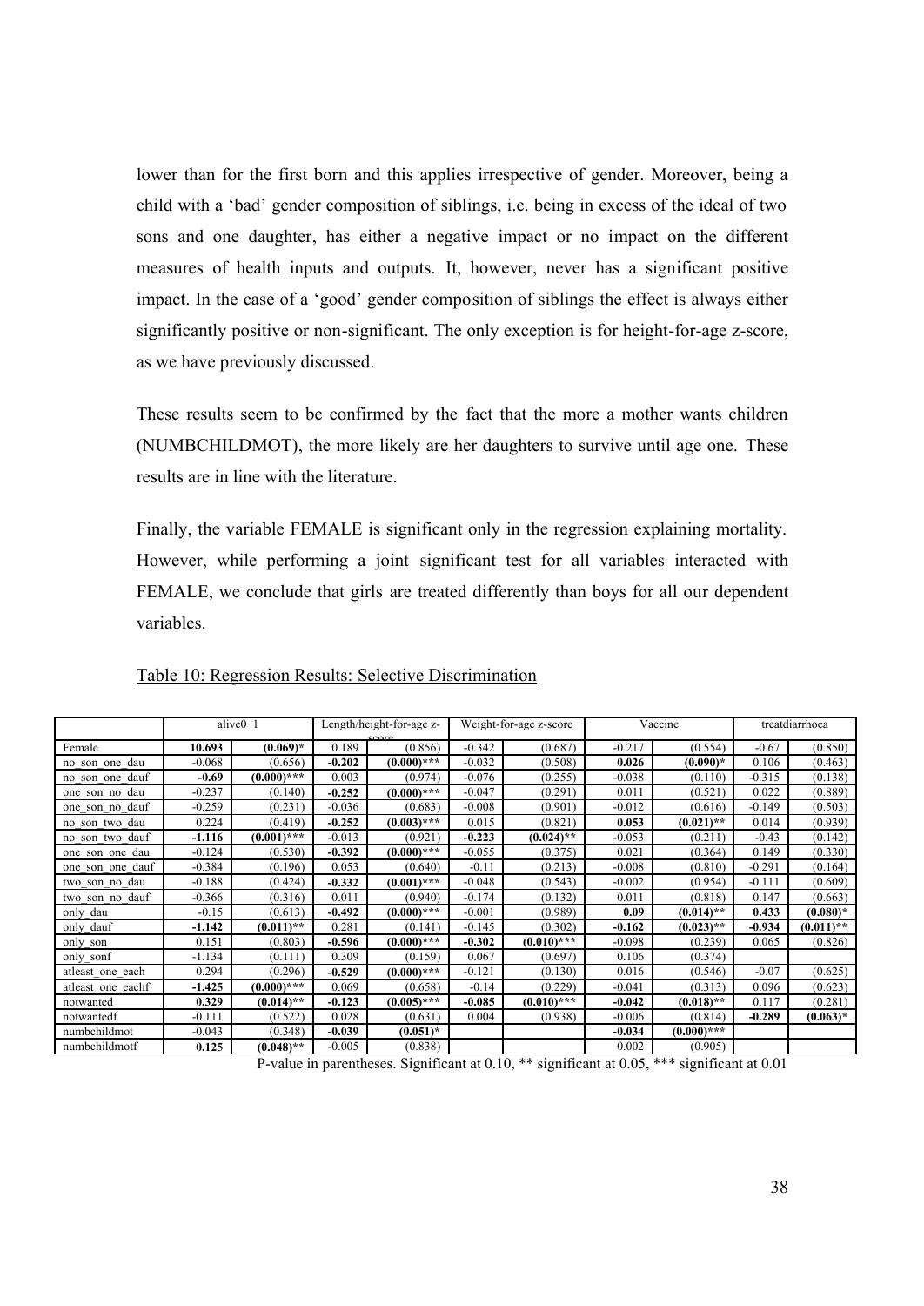lower than for the first born and this applies irrespective of gender. Moreover, being a child with a 'bad' gender composition of siblings, i.e. being in excess of the ideal of two sons and one daughter, has either a negative impact or no impact on the different measures of health inputs and outputs. It, however, never has a significant positive impact. In the case of a 'good' gender composition of siblings the effect is always either significantly positive or non-significant. The only exception is for height-for-age z-score, as we have previously discussed.

These results seem to be confirmed by the fact that the more a mother wants children (NUMBCHILDMOT), the more likely are her daughters to survive until age one. These results are in line with the literature.

Finally, the variable FEMALE is significant only in the regression explaining mortality. However, while performing a joint significant test for all variables interacted with FEMALE, we conclude that girls are treated differently than boys for all our dependent variables.

Table 10: Regression Results: Selective Discrimination

| | alive0_1 | | Length/height-for-age z-score | | Weight-for-age z-score | | Vaccine | | treatdiarrhoea | |
|---|---|---|---|---|---|---|---|---|---|---|
| Female | **10.693** | **(0.069)*** | 0.189 | (0.856) | -0.342 | (0.687) | -0.217 | (0.554) | -0.67 | (0.850) |
| no_son_one_dau | -0.068 | (0.656) | **-0.202** | **(0.000)***** | -0.032 | (0.508) | **0.026** | **(0.090)*** | 0.106 | (0.463) |
| no_son_one_dauf | **-0.69** | **(0.000)***** | 0.003 | (0.974) | -0.076 | (0.255) | -0.038 | (0.110) | -0.315 | (0.138) |
| one_son_no_dau | -0.237 | (0.140) | **-0.252** | **(0.000)***** | -0.047 | (0.291) | 0.011 | (0.521) | 0.022 | (0.889) |
| one_son_no_dauf | -0.259 | (0.231) | -0.036 | (0.683) | -0.008 | (0.901) | -0.012 | (0.616) | -0.149 | (0.503) |
| no_son_two_dau | 0.224 | (0.419) | **-0.252** | **(0.003)***** | 0.015 | (0.821) | **0.053** | **(0.021)**** | 0.014 | (0.939) |
| no_son_two_dauf | **-1.116** | **(0.001)***** | -0.013 | (0.921) | **-0.223** | **(0.024)**** | -0.053 | (0.211) | -0.43 | (0.142) |
| one_son_one_dau | -0.124 | (0.530) | **-0.392** | **(0.000)***** | -0.055 | (0.375) | 0.021 | (0.364) | 0.149 | (0.330) |
| one_son_one_dauf | -0.384 | (0.196) | 0.053 | (0.640) | -0.11 | (0.213) | -0.008 | (0.810) | -0.291 | (0.164) |
| two_son_no_dau | -0.188 | (0.424) | **-0.332** | **(0.001)***** | -0.048 | (0.543) | -0.002 | (0.954) | -0.111 | (0.609) |
| two_son_no_dauf | -0.366 | (0.316) | 0.011 | (0.940) | -0.174 | (0.132) | 0.011 | (0.818) | 0.147 | (0.663) |
| only_dau | -0.15 | (0.613) | **-0.492** | **(0.000)***** | -0.001 | (0.989) | **0.09** | **(0.014)**** | **0.433** | **(0.080)*** |
| only_dauf | **-1.142** | **(0.011)**** | 0.281 | (0.141) | -0.145 | (0.302) | **-0.162** | **(0.023)**** | **-0.934** | **(0.011)**** |
| only_son | 0.151 | (0.803) | **-0.596** | **(0.000)***** | **-0.302** | **(0.010)***** | -0.098 | (0.239) | 0.065 | (0.826) |
| only_sonf | -1.134 | (0.111) | 0.309 | (0.159) | 0.067 | (0.697) | 0.106 | (0.374) | | |
| atleast_one_each | 0.294 | (0.296) | **-0.529** | **(0.000)***** | -0.121 | (0.130) | 0.016 | (0.546) | -0.07 | (0.625) |
| atleast_one_eachf | **-1.425** | **(0.000)***** | 0.069 | (0.658) | -0.14 | (0.229) | -0.041 | (0.313) | 0.096 | (0.623) |
| notwanted | **0.329** | **(0.014)**** | **-0.123** | **(0.005)***** | **-0.085** | **(0.010)***** | **-0.042** | **(0.018)**** | 0.117 | (0.281) |
| notwantedf | -0.111 | (0.522) | 0.028 | (0.631) | 0.004 | (0.938) | -0.006 | (0.814) | **-0.289** | **(0.063)*** |
| numbchildmot | -0.043 | (0.348) | **-0.039** | **(0.051)*** | | | **-0.034** | **(0.000)***** | | |
| numbchildmotf | **0.125** | **(0.048)**** | -0.005 | (0.838) | | | 0.002 | (0.905) | | |

P-value in parentheses. Significant at 0.10, ** significant at 0.05, *** significant at 0.01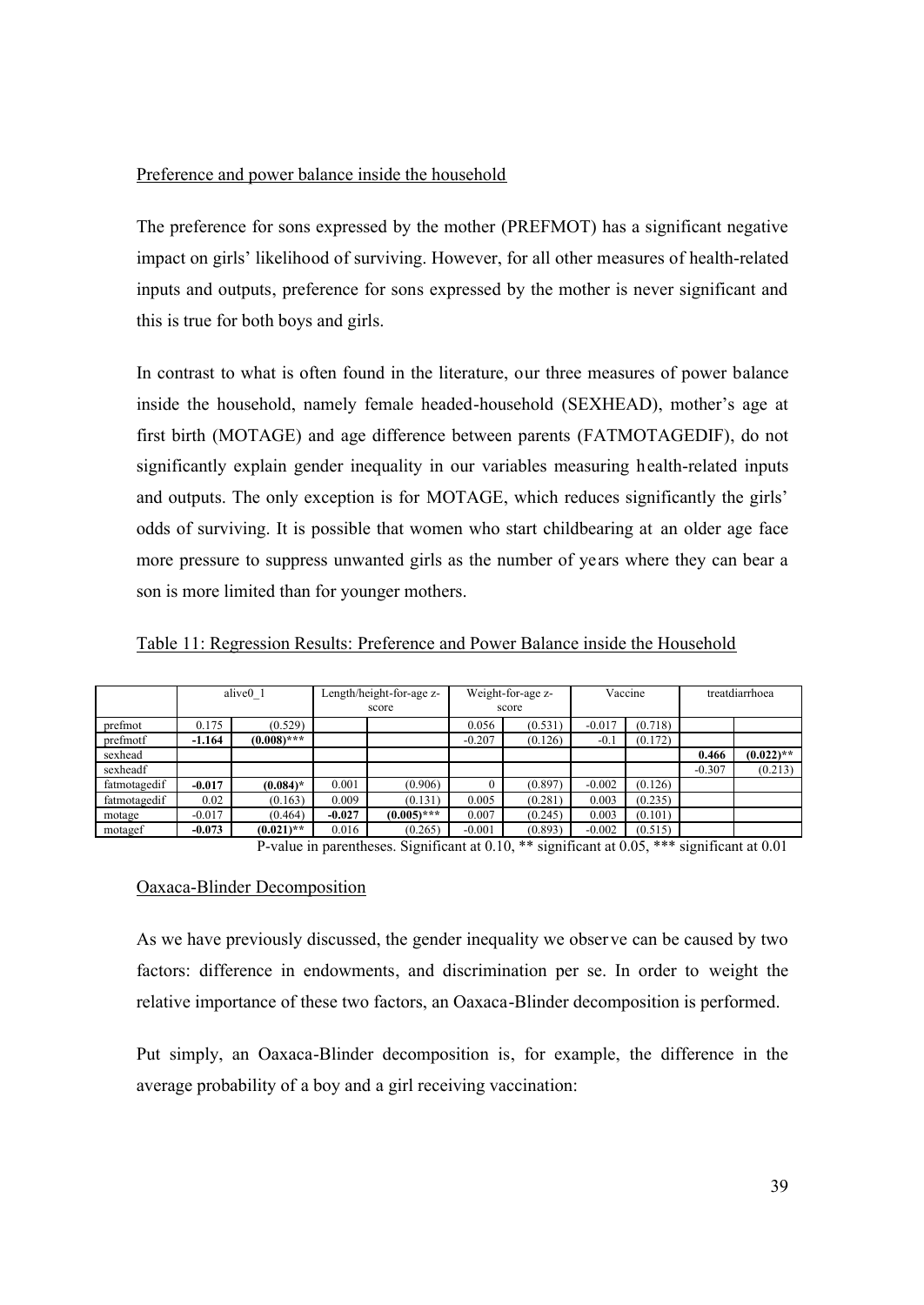Preference and power balance inside the household

The preference for sons expressed by the mother (PREFMOT) has a significant negative impact on girls' likelihood of surviving. However, for all other measures of health-related inputs and outputs, preference for sons expressed by the mother is never significant and this is true for both boys and girls.

In contrast to what is often found in the literature, our three measures of power balance inside the household, namely female headed-household (SEXHEAD), mother's age at first birth (MOTAGE) and age difference between parents (FATMOTAGEDIF), do not significantly explain gender inequality in our variables measuring health-related inputs and outputs. The only exception is for MOTAGE, which reduces significantly the girls' odds of surviving. It is possible that women who start childbearing at an older age face more pressure to suppress unwanted girls as the number of years where they can bear a son is more limited than for younger mothers.

Table 11: Regression Results: Preference and Power Balance inside the Household

| | alive0_1 | | Length/height-for-age z-score | | Weight-for-age z-score | | Vaccine | | treatdiarrhoea | |
|---|---|---|---|---|---|---|---|---|---|---|
| prefmot | 0.175 | (0.529) | | | 0.056 | (0.531) | -0.017 | (0.718) | | |
| prefmotf | **-1.164** | **(0.008)*** ** | | | -0.207 | (0.126) | -0.1 | (0.172) | | |
| sexhead | | | | | | | | | **0.466** | **(0.022)** ** |
| sexheadf | | | | | | | | | -0.307 | (0.213) |
| fatmotagedif | **-0.017** | **(0.084)*** | 0.001 | (0.906) | 0 | (0.897) | -0.002 | (0.126) | | |
| fatmotagedif | 0.02 | (0.163) | 0.009 | (0.131) | 0.005 | (0.281) | 0.003 | (0.235) | | |
| motage | -0.017 | (0.464) | **-0.027** | **(0.005)*** ** | 0.007 | (0.245) | 0.003 | (0.101) | | |
| motagef | **-0.073** | **(0.021)** ** | 0.016 | (0.265) | -0.001 | (0.893) | -0.002 | (0.515) | | |

P-value in parentheses. Significant at 0.10, ** significant at 0.05, *** significant at 0.01

Oaxaca-Blinder Decomposition

As we have previously discussed, the gender inequality we observe can be caused by two factors: difference in endowments, and discrimination per se. In order to weight the relative importance of these two factors, an Oaxaca-Blinder decomposition is performed.

Put simply, an Oaxaca-Blinder decomposition is, for example, the difference in the average probability of a boy and a girl receiving vaccination: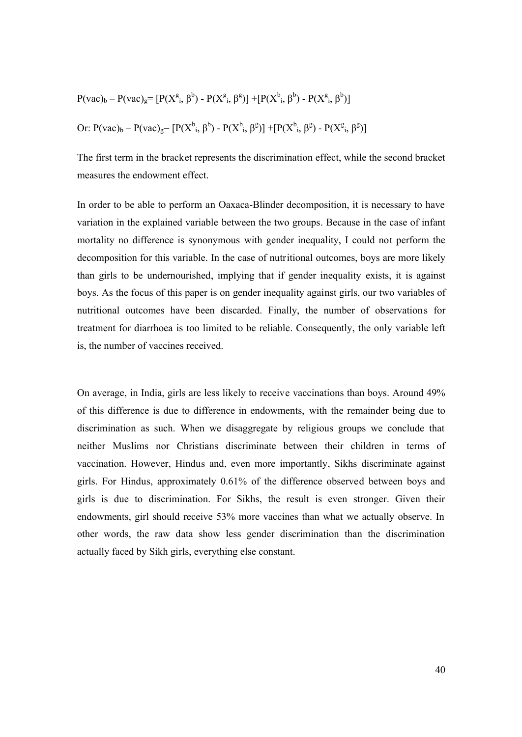$$P(vac)_b - P(vac)_g = [P(X^g_i, \beta^b) - P(X^g_i, \beta^g)] + [P(X^b_i, \beta^b) - P(X^g_i, \beta^b)]$$

$$\text{Or: } P(vac)_b - P(vac)_g = [P(X^b_i, \beta^b) - P(X^b_i, \beta^g)] + [P(X^b_i, \beta^g) - P(X^g_i, \beta^g)]$$

The first term in the bracket represents the discrimination effect, while the second bracket measures the endowment effect.

In order to be able to perform an Oaxaca-Blinder decomposition, it is necessary to have variation in the explained variable between the two groups. Because in the case of infant mortality no difference is synonymous with gender inequality, I could not perform the decomposition for this variable. In the case of nutritional outcomes, boys are more likely than girls to be undernourished, implying that if gender inequality exists, it is against boys. As the focus of this paper is on gender inequality against girls, our two variables of nutritional outcomes have been discarded. Finally, the number of observations for treatment for diarrhoea is too limited to be reliable. Consequently, the only variable left is, the number of vaccines received.

On average, in India, girls are less likely to receive vaccinations than boys. Around 49% of this difference is due to difference in endowments, with the remainder being due to discrimination as such. When we disaggregate by religious groups we conclude that neither Muslims nor Christians discriminate between their children in terms of vaccination. However, Hindus and, even more importantly, Sikhs discriminate against girls. For Hindus, approximately 0.61% of the difference observed between boys and girls is due to discrimination. For Sikhs, the result is even stronger. Given their endowments, girl should receive 53% more vaccines than what we actually observe. In other words, the raw data show less gender discrimination than the discrimination actually faced by Sikh girls, everything else constant.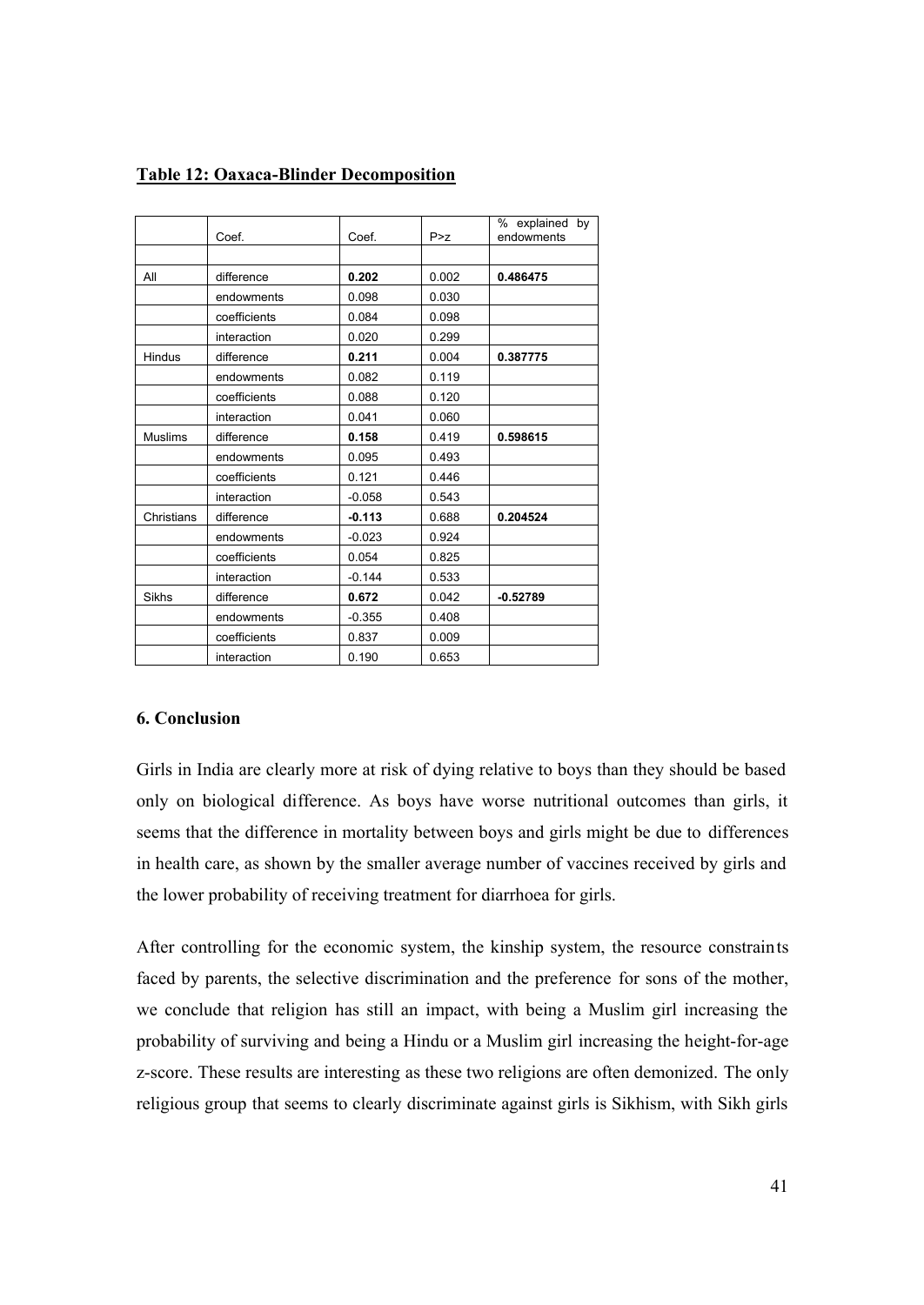**Table 12: Oaxaca-Blinder Decomposition**

| | Coef. | Coef. | P>z | % explained by endowments |
|---|---|---|---|---|
| | | | | |
| All | difference | **0.202** | 0.002 | **0.486475** |
| | endowments | 0.098 | 0.030 | |
| | coefficients | 0.084 | 0.098 | |
| | interaction | 0.020 | 0.299 | |
| Hindus | difference | **0.211** | 0.004 | **0.387775** |
| | endowments | 0.082 | 0.119 | |
| | coefficients | 0.088 | 0.120 | |
| | interaction | 0.041 | 0.060 | |
| Muslims | difference | **0.158** | 0.419 | **0.598615** |
| | endowments | 0.095 | 0.493 | |
| | coefficients | 0.121 | 0.446 | |
| | interaction | -0.058 | 0.543 | |
| Christians | difference | **-0.113** | 0.688 | **0.204524** |
| | endowments | -0.023 | 0.924 | |
| | coefficients | 0.054 | 0.825 | |
| | interaction | -0.144 | 0.533 | |
| Sikhs | difference | **0.672** | 0.042 | **-0.52789** |
| | endowments | -0.355 | 0.408 | |
| | coefficients | 0.837 | 0.009 | |
| | interaction | 0.190 | 0.653 | |

## 6. Conclusion

Girls in India are clearly more at risk of dying relative to boys than they should be based only on biological difference. As boys have worse nutritional outcomes than girls, it seems that the difference in mortality between boys and girls might be due to differences in health care, as shown by the smaller average number of vaccines received by girls and the lower probability of receiving treatment for diarrhoea for girls.

After controlling for the economic system, the kinship system, the resource constraints faced by parents, the selective discrimination and the preference for sons of the mother, we conclude that religion has still an impact, with being a Muslim girl increasing the probability of surviving and being a Hindu or a Muslim girl increasing the height-for-age z-score. These results are interesting as these two religions are often demonized. The only religious group that seems to clearly discriminate against girls is Sikhism, with Sikh girls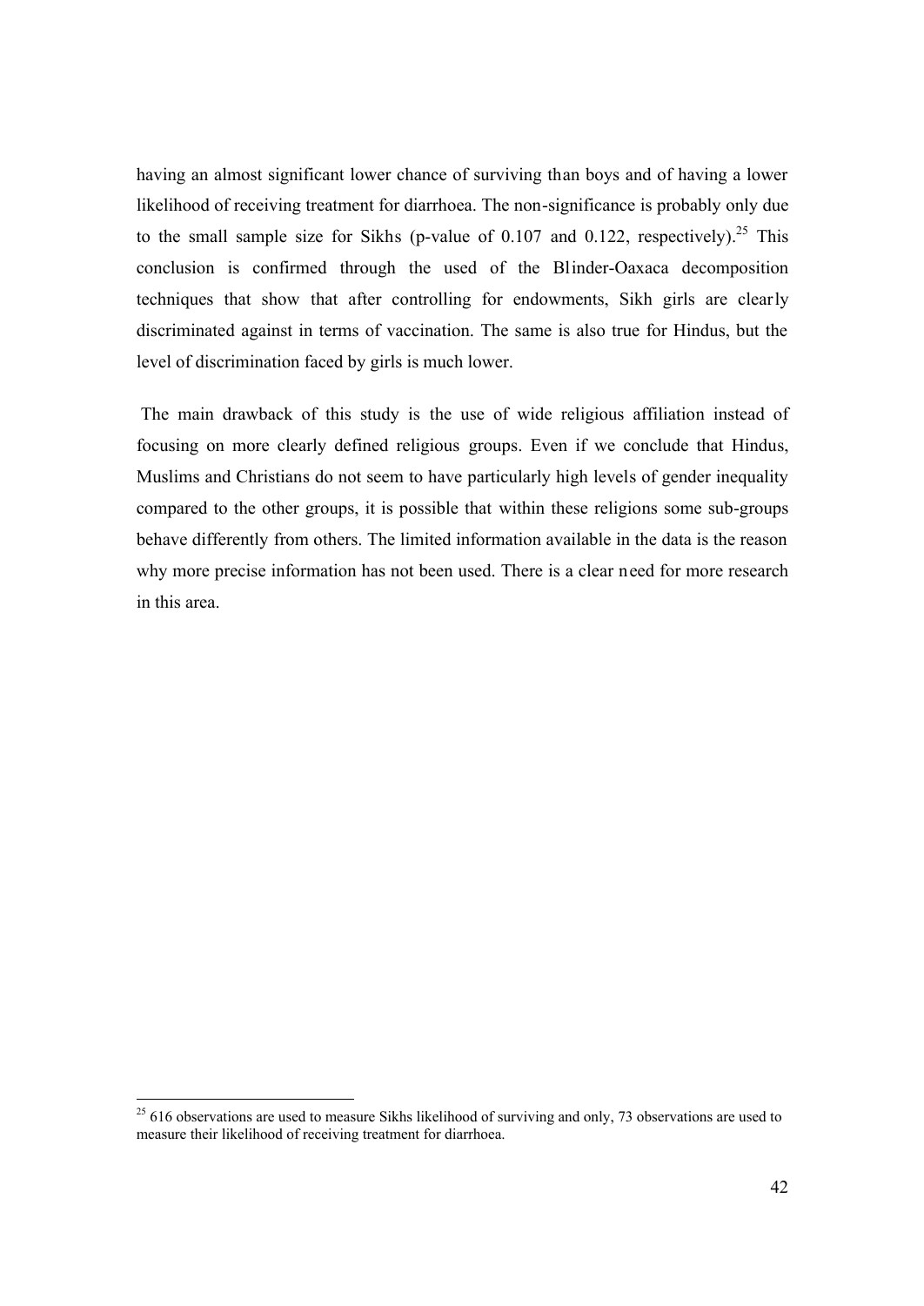having an almost significant lower chance of surviving than boys and of having a lower likelihood of receiving treatment for diarrhoea. The non-significance is probably only due to the small sample size for Sikhs (p-value of 0.107 and 0.122, respectively).[25] This conclusion is confirmed through the used of the Blinder-Oaxaca decomposition techniques that show that after controlling for endowments, Sikh girls are clearly discriminated against in terms of vaccination. The same is also true for Hindus, but the level of discrimination faced by girls is much lower.

The main drawback of this study is the use of wide religious affiliation instead of focusing on more clearly defined religious groups. Even if we conclude that Hindus, Muslims and Christians do not seem to have particularly high levels of gender inequality compared to the other groups, it is possible that within these religions some sub-groups behave differently from others. The limited information available in the data is the reason why more precise information has not been used. There is a clear need for more research in this area.

[25] 616 observations are used to measure Sikhs likelihood of surviving and only, 73 observations are used to measure their likelihood of receiving treatment for diarrhoea.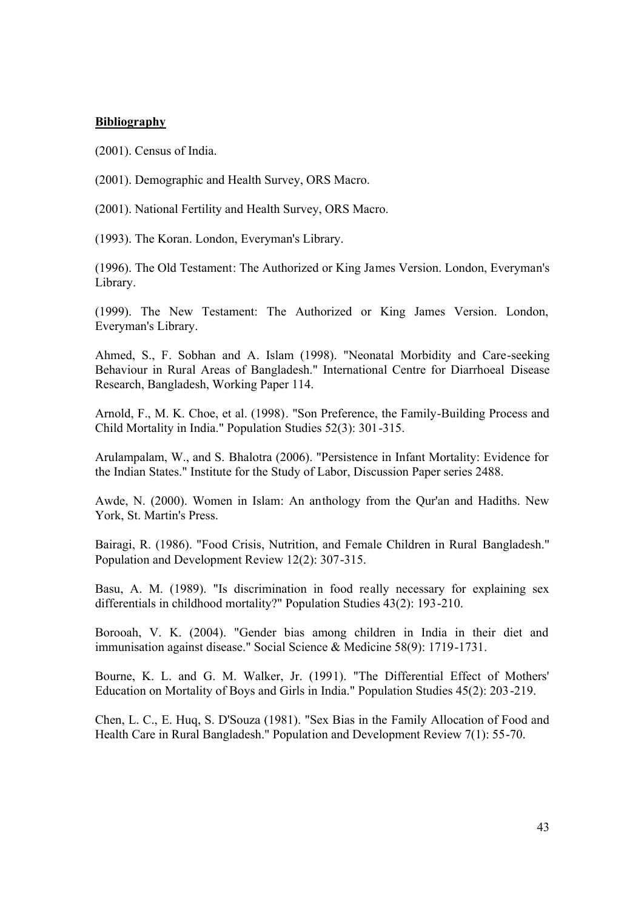**Bibliography**

(2001). Census of India.

(2001). Demographic and Health Survey, ORS Macro.

(2001). National Fertility and Health Survey, ORS Macro.

(1993). The Koran. London, Everyman's Library.

(1996). The Old Testament: The Authorized or King James Version. London, Everyman's Library.

(1999). The New Testament: The Authorized or King James Version. London, Everyman's Library.

Ahmed, S., F. Sobhan and A. Islam (1998). "Neonatal Morbidity and Care-seeking Behaviour in Rural Areas of Bangladesh." International Centre for Diarrhoeal Disease Research, Bangladesh, Working Paper 114.

Arnold, F., M. K. Choe, et al. (1998). "Son Preference, the Family-Building Process and Child Mortality in India." Population Studies 52(3): 301-315.

Arulampalam, W., and S. Bhalotra (2006). "Persistence in Infant Mortality: Evidence for the Indian States." Institute for the Study of Labor, Discussion Paper series 2488.

Awde, N. (2000). Women in Islam: An anthology from the Qur'an and Hadiths. New York, St. Martin's Press.

Bairagi, R. (1986). "Food Crisis, Nutrition, and Female Children in Rural Bangladesh." Population and Development Review 12(2): 307-315.

Basu, A. M. (1989). "Is discrimination in food really necessary for explaining sex differentials in childhood mortality?" Population Studies 43(2): 193-210.

Borooah, V. K. (2004). "Gender bias among children in India in their diet and immunisation against disease." Social Science & Medicine 58(9): 1719-1731.

Bourne, K. L. and G. M. Walker, Jr. (1991). "The Differential Effect of Mothers' Education on Mortality of Boys and Girls in India." Population Studies 45(2): 203-219.

Chen, L. C., E. Huq, S. D'Souza (1981). "Sex Bias in the Family Allocation of Food and Health Care in Rural Bangladesh." Population and Development Review 7(1): 55-70.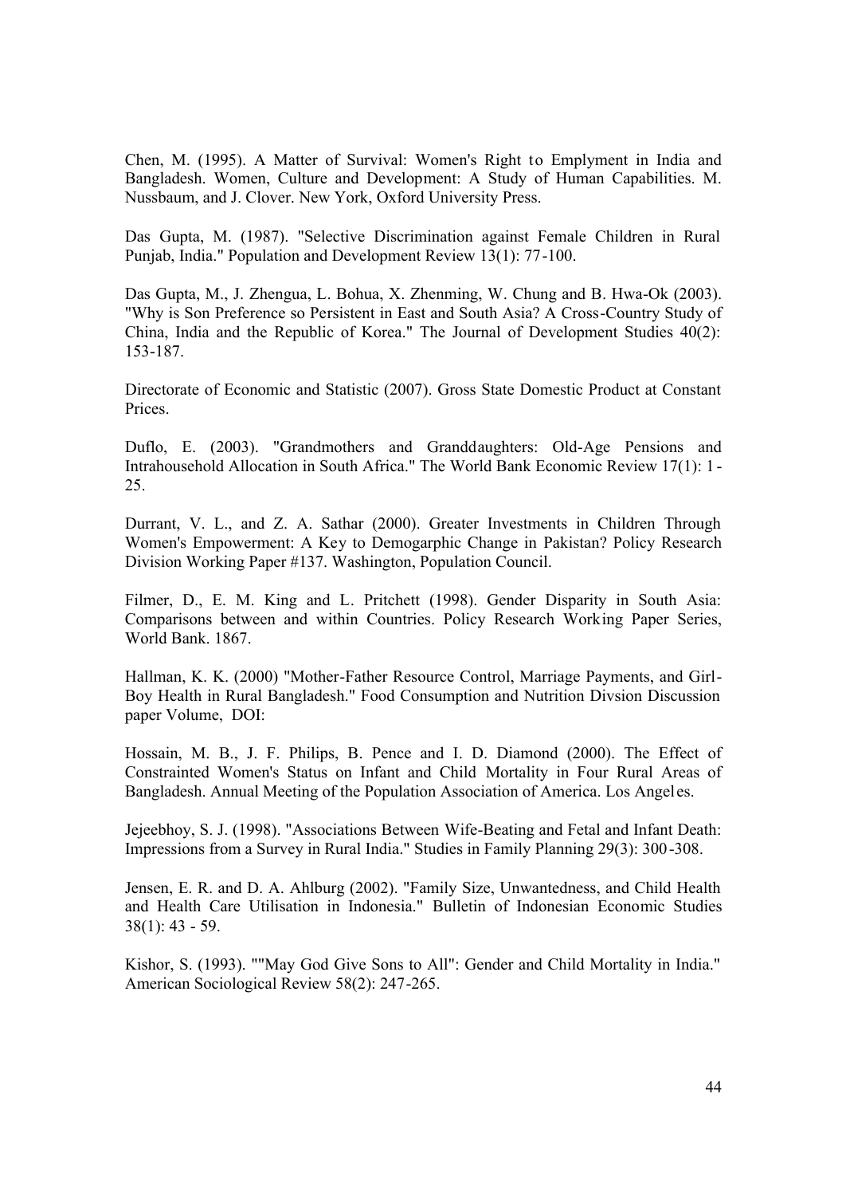Chen, M. (1995). A Matter of Survival: Women's Right to Emplyment in India and Bangladesh. Women, Culture and Development: A Study of Human Capabilities. M. Nussbaum, and J. Clover. New York, Oxford University Press.

Das Gupta, M. (1987). "Selective Discrimination against Female Children in Rural Punjab, India." Population and Development Review 13(1): 77-100.

Das Gupta, M., J. Zhengua, L. Bohua, X. Zhenming, W. Chung and B. Hwa-Ok (2003). "Why is Son Preference so Persistent in East and South Asia? A Cross-Country Study of China, India and the Republic of Korea." The Journal of Development Studies 40(2): 153-187.

Directorate of Economic and Statistic (2007). Gross State Domestic Product at Constant Prices.

Duflo, E. (2003). "Grandmothers and Granddaughters: Old-Age Pensions and Intrahousehold Allocation in South Africa." The World Bank Economic Review 17(1): 1-25.

Durrant, V. L., and Z. A. Sathar (2000). Greater Investments in Children Through Women's Empowerment: A Key to Demogarphic Change in Pakistan? Policy Research Division Working Paper #137. Washington, Population Council.

Filmer, D., E. M. King and L. Pritchett (1998). Gender Disparity in South Asia: Comparisons between and within Countries. Policy Research Working Paper Series, World Bank. 1867.

Hallman, K. K. (2000) "Mother-Father Resource Control, Marriage Payments, and Girl-Boy Health in Rural Bangladesh." Food Consumption and Nutrition Divsion Discussion paper Volume, DOI:

Hossain, M. B., J. F. Philips, B. Pence and I. D. Diamond (2000). The Effect of Constrainted Women's Status on Infant and Child Mortality in Four Rural Areas of Bangladesh. Annual Meeting of the Population Association of America. Los Angeles.

Jejeebhoy, S. J. (1998). "Associations Between Wife-Beating and Fetal and Infant Death: Impressions from a Survey in Rural India." Studies in Family Planning 29(3): 300-308.

Jensen, E. R. and D. A. Ahlburg (2002). "Family Size, Unwantedness, and Child Health and Health Care Utilisation in Indonesia." Bulletin of Indonesian Economic Studies 38(1): 43 - 59.

Kishor, S. (1993). ""May God Give Sons to All": Gender and Child Mortality in India." American Sociological Review 58(2): 247-265.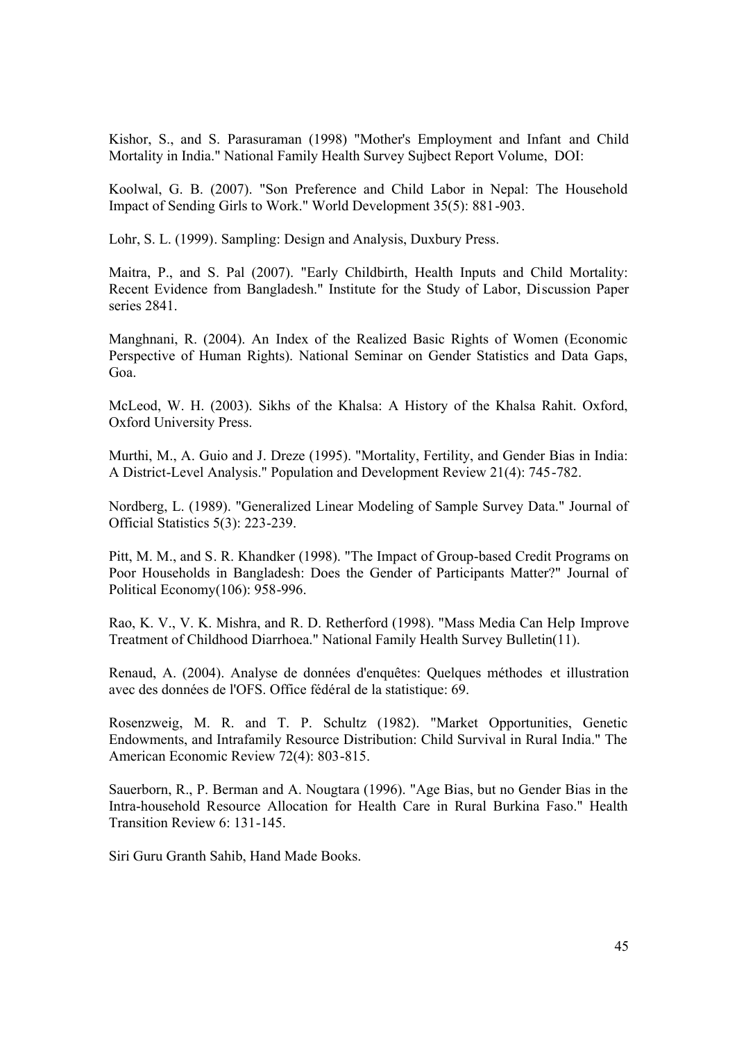Kishor, S., and S. Parasuraman (1998) "Mother's Employment and Infant and Child Mortality in India." National Family Health Survey Sujbect Report Volume, DOI:

Koolwal, G. B. (2007). "Son Preference and Child Labor in Nepal: The Household Impact of Sending Girls to Work." World Development 35(5): 881-903.

Lohr, S. L. (1999). Sampling: Design and Analysis, Duxbury Press.

Maitra, P., and S. Pal (2007). "Early Childbirth, Health Inputs and Child Mortality: Recent Evidence from Bangladesh." Institute for the Study of Labor, Discussion Paper series 2841.

Manghnani, R. (2004). An Index of the Realized Basic Rights of Women (Economic Perspective of Human Rights). National Seminar on Gender Statistics and Data Gaps, Goa.

McLeod, W. H. (2003). Sikhs of the Khalsa: A History of the Khalsa Rahit. Oxford, Oxford University Press.

Murthi, M., A. Guio and J. Dreze (1995). "Mortality, Fertility, and Gender Bias in India: A District-Level Analysis." Population and Development Review 21(4): 745-782.

Nordberg, L. (1989). "Generalized Linear Modeling of Sample Survey Data." Journal of Official Statistics 5(3): 223-239.

Pitt, M. M., and S. R. Khandker (1998). "The Impact of Group-based Credit Programs on Poor Households in Bangladesh: Does the Gender of Participants Matter?" Journal of Political Economy(106): 958-996.

Rao, K. V., V. K. Mishra, and R. D. Retherford (1998). "Mass Media Can Help Improve Treatment of Childhood Diarrhoea." National Family Health Survey Bulletin(11).

Renaud, A. (2004). Analyse de données d'enquêtes: Quelques méthodes et illustration avec des données de l'OFS. Office fédéral de la statistique: 69.

Rosenzweig, M. R. and T. P. Schultz (1982). "Market Opportunities, Genetic Endowments, and Intrafamily Resource Distribution: Child Survival in Rural India." The American Economic Review 72(4): 803-815.

Sauerborn, R., P. Berman and A. Nougtara (1996). "Age Bias, but no Gender Bias in the Intra-household Resource Allocation for Health Care in Rural Burkina Faso." Health Transition Review 6: 131-145.

Siri Guru Granth Sahib, Hand Made Books.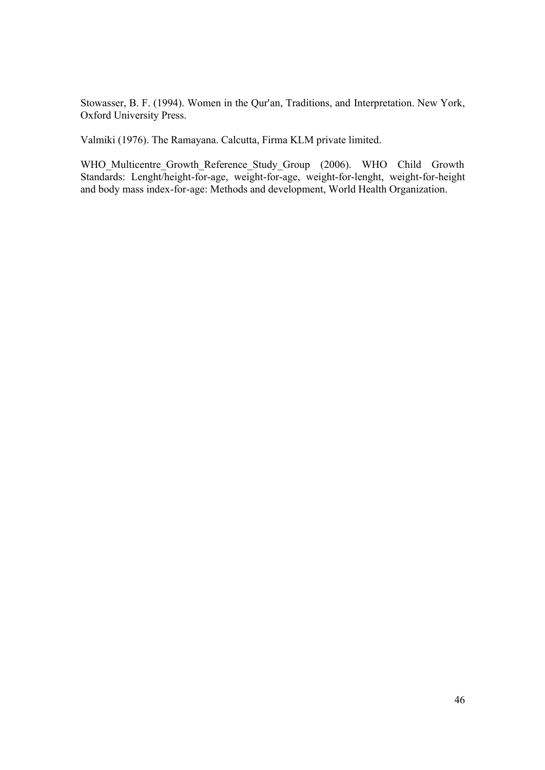Stowasser, B. F. (1994). Women in the Qur'an, Traditions, and Interpretation. New York, Oxford University Press.

Valmiki (1976). The Ramayana. Calcutta, Firma KLM private limited.

WHO_Multicentre_Growth_Reference_Study_Group (2006). WHO Child Growth Standards: Lenght/height-for-age, weight-for-age, weight-for-lenght, weight-for-height and body mass index-for-age: Methods and development, World Health Organization.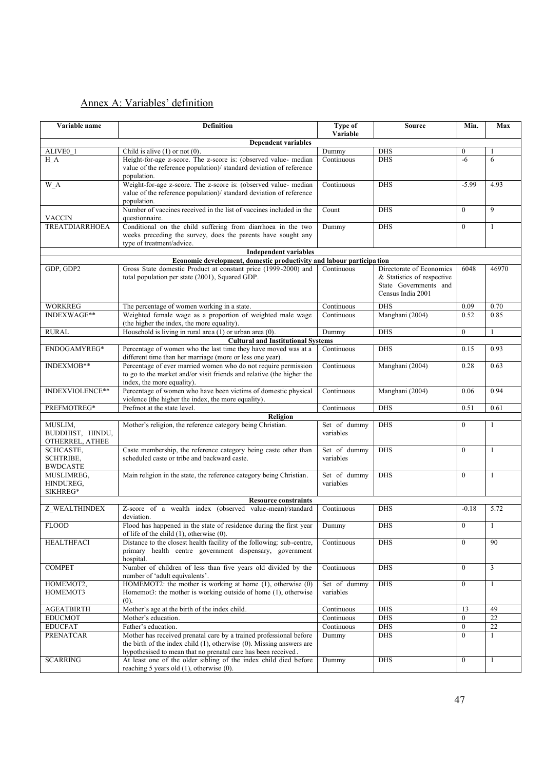## Annex A: Variables' definition

| Variable name | Definition | Type of Variable | Source | Min. | Max |
|---|---|---|---|---|---|
| **Dependent variables** | | | | | |
| ALIVE0_1 | Child is alive (1) or not (0). | Dummy | DHS | 0 | 1 |
| H_A | Height-for-age z-score. The z-score is: (observed value- median value of the reference population)/ standard deviation of reference population. | Continuous | DHS | -6 | 6 |
| W_A | Weight-for-age z-score. The z-score is: (observed value- median value of the reference population)/ standard deviation of reference population. | Continuous | DHS | -5.99 | 4.93 |
| VACCIN | Number of vaccines received in the list of vaccines included in the questionnaire. | Count | DHS | 0 | 9 |
| TREATDIARRHOEA | Conditional on the child suffering from diarrhoea in the two weeks preceding the survey, does the parents have sought any type of treatment/advice. | Dummy | DHS | 0 | 1 |
| **Independent variables** | | | | | |
| **Economic development, domestic productivity and labour participation** | | | | | |
| GDP, GDP2 | Gross State domestic Product at constant price (1999-2000) and total population per state (2001), Squared GDP. | Continuous | Directorate of Economics & Statistics of respective State Governments and Census India 2001 | 6048 | 46970 |
| WORKREG | The percentage of women working in a state. | Continuous | DHS | 0.09 | 0.70 |
| INDEXWAGE** | Weighted female wage as a proportion of weighted male wage (the higher the index, the more equality). | Continuous | Manghani (2004) | 0.52 | 0.85 |
| RURAL | Household is living in rural area (1) or urban area (0). | Dummy | DHS | 0 | 1 |
| **Cultural and Institutional Systems** | | | | | |
| ENDOGAMYREG* | Percentage of women who the last time they have moved was at a different time than her marriage (more or less one year). | Continuous | DHS | 0.15 | 0.93 |
| INDEXMOB** | Percentage of ever married women who do not require permission to go to the market and/or visit friends and relative (the higher the index, the more equality). | Continuous | Manghani (2004) | 0.28 | 0.63 |
| INDEXVIOLENCE** | Percentage of women who have been victims of domestic physical violence (the higher the index, the more equality). | Continuous | Manghani (2004) | 0.06 | 0.94 |
| PREFMOTREG* | Prefmot at the state level. | Continuous | DHS | 0.51 | 0.61 |
| **Religion** | | | | | |
| MUSLIM, BUDDHIST, HINDU, OTHERREL, ATHEE | Mother's religion, the reference category being Christian. | Set of dummy variables | DHS | 0 | 1 |
| SCHCASTE, SCHTRIBE, BWDCASTE | Caste membership, the reference category being caste other than scheduled caste or tribe and backward caste. | Set of dummy variables | DHS | 0 | 1 |
| MUSLIMREG, HINDUREG, SIKHREG* | Main religion in the state, the reference category being Christian. | Set of dummy variables | DHS | 0 | 1 |
| **Resource constraints** | | | | | |
| Z_WEALTHINDEX | Z-score of a wealth index (observed value-mean)/standard deviation. | Continuous | DHS | -0.18 | 5.72 |
| FLOOD | Flood has happened in the state of residence during the first year of life of the child (1), otherwise (0). | Dummy | DHS | 0 | 1 |
| HEALTHFACI | Distance to the closest health facility of the following: sub-centre, primary health centre government dispensary, government hospital. | Continuous | DHS | 0 | 90 |
| COMPET | Number of children of less than five years old divided by the number of 'adult equivalents'. | Continuous | DHS | 0 | 3 |
| HOMEMOT2, HOMEMOT3 | HOMEMOT2: the mother is working at home (1), otherwise (0) Homemot3: the mother is working outside of home (1), otherwise (0). | Set of dummy variables | DHS | 0 | 1 |
| AGEATBIRTH | Mother's age at the birth of the index child. | Continuous | DHS | 13 | 49 |
| EDUCMOT | Mother's education. | Continuous | DHS | 0 | 22 |
| EDUCFAT | Father's education. | Continuous | DHS | 0 | 22 |
| PRENATCAR | Mother has received prenatal care by a trained professional before the birth of the index child (1), otherwise (0). Missing answers are hypothesised to mean that no prenatal care has been received. | Dummy | DHS | 0 | 1 |
| SCARRING | At least one of the older sibling of the index child died before reaching 5 years old (1), otherwise (0). | Dummy | DHS | 0 | 1 |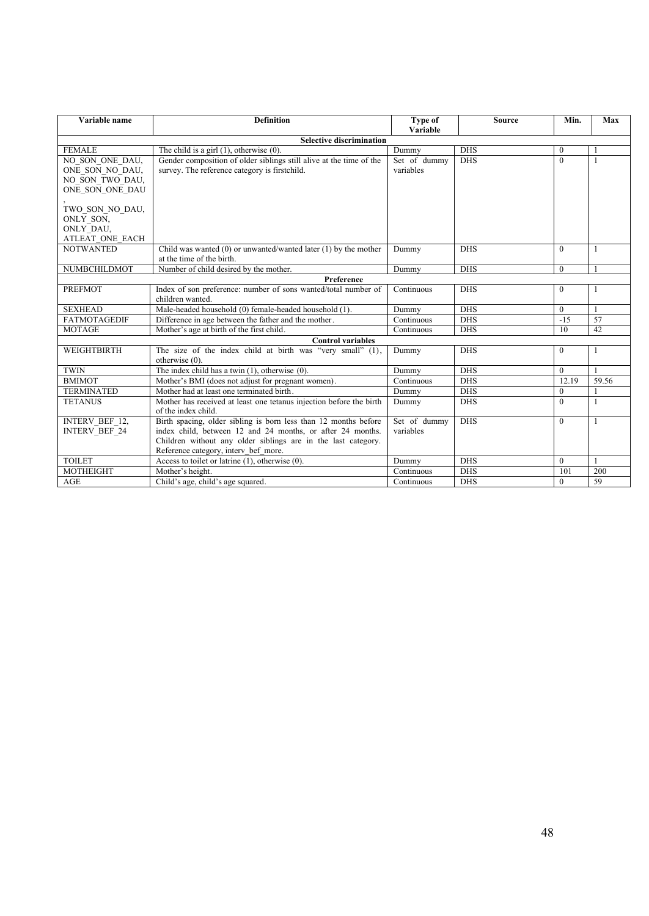| Variable name | Definition | Type of Variable | Source | Min. | Max |
|---|---|---|---|---|---|
| **Selective discrimination** | | | | | |
| FEMALE | The child is a girl (1), otherwise (0). | Dummy | DHS | 0 | 1 |
| NO_SON_ONE_DAU, ONE_SON_NO_DAU, NO_SON_TWO_DAU, ONE_SON_ONE_DAU, TWO_SON_NO_DAU, ONLY_SON, ONLY_DAU, ATLEAT_ONE_EACH | Gender composition of older siblings still alive at the time of the survey. The reference category is firstchild. | Set of dummy variables | DHS | 0 | 1 |
| NOTWANTED | Child was wanted (0) or unwanted/wanted later (1) by the mother at the time of the birth. | Dummy | DHS | 0 | 1 |
| NUMBCHILDMOT | Number of child desired by the mother. | Dummy | DHS | 0 | 1 |
| **Preference** | | | | | |
| PREFMOT | Index of son preference: number of sons wanted/total number of children wanted. | Continuous | DHS | 0 | 1 |
| SEXHEAD | Male-headed household (0) female-headed household (1). | Dummy | DHS | 0 | 1 |
| FATMOTAGEDIF | Difference in age between the father and the mother. | Continuous | DHS | -15 | 57 |
| MOTAGE | Mother's age at birth of the first child. | Continuous | DHS | 10 | 42 |
| **Control variables** | | | | | |
| WEIGHTBIRTH | The size of the index child at birth was "very small" (1), otherwise (0). | Dummy | DHS | 0 | 1 |
| TWIN | The index child has a twin (1), otherwise (0). | Dummy | DHS | 0 | 1 |
| BMIMOT | Mother's BMI (does not adjust for pregnant women). | Continuous | DHS | 12.19 | 59.56 |
| TERMINATED | Mother had at least one terminated birth. | Dummy | DHS | 0 | 1 |
| TETANUS | Mother has received at least one tetanus injection before the birth of the index child. | Dummy | DHS | 0 | 1 |
| INTERV_BEF_12, INTERV_BEF_24 | Birth spacing, older sibling is born less than 12 months before index child, between 12 and 24 months, or after 24 months. Children without any older siblings are in the last category. Reference category, interv_bef_more. | Set of dummy variables | DHS | 0 | 1 |
| TOILET | Access to toilet or latrine (1), otherwise (0). | Dummy | DHS | 0 | 1 |
| MOTHEIGHT | Mother's height. | Continuous | DHS | 101 | 200 |
| AGE | Child's age, child's age squared. | Continuous | DHS | 0 | 59 |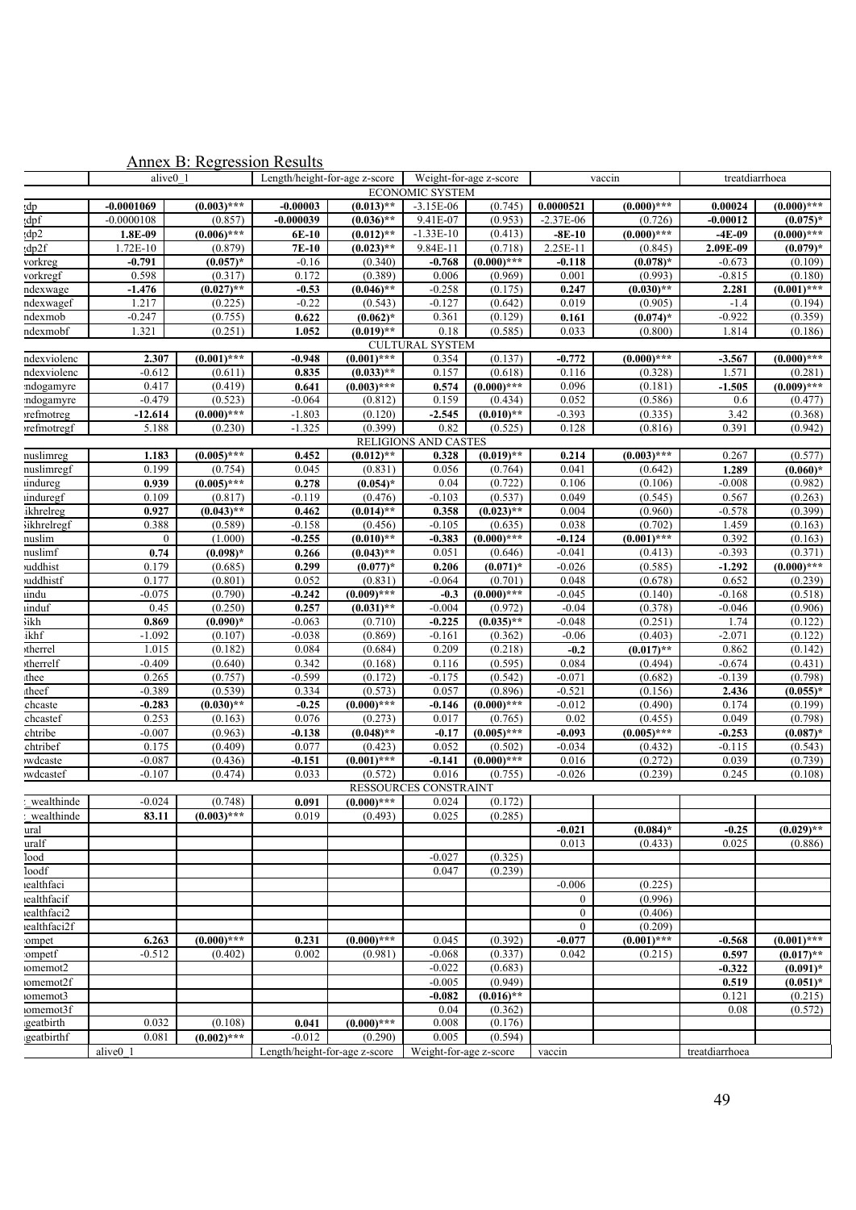## Annex B: Regression Results

| | alive0_1 | | Length/height-for-age z-score | | Weight-for-age z-score | | vaccin | | treatdiarrhoea | |
|---|---|---|---|---|---|---|---|---|---|---|
| ECONOMIC SYSTEM | | | | | | | | | | |
| gdp | **-0.0001069** | **(0.003)*** ** | **-0.00003** | **(0.013)** ** | -3.15E-06 | (0.745) | **0.0000521** | **(0.000)*** ** | **0.00024** | **(0.000)*** ** |
| gdpf | -0.0000108 | (0.857) | **-0.000039** | **(0.036)** ** | 9.41E-07 | (0.953) | -2.37E-06 | (0.726) | **-0.00012** | **(0.075)*** |
| gdp2 | **1.8E-09** | **(0.006)*** ** | **6E-10** | **(0.012)** ** | -1.33E-10 | (0.413) | **-8E-10** | **(0.000)*** ** | **-4E-09** | **(0.000)*** ** |
| gdp2f | 1.72E-10 | (0.879) | **7E-10** | **(0.023)** ** | 9.84E-11 | (0.718) | 2.25E-11 | (0.845) | **2.09E-09** | **(0.079)*** |
| workreg | **-0.791** | **(0.057)*** | -0.16 | (0.340) | **-0.768** | **(0.000)*** ** | **-0.118** | **(0.078)*** | -0.673 | (0.109) |
| workregf | 0.598 | (0.317) | 0.172 | (0.389) | 0.006 | (0.969) | 0.001 | (0.993) | -0.815 | (0.180) |
| indexwage | **-1.476** | **(0.027)** ** | **-0.53** | **(0.046)** ** | -0.258 | (0.175) | **0.247** | **(0.030)** ** | **2.281** | **(0.001)*** ** |
| indexwagef | 1.217 | (0.225) | -0.22 | (0.543) | -0.127 | (0.642) | 0.019 | (0.905) | -1.4 | (0.194) |
| indexmob | -0.247 | (0.755) | **0.622** | **(0.062)*** | 0.361 | (0.129) | **0.161** | **(0.074)*** | -0.922 | (0.359) |
| indexmobf | 1.321 | (0.251) | **1.052** | **(0.019)** ** | 0.18 | (0.585) | 0.033 | (0.800) | 1.814 | (0.186) |
| CULTURAL SYSTEM | | | | | | | | | | |
| indexviolenc | **2.307** | **(0.001)*** ** | **-0.948** | **(0.001)*** ** | 0.354 | (0.137) | **-0.772** | **(0.000)*** ** | **-3.567** | **(0.000)*** ** |
| indexviolenc | -0.612 | (0.611) | **0.835** | **(0.033)** ** | 0.157 | (0.618) | 0.116 | (0.328) | 1.571 | (0.281) |
| endogamyre | 0.417 | (0.419) | **0.641** | **(0.003)*** ** | **0.574** | **(0.000)*** ** | 0.096 | (0.181) | **-1.505** | **(0.009)*** ** |
| endogamyre | -0.479 | (0.523) | -0.064 | (0.812) | 0.159 | (0.434) | 0.052 | (0.586) | 0.6 | (0.477) |
| prefmotreg | **-12.614** | **(0.000)*** ** | -1.803 | (0.120) | **-2.545** | **(0.010)** ** | -0.393 | (0.335) | 3.42 | (0.368) |
| prefmotregf | 5.188 | (0.230) | -1.325 | (0.399) | 0.82 | (0.525) | 0.128 | (0.816) | 0.391 | (0.942) |
| RELIGIONS AND CASTES | | | | | | | | | | |
| muslimreg | **1.183** | **(0.005)*** ** | **0.452** | **(0.012)** ** | **0.328** | **(0.019)** ** | **0.214** | **(0.003)*** ** | 0.267 | (0.577) |
| muslimregf | 0.199 | (0.754) | 0.045 | (0.831) | 0.056 | (0.764) | 0.041 | (0.642) | **1.289** | **(0.060)*** |
| hindureg | **0.939** | **(0.005)*** ** | **0.278** | **(0.054)*** | 0.04 | (0.722) | 0.106 | (0.106) | -0.008 | (0.982) |
| hinduregf | 0.109 | (0.817) | -0.119 | (0.476) | -0.103 | (0.537) | 0.049 | (0.545) | 0.567 | (0.263) |
| sikhrelreg | **0.927** | **(0.043)** ** | **0.462** | **(0.014)** ** | **0.358** | **(0.023)** ** | 0.004 | (0.960) | -0.578 | (0.399) |
| sikhrelregf | 0.388 | (0.589) | -0.158 | (0.456) | -0.105 | (0.635) | 0.038 | (0.702) | 1.459 | (0.163) |
| muslim | 0 | (1.000) | **-0.255** | **(0.010)** ** | **-0.383** | **(0.000)*** ** | **-0.124** | **(0.001)*** ** | 0.392 | (0.163) |
| muslimf | **0.74** | **(0.098)*** | **0.266** | **(0.043)** ** | 0.051 | (0.646) | -0.041 | (0.413) | -0.393 | (0.371) |
| buddhist | 0.179 | (0.685) | **0.299** | **(0.077)*** | **0.206** | **(0.071)*** | -0.026 | (0.585) | **-1.292** | **(0.000)*** ** |
| buddhistf | 0.177 | (0.801) | 0.052 | (0.831) | -0.064 | (0.701) | 0.048 | (0.678) | 0.652 | (0.239) |
| hindu | -0.075 | (0.790) | **-0.242** | **(0.009)*** ** | **-0.3** | **(0.000)*** ** | -0.045 | (0.140) | -0.168 | (0.518) |
| hinduf | 0.45 | (0.250) | **0.257** | **(0.031)** ** | -0.004 | (0.972) | -0.04 | (0.378) | -0.046 | (0.906) |
| sikh | **0.869** | **(0.090)*** | -0.063 | (0.710) | **-0.225** | **(0.035)** ** | -0.048 | (0.251) | 1.74 | (0.122) |
| sikhf | -1.092 | (0.107) | -0.038 | (0.869) | -0.161 | (0.362) | -0.06 | (0.403) | -2.071 | (0.122) |
| otherrel | 1.015 | (0.182) | 0.084 | (0.684) | 0.209 | (0.218) | **-0.2** | **(0.017)** ** | 0.862 | (0.142) |
| otherrelf | -0.409 | (0.640) | 0.342 | (0.168) | 0.116 | (0.595) | 0.084 | (0.494) | -0.674 | (0.431) |
| athee | 0.265 | (0.757) | -0.599 | (0.172) | -0.175 | (0.542) | -0.071 | (0.682) | -0.139 | (0.798) |
| atheef | -0.389 | (0.539) | 0.334 | (0.573) | 0.057 | (0.896) | -0.521 | (0.156) | **2.436** | **(0.055)*** |
| schcaste | **-0.283** | **(0.030)** ** | **-0.25** | **(0.000)*** ** | **-0.146** | **(0.000)*** ** | -0.012 | (0.490) | 0.174 | (0.199) |
| schcastef | 0.253 | (0.163) | 0.076 | (0.273) | 0.017 | (0.765) | 0.02 | (0.455) | 0.049 | (0.798) |
| schtribe | -0.007 | (0.963) | **-0.138** | **(0.048)** ** | **-0.17** | **(0.005)*** ** | **-0.093** | **(0.005)*** ** | **-0.253** | **(0.087)*** |
| schtribef | 0.175 | (0.409) | 0.077 | (0.423) | 0.052 | (0.502) | -0.034 | (0.432) | -0.115 | (0.543) |
| lowdcaste | -0.087 | (0.436) | **-0.151** | **(0.001)*** ** | **-0.141** | **(0.000)*** ** | 0.016 | (0.272) | 0.039 | (0.739) |
| lowdcastef | -0.107 | (0.474) | 0.033 | (0.572) | 0.016 | (0.755) | -0.026 | (0.239) | 0.245 | (0.108) |
| RESSOURCES CONSTRAINT | | | | | | | | | | |
| _wealthinde | -0.024 | (0.748) | **0.091** | **(0.000)*** ** | 0.024 | (0.172) | | | | |
| _wealthinde | **83.11** | **(0.003)*** ** | 0.019 | (0.493) | 0.025 | (0.285) | | | | |
| rural | | | | | | | **-0.021** | **(0.084)*** | **-0.25** | **(0.029)** ** |
| ruralf | | | | | | | 0.013 | (0.433) | 0.025 | (0.886) |
| food | | | | | -0.027 | (0.325) | | | | |
| foodf | | | | | 0.047 | (0.239) | | | | |
| healthfaci | | | | | | | -0.006 | (0.225) | | |
| healthfacif | | | | | | | 0 | (0.996) | | |
| healthfaci2 | | | | | | | 0 | (0.406) | | |
| healthfaci2f | | | | | | | 0 | (0.209) | | |
| compet | **6.263** | **(0.000)*** ** | **0.231** | **(0.000)*** ** | 0.045 | (0.392) | **-0.077** | **(0.001)*** ** | **-0.568** | **(0.001)*** ** |
| competf | -0.512 | (0.402) | 0.002 | (0.981) | -0.068 | (0.337) | 0.042 | (0.215) | **0.597** | **(0.017)** ** |
| homemot2 | | | | | -0.022 | (0.683) | | | **-0.322** | **(0.091)*** |
| homemot2f | | | | | -0.005 | (0.949) | | | **0.519** | **(0.051)*** |
| homemot3 | | | | | **-0.082** | **(0.016)** ** | | | 0.121 | (0.215) |
| homemot3f | | | | | 0.04 | (0.362) | | | 0.08 | (0.572) |
| ageatbirth | 0.032 | (0.108) | **0.041** | **(0.000)*** ** | 0.008 | (0.176) | | | | |
| ageatbirthf | 0.081 | **(0.002)*** ** | -0.012 | (0.290) | 0.005 | (0.594) | | | | |
| | alive0_1 | | Length/height-for-age z-score | | Weight-for-age z-score | | vaccin | | treatdiarrhoea | |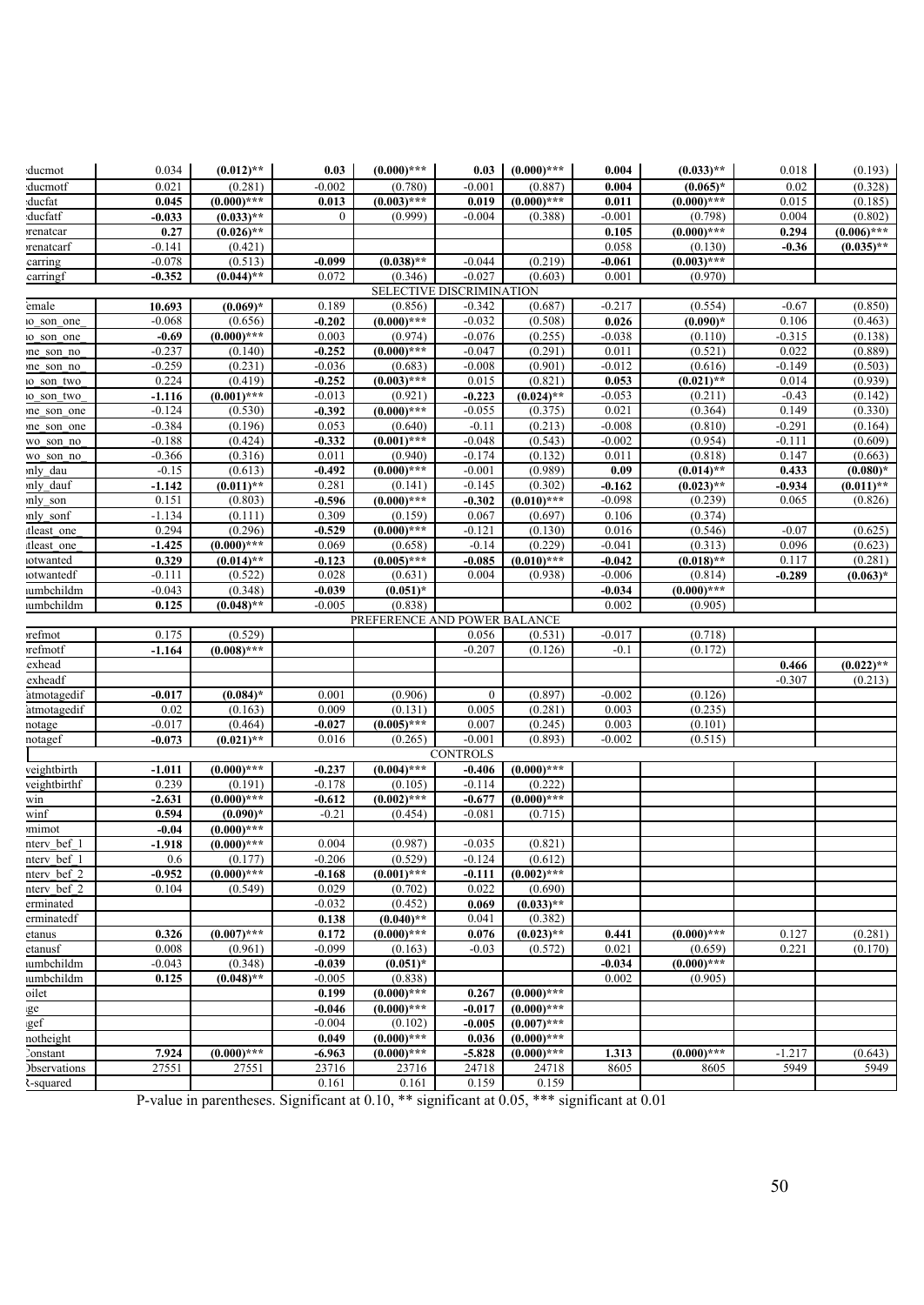| | | | | | | | | | | |
|---|---|---|---|---|---|---|---|---|---|---|
| :ducmot | 0.034 | (0.012)** | 0.03 | (0.000)*** | 0.03 | (0.000)*** | 0.004 | (0.033)** | 0.018 | (0.193) |
| :ducmotf | 0.021 | (0.281) | -0.002 | (0.780) | -0.001 | (0.887) | 0.004 | (0.065)* | 0.02 | (0.328) |
| :ducfat | **0.045** | **(0.000)*** | **0.013** | **(0.003)*** | **0.019** | **(0.000)*** | **0.011** | **(0.000)*** | 0.015 | (0.185) |
| :ducfatf | **-0.033** | **(0.033)** | 0 | (0.999) | -0.004 | (0.388) | -0.001 | (0.798) | 0.004 | (0.802) |
| ›renatcar | **0.27** | **(0.026)** | | | | | **0.105** | **(0.000)*** | **0.294** | **(0.006)*** |
| ›renatcarf | -0.141 | (0.421) | | | | | 0.058 | (0.130) | **-0.36** | **(0.035)** |
| carring | -0.078 | (0.513) | **-0.099** | **(0.038)** | -0.044 | (0.219) | **-0.061** | **(0.003)*** | | |
| carringf | **-0.352** | **(0.044)** | 0.072 | (0.346) | -0.027 | (0.603) | 0.001 | (0.970) | | |
| | | | SELECTIVE DISCRIMINATION | | | | | | | |
| emale | **10.693** | **(0.069)*** | 0.189 | (0.856) | -0.342 | (0.687) | -0.217 | (0.554) | -0.67 | (0.850) |
| ıo_son_one_ | -0.068 | (0.656) | **-0.202** | **(0.000)*** | -0.032 | (0.508) | **0.026** | **(0.090)*** | 0.106 | (0.463) |
| ıo_son_one_ | **-0.69** | **(0.000)*** | 0.003 | (0.974) | -0.076 | (0.255) | -0.038 | (0.110) | -0.315 | (0.138) |
| ›ne_son_no_ | -0.237 | (0.140) | **-0.252** | **(0.000)*** | -0.047 | (0.291) | 0.011 | (0.521) | 0.022 | (0.889) |
| ›ne_son_no_ | -0.259 | (0.231) | -0.036 | (0.683) | -0.008 | (0.901) | -0.012 | (0.616) | -0.149 | (0.503) |
| ıo_son_two_ | 0.224 | (0.419) | **-0.252** | **(0.003)*** | 0.015 | (0.821) | **0.053** | **(0.021)** | 0.014 | (0.939) |
| ıo_son_two_ | **-1.116** | **(0.001)*** | -0.013 | (0.921) | **-0.223** | **(0.024)** | -0.053 | (0.211) | -0.43 | (0.142) |
| ›ne_son_one | -0.124 | (0.530) | **-0.392** | **(0.000)*** | -0.055 | (0.375) | 0.021 | (0.364) | 0.149 | (0.330) |
| ›ne_son_one | -0.384 | (0.196) | 0.053 | (0.640) | -0.11 | (0.213) | -0.008 | (0.810) | -0.291 | (0.164) |
| wo_son_no_ | -0.188 | (0.424) | **-0.332** | **(0.001)*** | -0.048 | (0.543) | -0.002 | (0.954) | -0.111 | (0.609) |
| wo_son_no_ | -0.366 | (0.316) | 0.011 | (0.940) | -0.174 | (0.132) | 0.011 | (0.818) | 0.147 | (0.663) |
| ›nly_dau | -0.15 | (0.613) | **-0.492** | **(0.000)*** | -0.001 | (0.989) | **0.09** | **(0.014)** | **0.433** | **(0.080)*** |
| ›nly_dauf | **-1.142** | **(0.011)** | 0.281 | (0.141) | -0.145 | (0.302) | **-0.162** | **(0.023)** | **-0.934** | **(0.011)** |
| ›nly_son | 0.151 | (0.803) | **-0.596** | **(0.000)*** | **-0.302** | **(0.010)*** | -0.098 | (0.239) | 0.065 | (0.826) |
| ›nly_sonf | -1.134 | (0.111) | 0.309 | (0.159) | 0.067 | (0.697) | 0.106 | (0.374) | | |
| ıtleast_one_ | 0.294 | (0.296) | **-0.529** | **(0.000)*** | -0.121 | (0.130) | 0.016 | (0.546) | -0.07 | (0.625) |
| ıtleast_one_ | **-1.425** | **(0.000)*** | 0.069 | (0.658) | -0.14 | (0.229) | -0.041 | (0.313) | 0.096 | (0.623) |
| ıotwanted | **0.329** | **(0.014)** | **-0.123** | **(0.005)*** | **-0.085** | **(0.010)*** | **-0.042** | **(0.018)** | 0.117 | (0.281) |
| ıotwantedf | -0.111 | (0.522) | 0.028 | (0.631) | 0.004 | (0.938) | -0.006 | (0.814) | **-0.289** | **(0.063)*** |
| ıumbchildm | -0.043 | (0.348) | **-0.039** | **(0.051)*** | | | **-0.034** | **(0.000)*** | | |
| ıumbchildm | **0.125** | **(0.048)** | -0.005 | (0.838) | | | 0.002 | (0.905) | | |
| | | | PREFERENCE AND POWER BALANCE | | | | | | | |
| ›refmot | 0.175 | (0.529) | | | 0.056 | (0.531) | -0.017 | (0.718) | | |
| ›refmotf | **-1.164** | **(0.008)*** | | | -0.207 | (0.126) | -0.1 | (0.172) | | |
| exhead | | | | | | | | | **0.466** | **(0.022)** |
| exheadf | | | | | | | | | -0.307 | (0.213) |
| atmotagedif | **-0.017** | **(0.084)*** | 0.001 | (0.906) | 0 | (0.897) | -0.002 | (0.126) | | |
| atmotagedif | 0.02 | (0.163) | 0.009 | (0.131) | 0.005 | (0.281) | 0.003 | (0.235) | | |
| notage | -0.017 | (0.464) | **-0.027** | **(0.005)*** | 0.007 | (0.245) | 0.003 | (0.101) | | |
| notagef | **-0.073** | **(0.021)** | 0.016 | (0.265) | -0.001 | (0.893) | -0.002 | (0.515) | | |
| | | | | | CONTROLS | | | | | |
| veightbirth | **-1.011** | **(0.000)*** | **-0.237** | **(0.004)*** | **-0.406** | **(0.000)*** | | | | |
| veightbirthf | 0.239 | (0.191) | -0.178 | (0.105) | -0.114 | (0.222) | | | | |
| win | **-2.631** | **(0.000)*** | **-0.612** | **(0.002)*** | **-0.677** | **(0.000)*** | | | | |
| winf | **0.594** | **(0.090)*** | -0.21 | (0.454) | -0.081 | (0.715) | | | | |
| ›mimot | **-0.04** | **(0.000)*** | | | | | | | | |
| nterv_bef_1 | **-1.918** | **(0.000)*** | 0.004 | (0.987) | -0.035 | (0.821) | | | | |
| nterv_bef_1 | 0.6 | (0.177) | -0.206 | (0.529) | -0.124 | (0.612) | | | | |
| nterv_bef_2 | **-0.952** | **(0.000)*** | **-0.168** | **(0.001)*** | **-0.111** | **(0.002)*** | | | | |
| nterv_bef_2 | 0.104 | (0.549) | 0.029 | (0.702) | 0.022 | (0.690) | | | | |
| erminated | | | -0.032 | (0.452) | **0.069** | **(0.033)** | | | | |
| erminatedf | | | **0.138** | **(0.040)** | 0.041 | (0.382) | | | | |
| etanus | **0.326** | **(0.007)*** | **0.172** | **(0.000)*** | **0.076** | **(0.023)** | **0.441** | **(0.000)*** | 0.127 | (0.281) |
| etanusf | 0.008 | (0.961) | -0.099 | (0.163) | -0.03 | (0.572) | 0.021 | (0.659) | 0.221 | (0.170) |
| ıumbchildm | -0.043 | (0.348) | **-0.039** | **(0.051)*** | | | **-0.034** | **(0.000)*** | | |
| ıumbchildm | **0.125** | **(0.048)** | -0.005 | (0.838) | | | 0.002 | (0.905) | | |
| oilet | | | **0.199** | **(0.000)*** | **0.267** | **(0.000)*** | | | | |
| ıge | | | **-0.046** | **(0.000)*** | **-0.017** | **(0.000)*** | | | | |
| ıgef | | | -0.004 | (0.102) | **-0.005** | **(0.007)*** | | | | |
| notheight | | | **0.049** | **(0.000)*** | **0.036** | **(0.000)*** | | | | |
| Constant | **7.924** | **(0.000)*** | **-6.963** | **(0.000)*** | **-5.828** | **(0.000)*** | **1.313** | **(0.000)*** | -1.217 | (0.643) |
| Observations | 27551 | 27551 | 23716 | 23716 | 24718 | 24718 | 8605 | 8605 | 5949 | 5949 |
| R-squared | | | 0.161 | 0.161 | 0.159 | 0.159 | | | | |

P-value in parentheses. Significant at 0.10, ** significant at 0.05, *** significant at 0.01